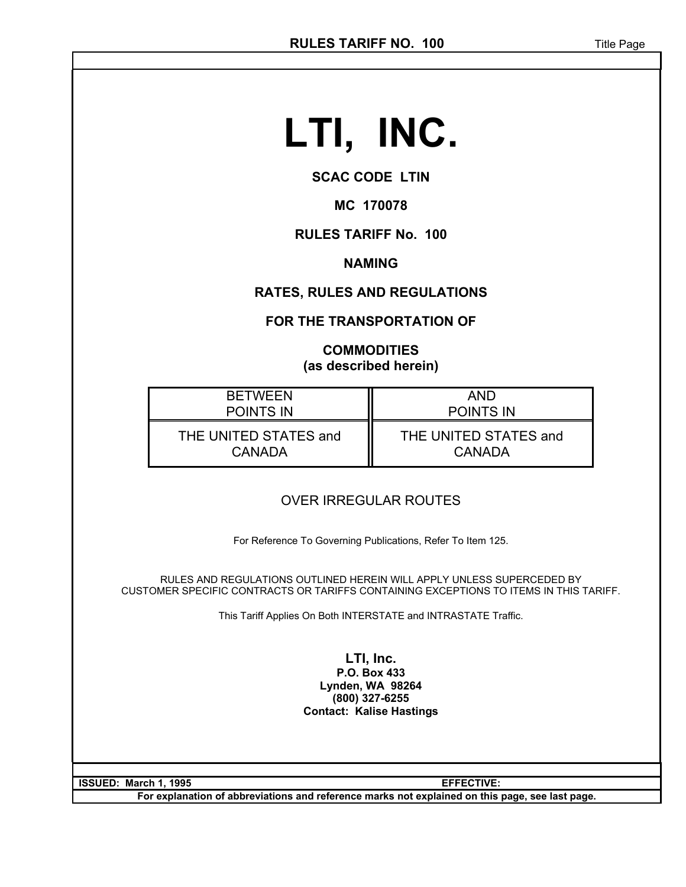# LTI, INC.

**SCAC CODE LTIN**

**MC 170078**

**RULES TARIFF No. 100**

**NAMING**

**RATES, RULES AND REGULATIONS**

**FOR THE TRANSPORTATION OF**

**COMMODITIES**
**(as described herein)**

| BETWEEN POINTS IN | AND POINTS IN |
|---|---|
| THE UNITED STATES and CANADA | THE UNITED STATES and CANADA |

OVER IRREGULAR ROUTES

For Reference To Governing Publications, Refer To Item 125.

RULES AND REGULATIONS OUTLINED HEREIN WILL APPLY UNLESS SUPERCEDED BY CUSTOMER SPECIFIC CONTRACTS OR TARIFFS CONTAINING EXCEPTIONS TO ITEMS IN THIS TARIFF.

This Tariff Applies On Both INTERSTATE and INTRASTATE Traffic.

**LTI, Inc.**
**P.O. Box 433**
**Lynden, WA 98264**
**(800) 327-6255**
**Contact: Kalise Hastings**

**ISSUED: March 1, 1995** **EFFECTIVE:**

**For explanation of abbreviations and reference marks not explained on this page, see last page.**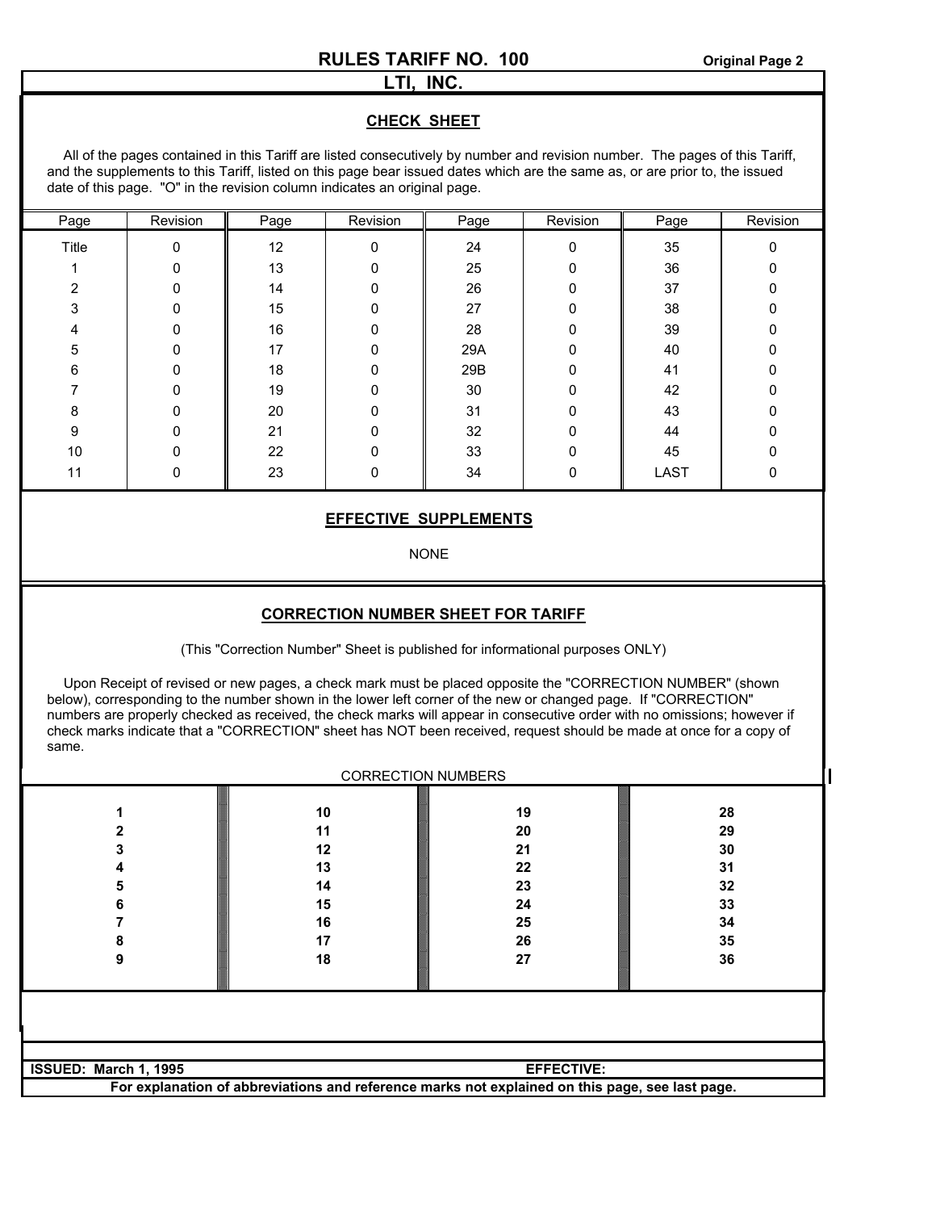## RULES TARIFF NO. 100

Original Page 2

## LTI, INC.

### CHECK SHEET

All of the pages contained in this Tariff are listed consecutively by number and revision number. The pages of this Tariff, and the supplements to this Tariff, listed on this page bear issued dates which are the same as, or are prior to, the issued date of this page. "O" in the revision column indicates an original page.

| Page | Revision | Page | Revision | Page | Revision | Page | Revision |
|---|---|---|---|---|---|---|---|
| Title | 0 | 12 | 0 | 24 | 0 | 35 | 0 |
| 1 | 0 | 13 | 0 | 25 | 0 | 36 | 0 |
| 2 | 0 | 14 | 0 | 26 | 0 | 37 | 0 |
| 3 | 0 | 15 | 0 | 27 | 0 | 38 | 0 |
| 4 | 0 | 16 | 0 | 28 | 0 | 39 | 0 |
| 5 | 0 | 17 | 0 | 29A | 0 | 40 | 0 |
| 6 | 0 | 18 | 0 | 29B | 0 | 41 | 0 |
| 7 | 0 | 19 | 0 | 30 | 0 | 42 | 0 |
| 8 | 0 | 20 | 0 | 31 | 0 | 43 | 0 |
| 9 | 0 | 21 | 0 | 32 | 0 | 44 | 0 |
| 10 | 0 | 22 | 0 | 33 | 0 | 45 | 0 |
| 11 | 0 | 23 | 0 | 34 | 0 | LAST | 0 |

### EFFECTIVE SUPPLEMENTS

NONE

### CORRECTION NUMBER SHEET FOR TARIFF

(This "Correction Number" Sheet is published for informational purposes ONLY)

Upon Receipt of revised or new pages, a check mark must be placed opposite the "CORRECTION NUMBER" (shown below), corresponding to the number shown in the lower left corner of the new or changed page. If "CORRECTION" numbers are properly checked as received, the check marks will appear in consecutive order with no omissions; however if check marks indicate that a "CORRECTION" sheet has NOT been received, request should be made at once for a copy of same.

CORRECTION NUMBERS

| | | | |
|---|---|---|---|
| **1** | **10** | **19** | **28** |
| **2** | **11** | **20** | **29** |
| **3** | **12** | **21** | **30** |
| **4** | **13** | **22** | **31** |
| **5** | **14** | **23** | **32** |
| **6** | **15** | **24** | **33** |
| **7** | **16** | **25** | **34** |
| **8** | **17** | **26** | **35** |
| **9** | **18** | **27** | **36** |

**ISSUED: March 1, 1995** **EFFECTIVE:**

**For explanation of abbreviations and reference marks not explained on this page, see last page.**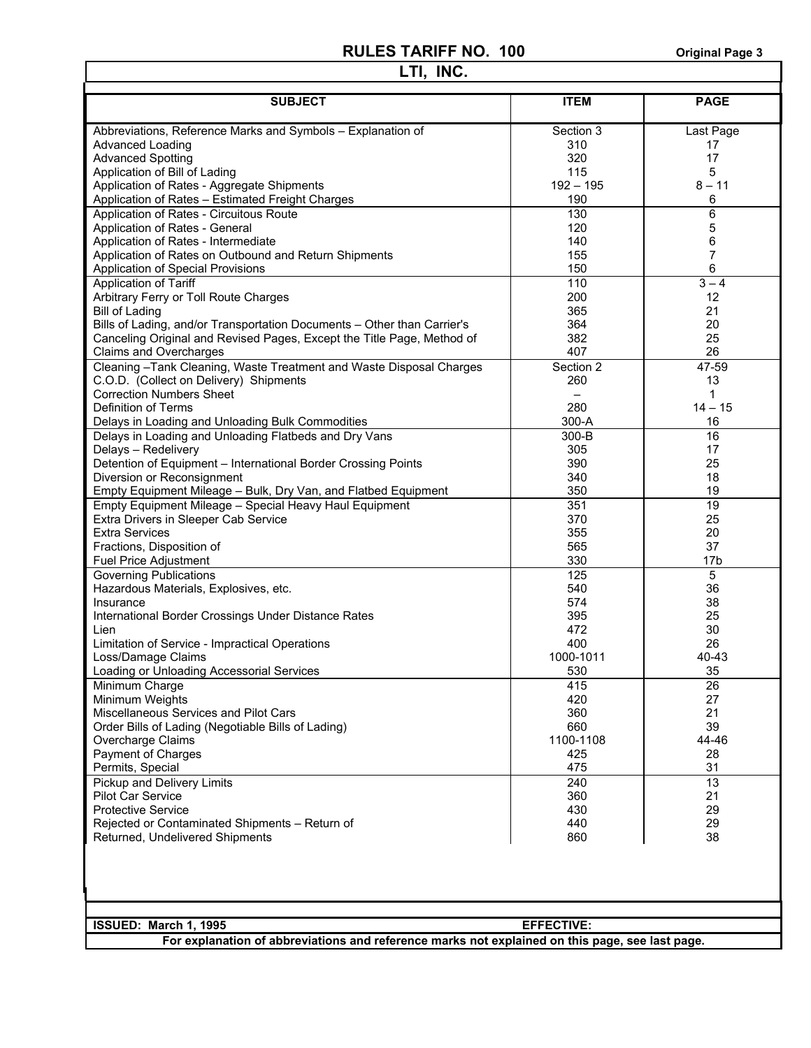# RULES TARIFF NO. 100

## LTI, INC.

| SUBJECT | ITEM | PAGE |
|---|---|---|
| Abbreviations, Reference Marks and Symbols – Explanation of | Section 3 | Last Page |
| Advanced Loading | 310 | 17 |
| Advanced Spotting | 320 | 17 |
| Application of Bill of Lading | 115 | 5 |
| Application of Rates - Aggregate Shipments | 192 – 195 | 8 – 11 |
| Application of Rates – Estimated Freight Charges | 190 | 6 |
| Application of Rates - Circuitous Route | 130 | 6 |
| Application of Rates - General | 120 | 5 |
| Application of Rates - Intermediate | 140 | 6 |
| Application of Rates on Outbound and Return Shipments | 155 | 7 |
| Application of Special Provisions | 150 | 6 |
| Application of Tariff | 110 | 3 – 4 |
| Arbitrary Ferry or Toll Route Charges | 200 | 12 |
| Bill of Lading | 365 | 21 |
| Bills of Lading, and/or Transportation Documents – Other than Carrier's | 364 | 20 |
| Canceling Original and Revised Pages, Except the Title Page, Method of | 382 | 25 |
| Claims and Overcharges | 407 | 26 |
| Cleaning –Tank Cleaning, Waste Treatment and Waste Disposal Charges | Section 2 | 47-59 |
| C.O.D. (Collect on Delivery) Shipments | 260 | 13 |
| Correction Numbers Sheet | – | 1 |
| Definition of Terms | 280 | 14 – 15 |
| Delays in Loading and Unloading Bulk Commodities | 300-A | 16 |
| Delays in Loading and Unloading Flatbeds and Dry Vans | 300-B | 16 |
| Delays – Redelivery | 305 | 17 |
| Detention of Equipment – International Border Crossing Points | 390 | 25 |
| Diversion or Reconsignment | 340 | 18 |
| Empty Equipment Mileage – Bulk, Dry Van, and Flatbed Equipment | 350 | 19 |
| Empty Equipment Mileage – Special Heavy Haul Equipment | 351 | 19 |
| Extra Drivers in Sleeper Cab Service | 370 | 25 |
| Extra Services | 355 | 20 |
| Fractions, Disposition of | 565 | 37 |
| Fuel Price Adjustment | 330 | 17b |
| Governing Publications | 125 | 5 |
| Hazardous Materials, Explosives, etc. | 540 | 36 |
| Insurance | 574 | 38 |
| International Border Crossings Under Distance Rates | 395 | 25 |
| Lien | 472 | 30 |
| Limitation of Service - Impractical Operations | 400 | 26 |
| Loss/Damage Claims | 1000-1011 | 40-43 |
| Loading or Unloading Accessorial Services | 530 | 35 |
| Minimum Charge | 415 | 26 |
| Minimum Weights | 420 | 27 |
| Miscellaneous Services and Pilot Cars | 360 | 21 |
| Order Bills of Lading (Negotiable Bills of Lading) | 660 | 39 |
| Overcharge Claims | 1100-1108 | 44-46 |
| Payment of Charges | 425 | 28 |
| Permits, Special | 475 | 31 |
| Pickup and Delivery Limits | 240 | 13 |
| Pilot Car Service | 360 | 21 |
| Protective Service | 430 | 29 |
| Rejected or Contaminated Shipments – Return of | 440 | 29 |
| Returned, Undelivered Shipments | 860 | 38 |

**ISSUED: March 1, 1995** **EFFECTIVE:**

**For explanation of abbreviations and reference marks not explained on this page, see last page.**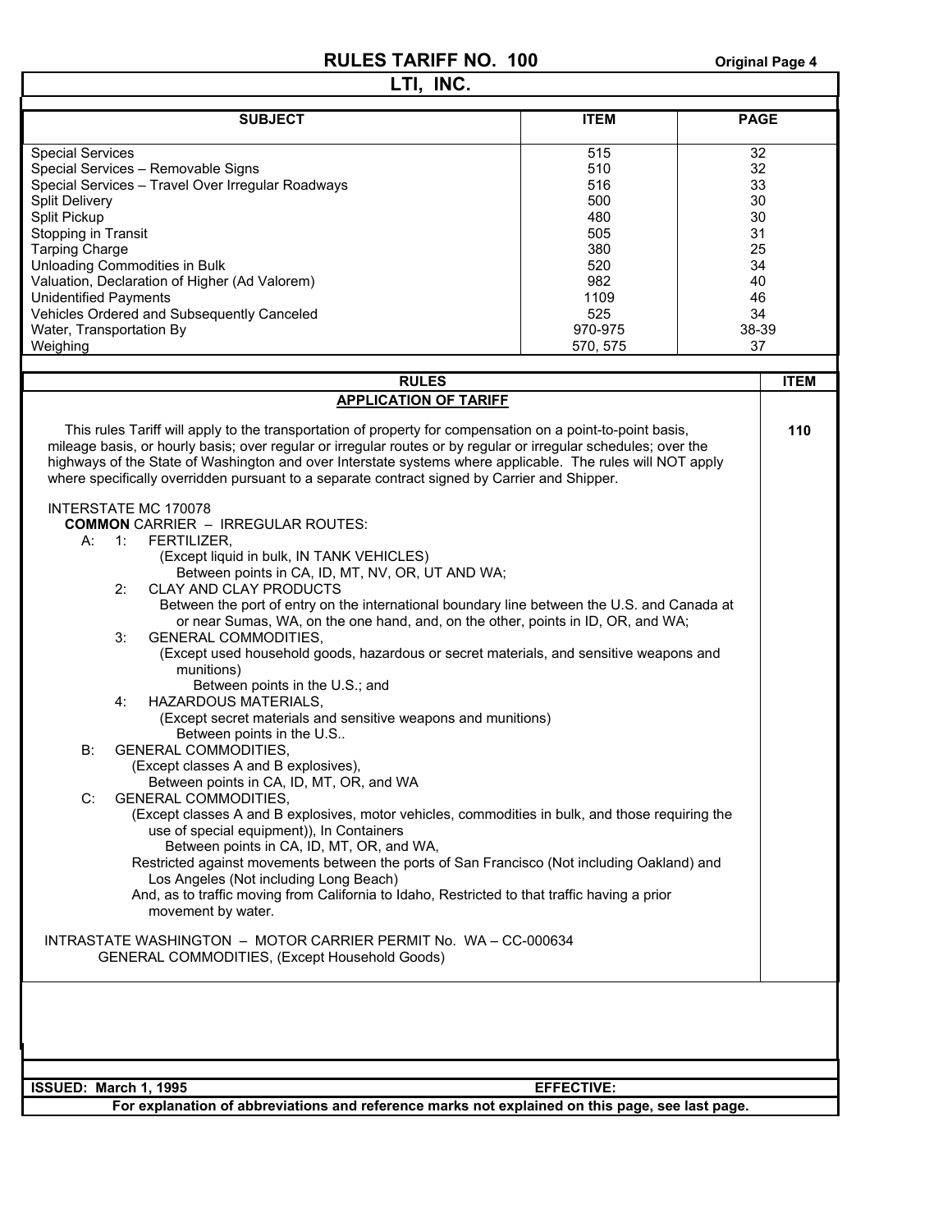# RULES TARIFF NO. 100

**Original Page 4**

## LTI, INC.

| SUBJECT | ITEM | PAGE |
|---|---|---|
| Special Services | 515 | 32 |
| Special Services – Removable Signs | 510 | 32 |
| Special Services – Travel Over Irregular Roadways | 516 | 33 |
| Split Delivery | 500 | 30 |
| Split Pickup | 480 | 30 |
| Stopping in Transit | 505 | 31 |
| Tarping Charge | 380 | 25 |
| Unloading Commodities in Bulk | 520 | 34 |
| Valuation, Declaration of Higher (Ad Valorem) | 982 | 40 |
| Unidentified Payments | 1109 | 46 |
| Vehicles Ordered and Subsequently Canceled | 525 | 34 |
| Water, Transportation By | 970-975 | 38-39 |
| Weighing | 570, 575 | 37 |

| RULES | ITEM |
|---|---|
| **APPLICATION OF TARIFF** | **110** |

This rules Tariff will apply to the transportation of property for compensation on a point-to-point basis, mileage basis, or hourly basis; over regular or irregular routes or by regular or irregular schedules; over the highways of the State of Washington and over Interstate systems where applicable. The rules will NOT apply where specifically overridden pursuant to a separate contract signed by Carrier and Shipper.

INTERSTATE MC 170078
**COMMON** CARRIER – IRREGULAR ROUTES:

A: 1: FERTILIZER,
(Except liquid in bulk, IN TANK VEHICLES)
Between points in CA, ID, MT, NV, OR, UT AND WA;

2: CLAY AND CLAY PRODUCTS
Between the port of entry on the international boundary line between the U.S. and Canada at or near Sumas, WA, on the one hand, and, on the other, points in ID, OR, and WA;

3: GENERAL COMMODITIES,
(Except used household goods, hazardous or secret materials, and sensitive weapons and munitions)
Between points in the U.S.; and

4: HAZARDOUS MATERIALS,
(Except secret materials and sensitive weapons and munitions)
Between points in the U.S..

B: GENERAL COMMODITIES,
(Except classes A and B explosives),
Between points in CA, ID, MT, OR, and WA

C: GENERAL COMMODITIES,
(Except classes A and B explosives, motor vehicles, commodities in bulk, and those requiring the use of special equipment)), In Containers
Between points in CA, ID, MT, OR, and WA,
Restricted against movements between the ports of San Francisco (Not including Oakland) and Los Angeles (Not including Long Beach)
And, as to traffic moving from California to Idaho, Restricted to that traffic having a prior movement by water.

INTRASTATE WASHINGTON – MOTOR CARRIER PERMIT No. WA – CC-000634
GENERAL COMMODITIES, (Except Household Goods)

**ISSUED: March 1, 1995** **EFFECTIVE:**

**For explanation of abbreviations and reference marks not explained on this page, see last page.**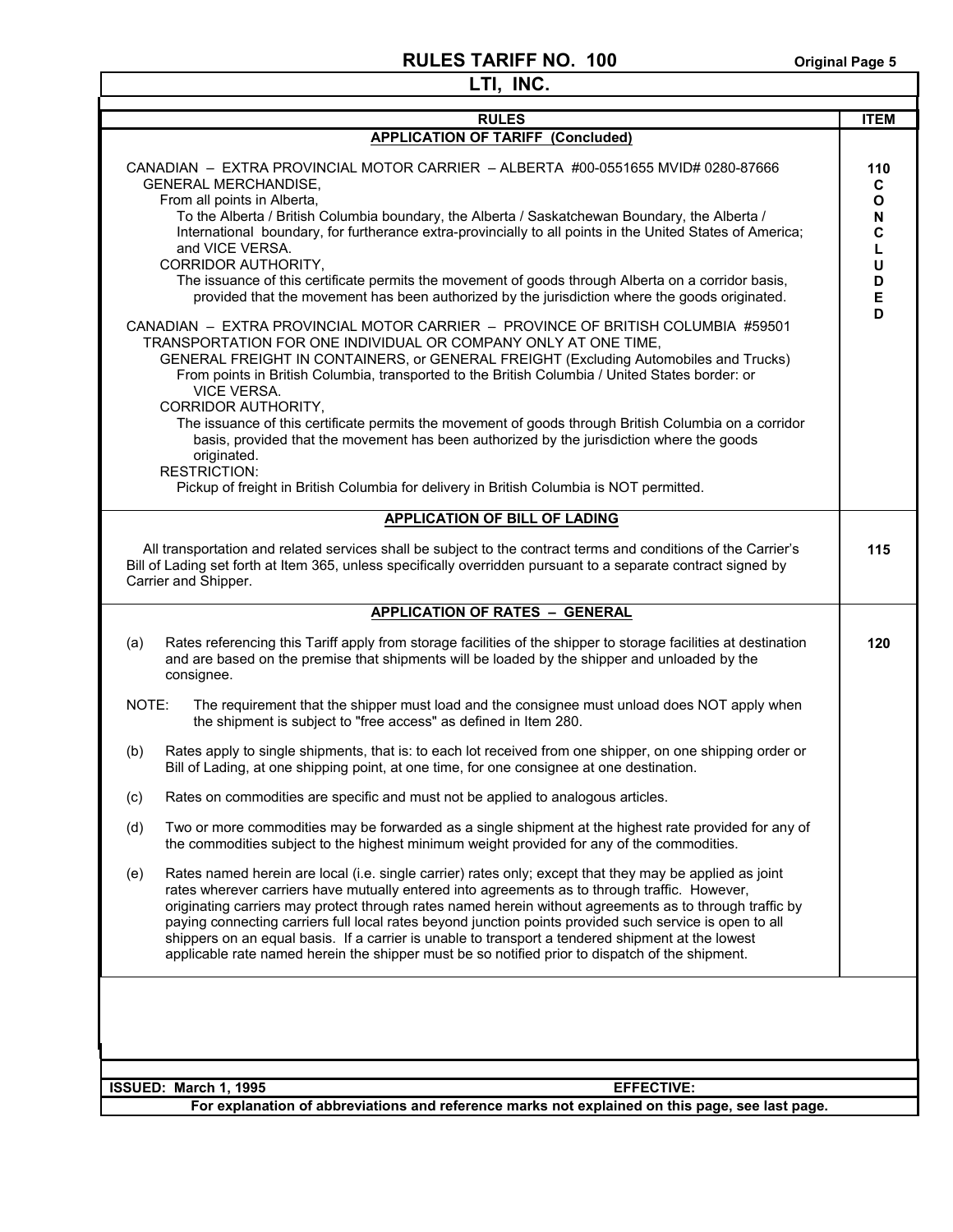# RULES TARIFF NO. 100

## LTI, INC.

| RULES | ITEM |
|---|---|
| **APPLICATION OF TARIFF (Concluded)** | |

CANADIAN – EXTRA PROVINCIAL MOTOR CARRIER – ALBERTA #00-0551655 MVID# 0280-87666

**110 CONCLUDED**

GENERAL MERCHANDISE,
From all points in Alberta,
To the Alberta / British Columbia boundary, the Alberta / Saskatchewan Boundary, the Alberta / International boundary, for furtherance extra-provincially to all points in the United States of America; and VICE VERSA.
CORRIDOR AUTHORITY,
The issuance of this certificate permits the movement of goods through Alberta on a corridor basis, provided that the movement has been authorized by the jurisdiction where the goods originated.

CANADIAN – EXTRA PROVINCIAL MOTOR CARRIER – PROVINCE OF BRITISH COLUMBIA #59501
TRANSPORTATION FOR ONE INDIVIDUAL OR COMPANY ONLY AT ONE TIME,
GENERAL FREIGHT IN CONTAINERS, or GENERAL FREIGHT (Excluding Automobiles and Trucks)
From points in British Columbia, transported to the British Columbia / United States border: or VICE VERSA.
CORRIDOR AUTHORITY,
The issuance of this certificate permits the movement of goods through British Columbia on a corridor basis, provided that the movement has been authorized by the jurisdiction where the goods originated.
RESTRICTION:
Pickup of freight in British Columbia for delivery in British Columbia is NOT permitted.

### APPLICATION OF BILL OF LADING

**115**

All transportation and related services shall be subject to the contract terms and conditions of the Carrier's Bill of Lading set forth at Item 365, unless specifically overridden pursuant to a separate contract signed by Carrier and Shipper.

### APPLICATION OF RATES – GENERAL

**120**

(a) Rates referencing this Tariff apply from storage facilities of the shipper to storage facilities at destination and are based on the premise that shipments will be loaded by the shipper and unloaded by the consignee.

NOTE: The requirement that the shipper must load and the consignee must unload does NOT apply when the shipment is subject to "free access" as defined in Item 280.

(b) Rates apply to single shipments, that is: to each lot received from one shipper, on one shipping order or Bill of Lading, at one shipping point, at one time, for one consignee at one destination.

(c) Rates on commodities are specific and must not be applied to analogous articles.

(d) Two or more commodities may be forwarded as a single shipment at the highest rate provided for any of the commodities subject to the highest minimum weight provided for any of the commodities.

(e) Rates named herein are local (i.e. single carrier) rates only; except that they may be applied as joint rates wherever carriers have mutually entered into agreements as to through traffic. However, originating carriers may protect through rates named herein without agreements as to through traffic by paying connecting carriers full local rates beyond junction points provided such service is open to all shippers on an equal basis. If a carrier is unable to transport a tendered shipment at the lowest applicable rate named herein the shipper must be so notified prior to dispatch of the shipment.

**ISSUED: March 1, 1995** **EFFECTIVE:**

**For explanation of abbreviations and reference marks not explained on this page, see last page.**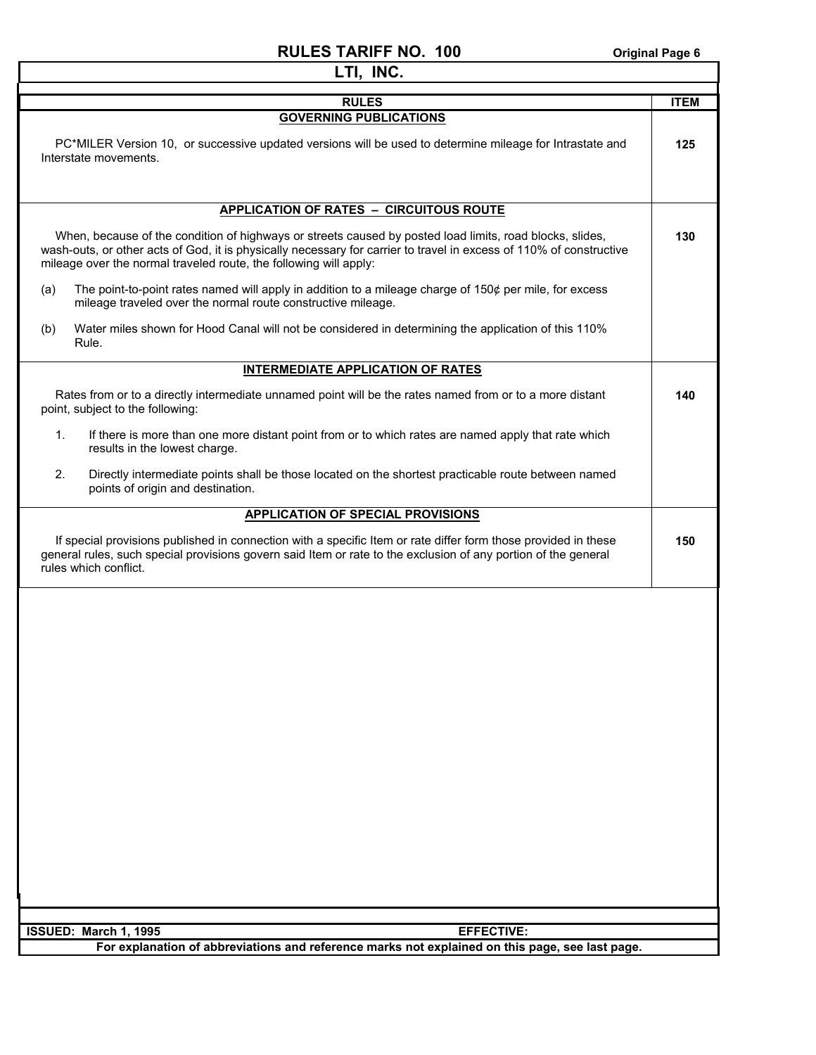| RULES | ITEM |
|---|---|
| **GOVERNING PUBLICATIONS**<br><br>PC*MILER Version 10, or successive updated versions will be used to determine mileage for Intrastate and Interstate movements. | **125** |
| **APPLICATION OF RATES – CIRCUITOUS ROUTE**<br><br>When, because of the condition of highways or streets caused by posted load limits, road blocks, slides, wash-outs, or other acts of God, it is physically necessary for carrier to travel in excess of 110% of constructive mileage over the normal traveled route, the following will apply:<br><br>(a) The point-to-point rates named will apply in addition to a mileage charge of 150¢ per mile, for excess mileage traveled over the normal route constructive mileage.<br><br>(b) Water miles shown for Hood Canal will not be considered in determining the application of this 110% Rule. | **130** |
| **INTERMEDIATE APPLICATION OF RATES**<br><br>Rates from or to a directly intermediate unnamed point will be the rates named from or to a more distant point, subject to the following:<br><br>1. If there is more than one more distant point from or to which rates are named apply that rate which results in the lowest charge.<br><br>2. Directly intermediate points shall be those located on the shortest practicable route between named points of origin and destination. | **140** |
| **APPLICATION OF SPECIAL PROVISIONS**<br><br>If special provisions published in connection with a specific Item or rate differ form those provided in these general rules, such special provisions govern said Item or rate to the exclusion of any portion of the general rules which conflict. | **150** |

**ISSUED: March 1, 1995** **EFFECTIVE:**

**For explanation of abbreviations and reference marks not explained on this page, see last page.**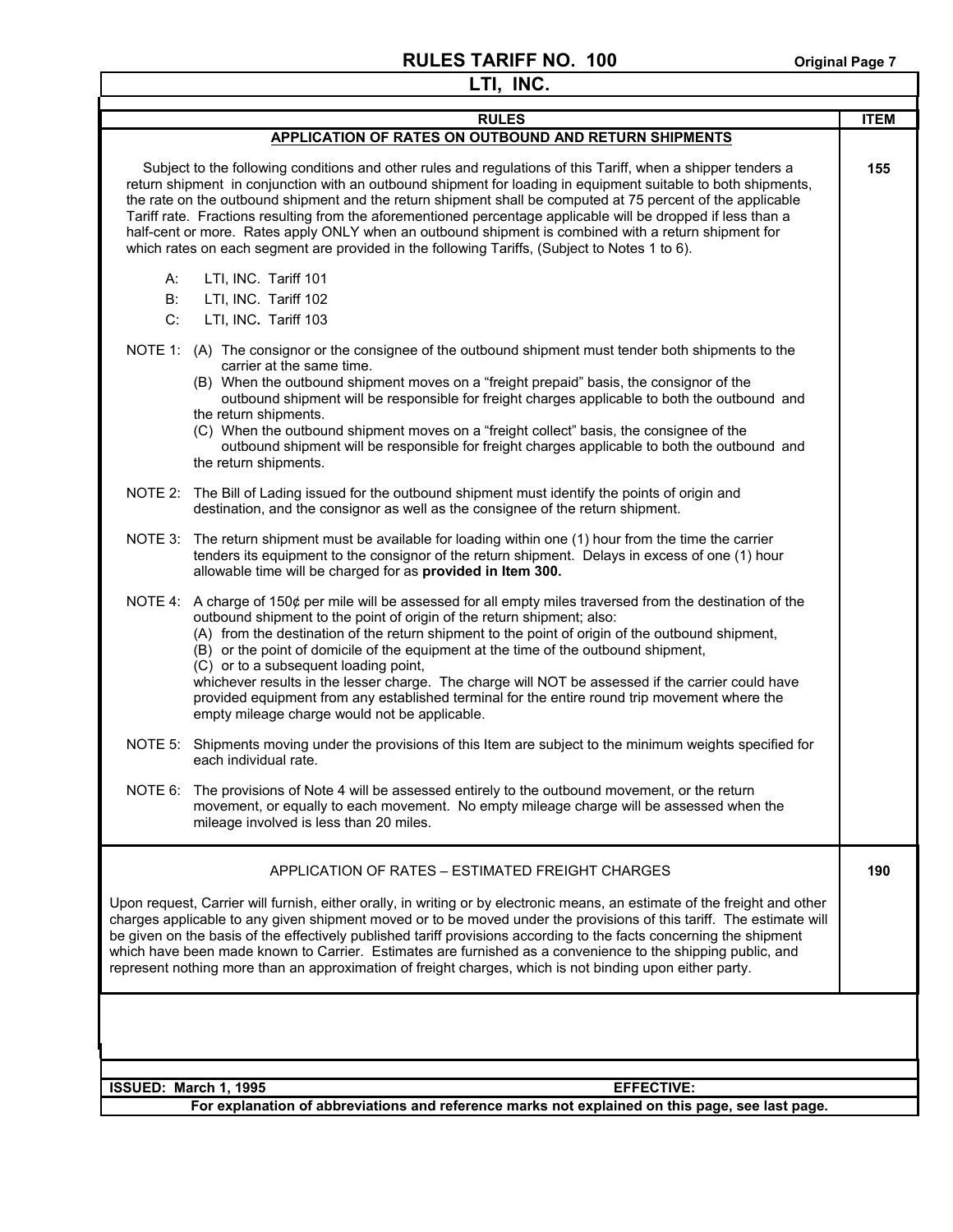# RULES TARIFF NO. 100

## LTI, INC.

| RULES | ITEM |
|---|---|

### APPLICATION OF RATES ON OUTBOUND AND RETURN SHIPMENTS

**ITEM 155**

Subject to the following conditions and other rules and regulations of this Tariff, when a shipper tenders a return shipment in conjunction with an outbound shipment for loading in equipment suitable to both shipments, the rate on the outbound shipment and the return shipment shall be computed at 75 percent of the applicable Tariff rate. Fractions resulting from the aforementioned percentage applicable will be dropped if less than a half-cent or more. Rates apply ONLY when an outbound shipment is combined with a return shipment for which rates on each segment are provided in the following Tariffs, (Subject to Notes 1 to 6).

- A: LTI, INC. Tariff 101
- B: LTI, INC. Tariff 102
- C: LTI, INC. Tariff 103

NOTE 1: (A) The consignor or the consignee of the outbound shipment must tender both shipments to the carrier at the same time.
(B) When the outbound shipment moves on a "freight prepaid" basis, the consignor of the outbound shipment will be responsible for freight charges applicable to both the outbound and the return shipments.
(C) When the outbound shipment moves on a "freight collect" basis, the consignee of the outbound shipment will be responsible for freight charges applicable to both the outbound and the return shipments.

NOTE 2: The Bill of Lading issued for the outbound shipment must identify the points of origin and destination, and the consignor as well as the consignee of the return shipment.

NOTE 3: The return shipment must be available for loading within one (1) hour from the time the carrier tenders its equipment to the consignor of the return shipment. Delays in excess of one (1) hour allowable time will be charged for as **provided in Item 300.**

NOTE 4: A charge of 150¢ per mile will be assessed for all empty miles traversed from the destination of the outbound shipment to the point of origin of the return shipment; also:
(A) from the destination of the return shipment to the point of origin of the outbound shipment,
(B) or the point of domicile of the equipment at the time of the outbound shipment,
(C) or to a subsequent loading point,
whichever results in the lesser charge. The charge will NOT be assessed if the carrier could have provided equipment from any established terminal for the entire round trip movement where the empty mileage charge would not be applicable.

NOTE 5: Shipments moving under the provisions of this Item are subject to the minimum weights specified for each individual rate.

NOTE 6: The provisions of Note 4 will be assessed entirely to the outbound movement, or the return movement, or equally to each movement. No empty mileage charge will be assessed when the mileage involved is less than 20 miles.

### APPLICATION OF RATES – ESTIMATED FREIGHT CHARGES

**ITEM 190**

Upon request, Carrier will furnish, either orally, in writing or by electronic means, an estimate of the freight and other charges applicable to any given shipment moved or to be moved under the provisions of this tariff. The estimate will be given on the basis of the effectively published tariff provisions according to the facts concerning the shipment which have been made known to Carrier. Estimates are furnished as a convenience to the shipping public, and represent nothing more than an approximation of freight charges, which is not binding upon either party.

**ISSUED: March 1, 1995** **EFFECTIVE:**

**For explanation of abbreviations and reference marks not explained on this page, see last page.**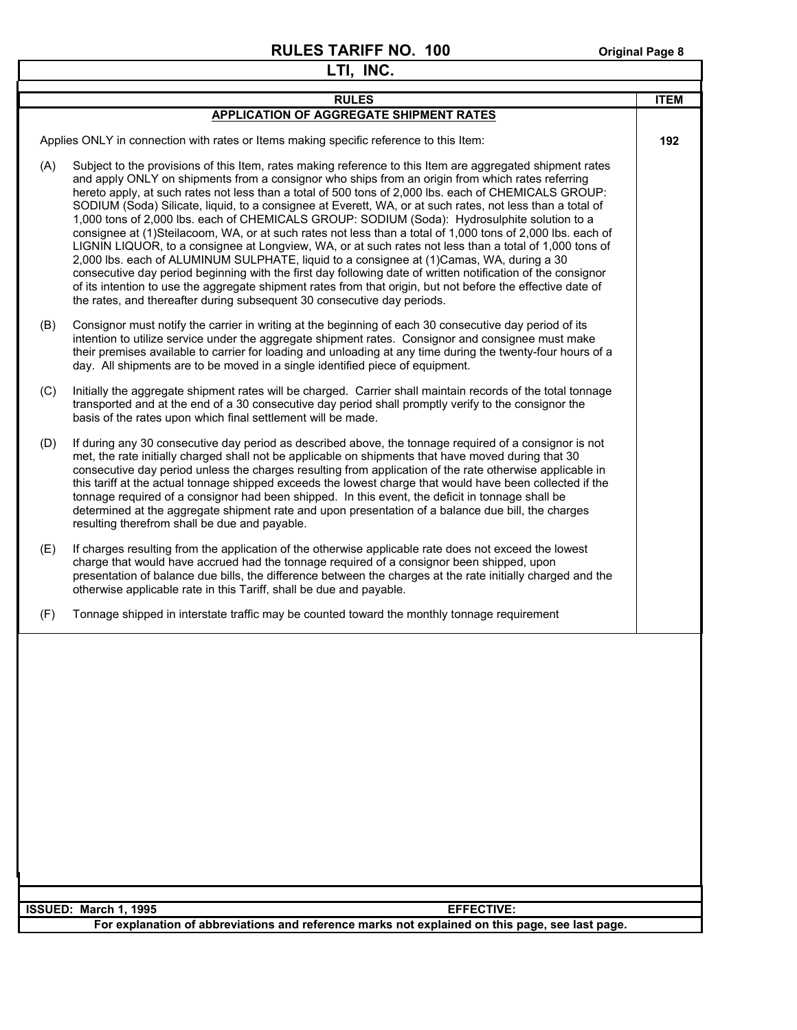# RULES TARIFF NO. 100

Original Page 8

## LTI, INC.

| RULES | ITEM |
|---|---|
| **APPLICATION OF AGGREGATE SHIPMENT RATES** | |
| Applies ONLY in connection with rates or Items making specific reference to this Item: | **192** |

(A) Subject to the provisions of this Item, rates making reference to this Item are aggregated shipment rates and apply ONLY on shipments from a consignor who ships from an origin from which rates referring hereto apply, at such rates not less than a total of 500 tons of 2,000 lbs. each of CHEMICALS GROUP: SODIUM (Soda) Silicate, liquid, to a consignee at Everett, WA, or at such rates, not less than a total of 1,000 tons of 2,000 lbs. each of CHEMICALS GROUP: SODIUM (Soda): Hydrosulphite solution to a consignee at (1)Steilacoom, WA, or at such rates not less than a total of 1,000 tons of 2,000 lbs. each of LIGNIN LIQUOR, to a consignee at Longview, WA, or at such rates not less than a total of 1,000 tons of 2,000 lbs. each of ALUMINUM SULPHATE, liquid to a consignee at (1)Camas, WA, during a 30 consecutive day period beginning with the first day following date of written notification of the consignor of its intention to use the aggregate shipment rates from that origin, but not before the effective date of the rates, and thereafter during subsequent 30 consecutive day periods.

(B) Consignor must notify the carrier in writing at the beginning of each 30 consecutive day period of its intention to utilize service under the aggregate shipment rates. Consignor and consignee must make their premises available to carrier for loading and unloading at any time during the twenty-four hours of a day. All shipments are to be moved in a single identified piece of equipment.

(C) Initially the aggregate shipment rates will be charged. Carrier shall maintain records of the total tonnage transported and at the end of a 30 consecutive day period shall promptly verify to the consignor the basis of the rates upon which final settlement will be made.

(D) If during any 30 consecutive day period as described above, the tonnage required of a consignor is not met, the rate initially charged shall not be applicable on shipments that have moved during that 30 consecutive day period unless the charges resulting from application of the rate otherwise applicable in this tariff at the actual tonnage shipped exceeds the lowest charge that would have been collected if the tonnage required of a consignor had been shipped. In this event, the deficit in tonnage shall be determined at the aggregate shipment rate and upon presentation of a balance due bill, the charges resulting therefrom shall be due and payable.

(E) If charges resulting from the application of the otherwise applicable rate does not exceed the lowest charge that would have accrued had the tonnage required of a consignor been shipped, upon presentation of balance due bills, the difference between the charges at the rate initially charged and the otherwise applicable rate in this Tariff, shall be due and payable.

(F) Tonnage shipped in interstate traffic may be counted toward the monthly tonnage requirement

**ISSUED: March 1, 1995** **EFFECTIVE:**

**For explanation of abbreviations and reference marks not explained on this page, see last page.**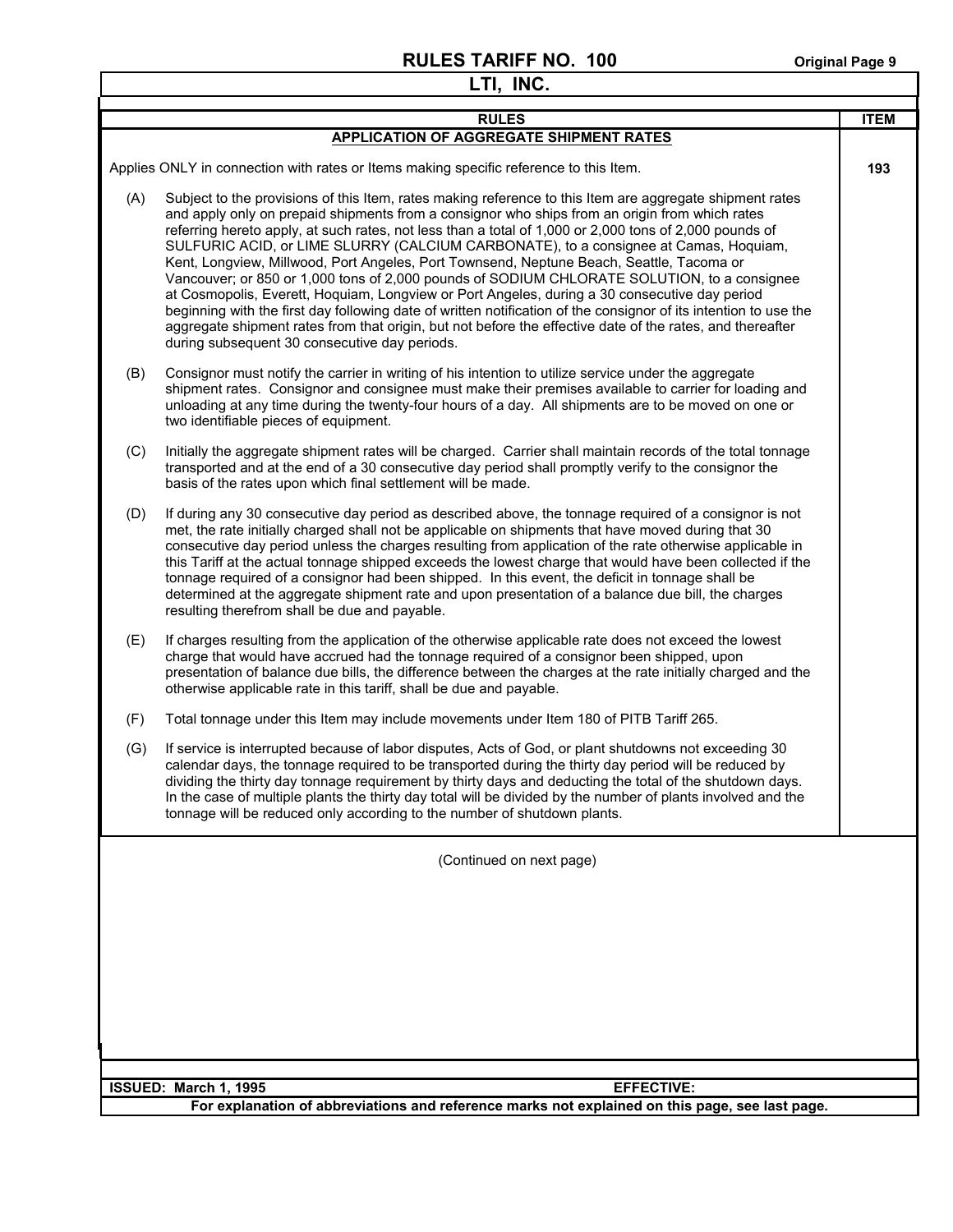# RULES TARIFF NO. 100

Original Page 9

## LTI, INC.

| RULES | ITEM |
|---|---|
| **APPLICATION OF AGGREGATE SHIPMENT RATES** | |
| Applies ONLY in connection with rates or Items making specific reference to this Item. | **193** |

(A) Subject to the provisions of this Item, rates making reference to this Item are aggregate shipment rates and apply only on prepaid shipments from a consignor who ships from an origin from which rates referring hereto apply, at such rates, not less than a total of 1,000 or 2,000 tons of 2,000 pounds of SULFURIC ACID, or LIME SLURRY (CALCIUM CARBONATE), to a consignee at Camas, Hoquiam, Kent, Longview, Millwood, Port Angeles, Port Townsend, Neptune Beach, Seattle, Tacoma or Vancouver; or 850 or 1,000 tons of 2,000 pounds of SODIUM CHLORATE SOLUTION, to a consignee at Cosmopolis, Everett, Hoquiam, Longview or Port Angeles, during a 30 consecutive day period beginning with the first day following date of written notification of the consignor of its intention to use the aggregate shipment rates from that origin, but not before the effective date of the rates, and thereafter during subsequent 30 consecutive day periods.

(B) Consignor must notify the carrier in writing of his intention to utilize service under the aggregate shipment rates. Consignor and consignee must make their premises available to carrier for loading and unloading at any time during the twenty-four hours of a day. All shipments are to be moved on one or two identifiable pieces of equipment.

(C) Initially the aggregate shipment rates will be charged. Carrier shall maintain records of the total tonnage transported and at the end of a 30 consecutive day period shall promptly verify to the consignor the basis of the rates upon which final settlement will be made.

(D) If during any 30 consecutive day period as described above, the tonnage required of a consignor is not met, the rate initially charged shall not be applicable on shipments that have moved during that 30 consecutive day period unless the charges resulting from application of the rate otherwise applicable in this Tariff at the actual tonnage shipped exceeds the lowest charge that would have been collected if the tonnage required of a consignor had been shipped. In this event, the deficit in tonnage shall be determined at the aggregate shipment rate and upon presentation of a balance due bill, the charges resulting therefrom shall be due and payable.

(E) If charges resulting from the application of the otherwise applicable rate does not exceed the lowest charge that would have accrued had the tonnage required of a consignor been shipped, upon presentation of balance due bills, the difference between the charges at the rate initially charged and the otherwise applicable rate in this tariff, shall be due and payable.

(F) Total tonnage under this Item may include movements under Item 180 of PITB Tariff 265.

(G) If service is interrupted because of labor disputes, Acts of God, or plant shutdowns not exceeding 30 calendar days, the tonnage required to be transported during the thirty day period will be reduced by dividing the thirty day tonnage requirement by thirty days and deducting the total of the shutdown days. In the case of multiple plants the thirty day total will be divided by the number of plants involved and the tonnage will be reduced only according to the number of shutdown plants.

(Continued on next page)

**ISSUED: March 1, 1995** **EFFECTIVE:**

**For explanation of abbreviations and reference marks not explained on this page, see last page.**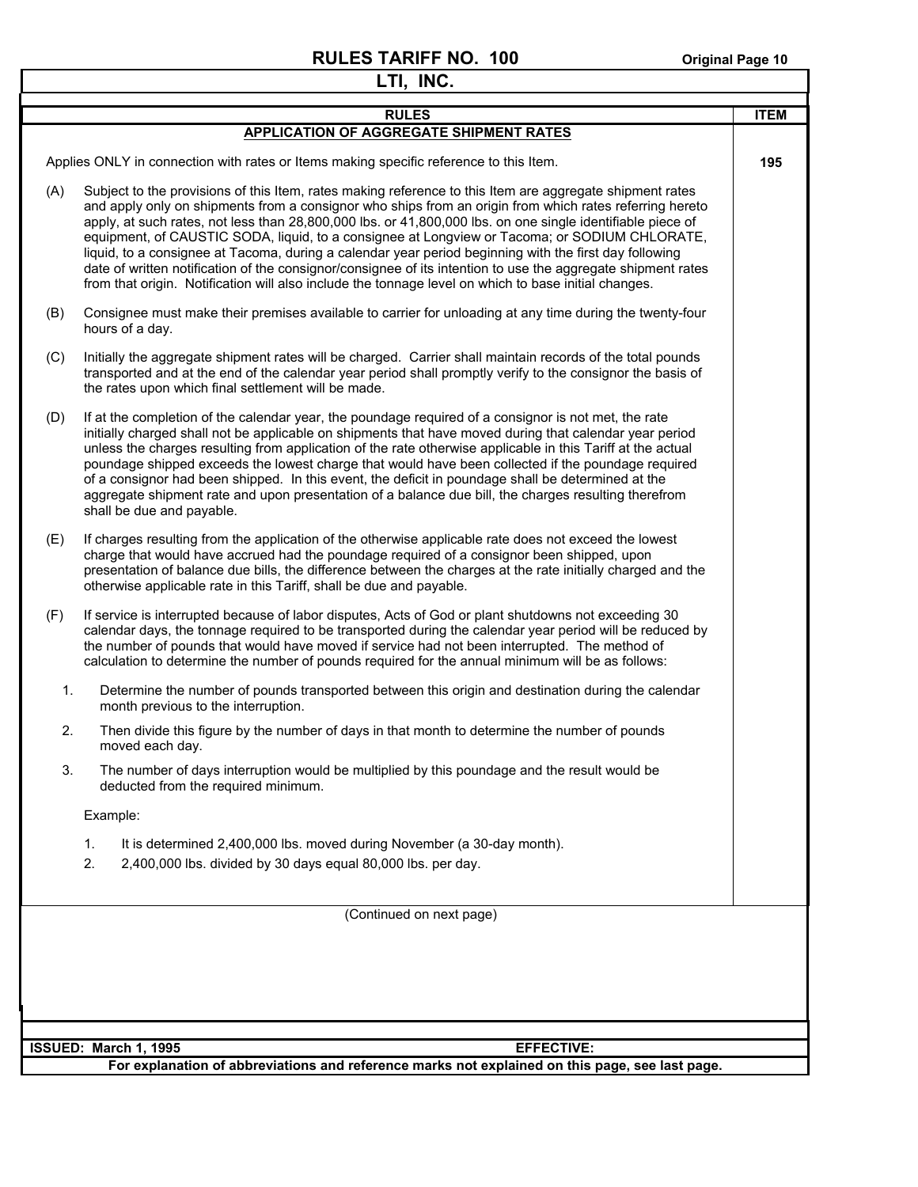# RULES TARIFF NO. 100

## LTI, INC.

| RULES | ITEM |
|---|---|
| **APPLICATION OF AGGREGATE SHIPMENT RATES** | |

Applies ONLY in connection with rates or Items making specific reference to this Item. **195**

(A) Subject to the provisions of this Item, rates making reference to this Item are aggregate shipment rates and apply only on shipments from a consignor who ships from an origin from which rates referring hereto apply, at such rates, not less than 28,800,000 lbs. or 41,800,000 lbs. on one single identifiable piece of equipment, of CAUSTIC SODA, liquid, to a consignee at Longview or Tacoma; or SODIUM CHLORATE, liquid, to a consignee at Tacoma, during a calendar year period beginning with the first day following date of written notification of the consignor/consignee of its intention to use the aggregate shipment rates from that origin. Notification will also include the tonnage level on which to base initial changes.

(B) Consignee must make their premises available to carrier for unloading at any time during the twenty-four hours of a day.

(C) Initially the aggregate shipment rates will be charged. Carrier shall maintain records of the total pounds transported and at the end of the calendar year period shall promptly verify to the consignor the basis of the rates upon which final settlement will be made.

(D) If at the completion of the calendar year, the poundage required of a consignor is not met, the rate initially charged shall not be applicable on shipments that have moved during that calendar year period unless the charges resulting from application of the rate otherwise applicable in this Tariff at the actual poundage shipped exceeds the lowest charge that would have been collected if the poundage required of a consignor had been shipped. In this event, the deficit in poundage shall be determined at the aggregate shipment rate and upon presentation of a balance due bill, the charges resulting therefrom shall be due and payable.

(E) If charges resulting from the application of the otherwise applicable rate does not exceed the lowest charge that would have accrued had the poundage required of a consignor been shipped, upon presentation of balance due bills, the difference between the charges at the rate initially charged and the otherwise applicable rate in this Tariff, shall be due and payable.

(F) If service is interrupted because of labor disputes, Acts of God or plant shutdowns not exceeding 30 calendar days, the tonnage required to be transported during the calendar year period will be reduced by the number of pounds that would have moved if service had not been interrupted. The method of calculation to determine the number of pounds required for the annual minimum will be as follows:

1. Determine the number of pounds transported between this origin and destination during the calendar month previous to the interruption.
2. Then divide this figure by the number of days in that month to determine the number of pounds moved each day.
3. The number of days interruption would be multiplied by this poundage and the result would be deducted from the required minimum.

Example:

1. It is determined 2,400,000 lbs. moved during November (a 30-day month).
2. 2,400,000 lbs. divided by 30 days equal 80,000 lbs. per day.

(Continued on next page)

**ISSUED: March 1, 1995** **EFFECTIVE:**

**For explanation of abbreviations and reference marks not explained on this page, see last page.**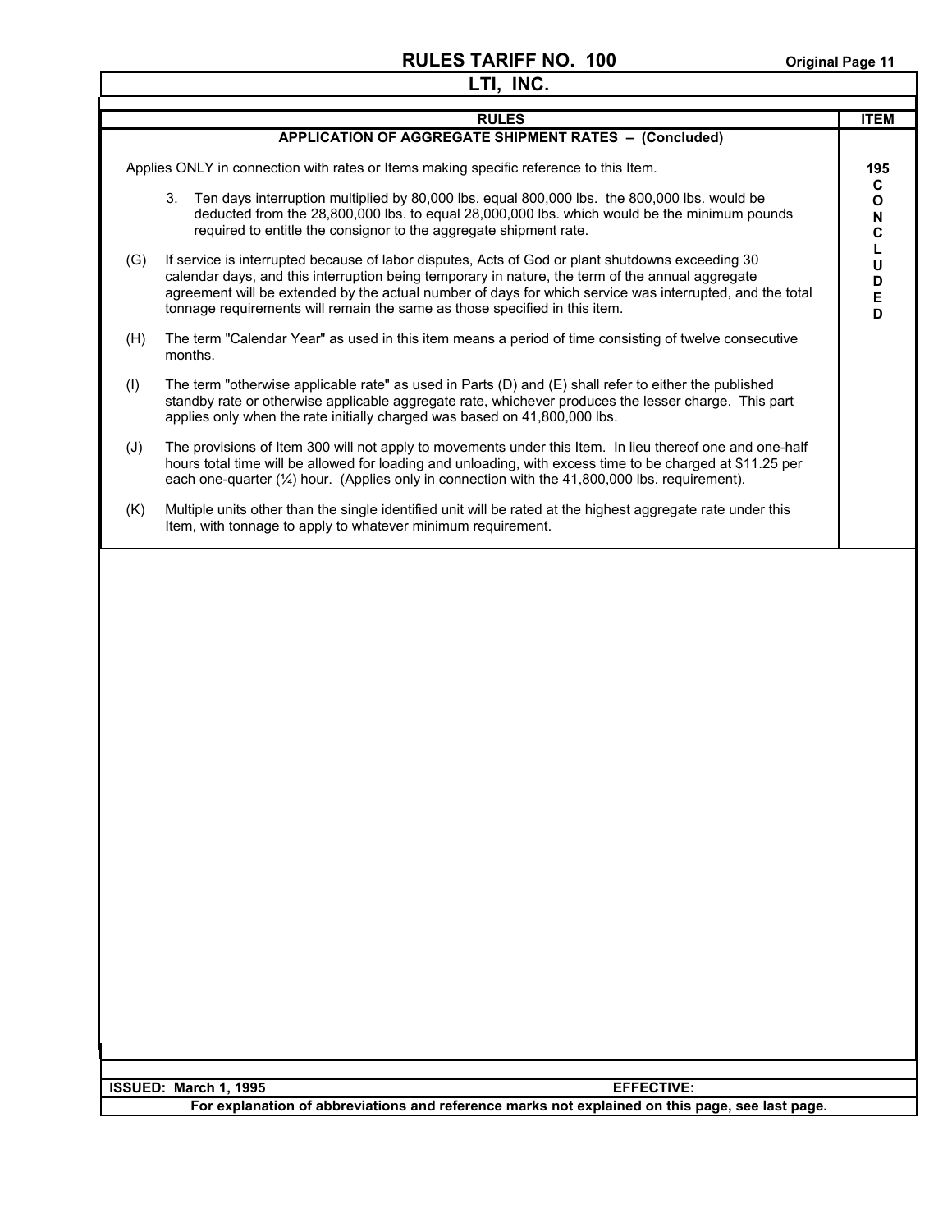| RULES | ITEM |
|---|---|
| **APPLICATION OF AGGREGATE SHIPMENT RATES – (Concluded)** | |

Applies ONLY in connection with rates or Items making specific reference to this Item.

**ITEM 195 CONCLUDED**

3. Ten days interruption multiplied by 80,000 lbs. equal 800,000 lbs. the 800,000 lbs. would be deducted from the 28,800,000 lbs. to equal 28,000,000 lbs. which would be the minimum pounds required to entitle the consignor to the aggregate shipment rate.

(G) If service is interrupted because of labor disputes, Acts of God or plant shutdowns exceeding 30 calendar days, and this interruption being temporary in nature, the term of the annual aggregate agreement will be extended by the actual number of days for which service was interrupted, and the total tonnage requirements will remain the same as those specified in this item.

(H) The term "Calendar Year" as used in this item means a period of time consisting of twelve consecutive months.

(I) The term "otherwise applicable rate" as used in Parts (D) and (E) shall refer to either the published standby rate or otherwise applicable aggregate rate, whichever produces the lesser charge. This part applies only when the rate initially charged was based on 41,800,000 lbs.

(J) The provisions of Item 300 will not apply to movements under this Item. In lieu thereof one and one-half hours total time will be allowed for loading and unloading, with excess time to be charged at $11.25 per each one-quarter (¼) hour. (Applies only in connection with the 41,800,000 lbs. requirement).

(K) Multiple units other than the single identified unit will be rated at the highest aggregate rate under this Item, with tonnage to apply to whatever minimum requirement.

**ISSUED: March 1, 1995** **EFFECTIVE:**

**For explanation of abbreviations and reference marks not explained on this page, see last page.**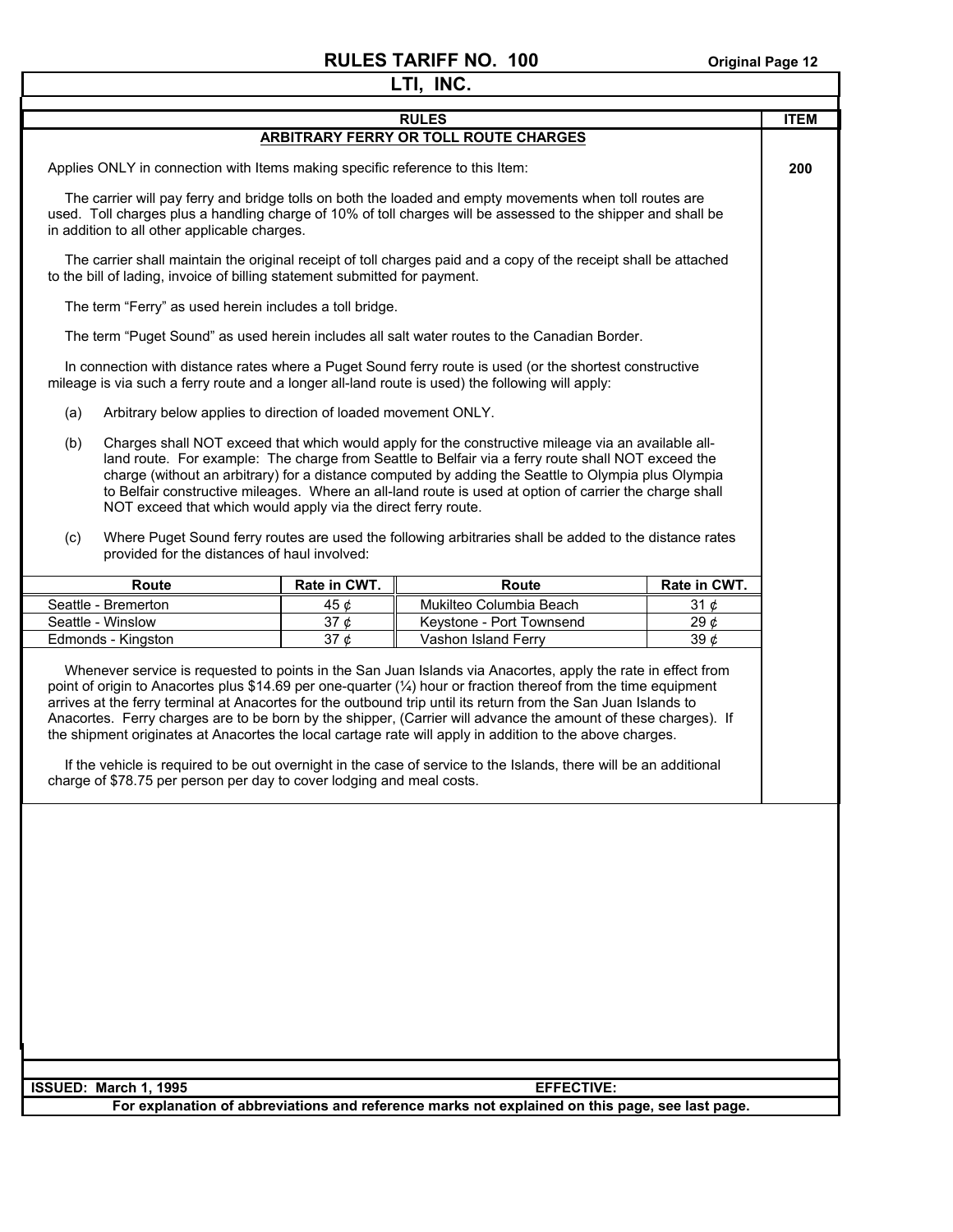# RULES TARIFF NO. 100

## LTI, INC.

| RULES | ITEM |
|---|---|
| **ARBITRARY FERRY OR TOLL ROUTE CHARGES** | 200 |

Applies ONLY in connection with Items making specific reference to this Item:

The carrier will pay ferry and bridge tolls on both the loaded and empty movements when toll routes are used. Toll charges plus a handling charge of 10% of toll charges will be assessed to the shipper and shall be in addition to all other applicable charges.

The carrier shall maintain the original receipt of toll charges paid and a copy of the receipt shall be attached to the bill of lading, invoice of billing statement submitted for payment.

The term "Ferry" as used herein includes a toll bridge.

The term "Puget Sound" as used herein includes all salt water routes to the Canadian Border.

In connection with distance rates where a Puget Sound ferry route is used (or the shortest constructive mileage is via such a ferry route and a longer all-land route is used) the following will apply:

(a) Arbitrary below applies to direction of loaded movement ONLY.

(b) Charges shall NOT exceed that which would apply for the constructive mileage via an available all-land route. For example: The charge from Seattle to Belfair via a ferry route shall NOT exceed the charge (without an arbitrary) for a distance computed by adding the Seattle to Olympia plus Olympia to Belfair constructive mileages. Where an all-land route is used at option of carrier the charge shall NOT exceed that which would apply via the direct ferry route.

(c) Where Puget Sound ferry routes are used the following arbitraries shall be added to the distance rates provided for the distances of haul involved:

| Route | Rate in CWT. | Route | Rate in CWT. |
|---|---|---|---|
| Seattle - Bremerton | 45 ¢ | Mukilteo Columbia Beach | 31 ¢ |
| Seattle - Winslow | 37 ¢ | Keystone - Port Townsend | 29 ¢ |
| Edmonds - Kingston | 37 ¢ | Vashon Island Ferry | 39 ¢ |

Whenever service is requested to points in the San Juan Islands via Anacortes, apply the rate in effect from point of origin to Anacortes plus $14.69 per one-quarter (¼) hour or fraction thereof from the time equipment arrives at the ferry terminal at Anacortes for the outbound trip until its return from the San Juan Islands to Anacortes. Ferry charges are to be born by the shipper, (Carrier will advance the amount of these charges). If the shipment originates at Anacortes the local cartage rate will apply in addition to the above charges.

If the vehicle is required to be out overnight in the case of service to the Islands, there will be an additional charge of $78.75 per person per day to cover lodging and meal costs.

**ISSUED: March 1, 1995** **EFFECTIVE:**

**For explanation of abbreviations and reference marks not explained on this page, see last page.**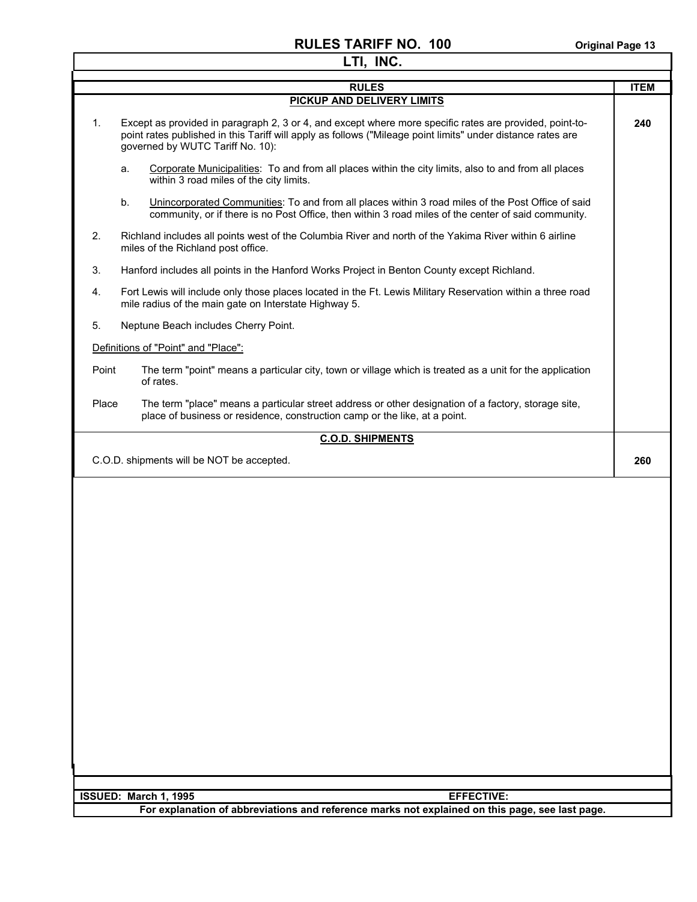# RULES TARIFF NO. 100

## LTI, INC.

| RULES | ITEM |
|---|---|
| **PICKUP AND DELIVERY LIMITS** | |
| 1. Except as provided in paragraph 2, 3 or 4, and except where more specific rates are provided, point-to-point rates published in this Tariff will apply as follows ("Mileage point limits" under distance rates are governed by WUTC Tariff No. 10): | **240** |
| a. Corporate Municipalities: To and from all places within the city limits, also to and from all places within 3 road miles of the city limits. | |
| b. Unincorporated Communities: To and from all places within 3 road miles of the Post Office of said community, or if there is no Post Office, then within 3 road miles of the center of said community. | |
| 2. Richland includes all points west of the Columbia River and north of the Yakima River within 6 airline miles of the Richland post office. | |
| 3. Hanford includes all points in the Hanford Works Project in Benton County except Richland. | |
| 4. Fort Lewis will include only those places located in the Ft. Lewis Military Reservation within a three road mile radius of the main gate on Interstate Highway 5. | |
| 5. Neptune Beach includes Cherry Point. | |
| Definitions of "Point" and "Place": | |
| Point — The term "point" means a particular city, town or village which is treated as a unit for the application of rates. | |
| Place — The term "place" means a particular street address or other designation of a factory, storage site, place of business or residence, construction camp or the like, at a point. | |
| **C.O.D. SHIPMENTS** | |
| C.O.D. shipments will be NOT be accepted. | **260** |

**ISSUED: March 1, 1995** **EFFECTIVE:**

**For explanation of abbreviations and reference marks not explained on this page, see last page.**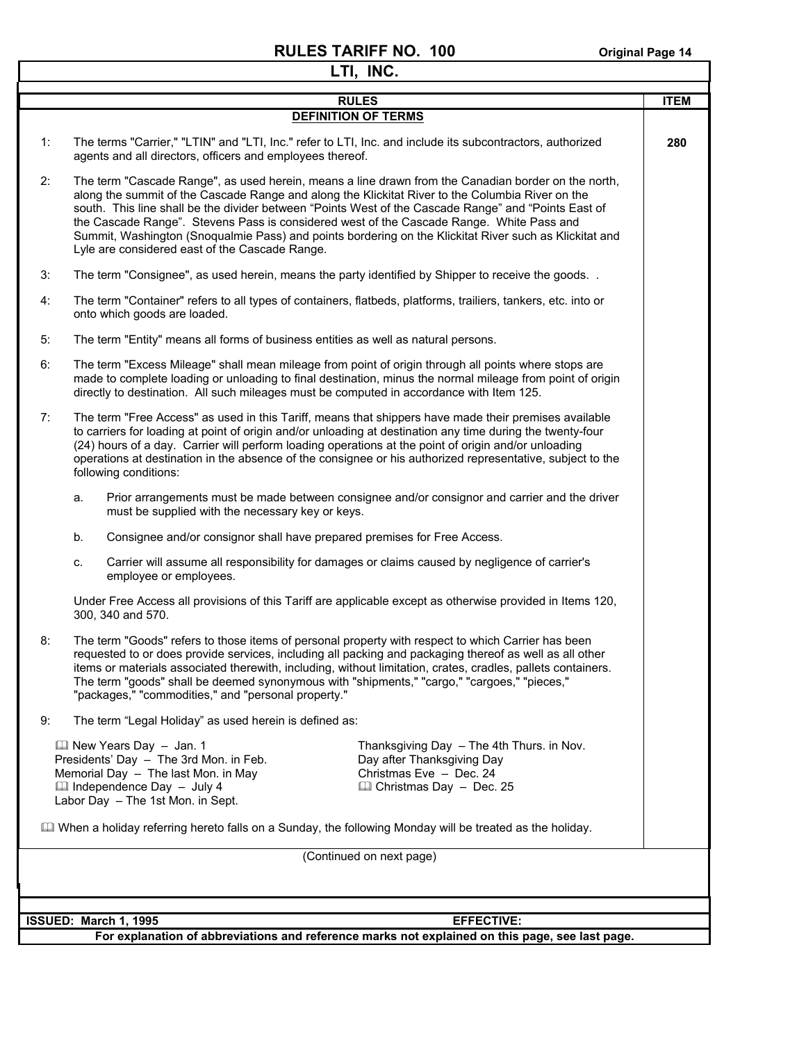# RULES TARIFF NO. 100

## LTI, INC.

### RULES — DEFINITION OF TERMS

**ITEM 280**

1: The terms "Carrier," "LTIN" and "LTI, Inc." refer to LTI, Inc. and include its subcontractors, authorized agents and all directors, officers and employees thereof.

2: The term "Cascade Range", as used herein, means a line drawn from the Canadian border on the north, along the summit of the Cascade Range and along the Klickitat River to the Columbia River on the south. This line shall be the divider between "Points West of the Cascade Range" and "Points East of the Cascade Range". Stevens Pass is considered west of the Cascade Range. White Pass and Summit, Washington (Snoqualmie Pass) and points bordering on the Klickitat River such as Klickitat and Lyle are considered east of the Cascade Range.

3: The term "Consignee", as used herein, means the party identified by Shipper to receive the goods. .

4: The term "Container" refers to all types of containers, flatbeds, platforms, trailiers, tankers, etc. into or onto which goods are loaded.

5: The term "Entity" means all forms of business entities as well as natural persons.

6: The term "Excess Mileage" shall mean mileage from point of origin through all points where stops are made to complete loading or unloading to final destination, minus the normal mileage from point of origin directly to destination. All such mileages must be computed in accordance with Item 125.

7: The term "Free Access" as used in this Tariff, means that shippers have made their premises available to carriers for loading at point of origin and/or unloading at destination any time during the twenty-four (24) hours of a day. Carrier will perform loading operations at the point of origin and/or unloading operations at destination in the absence of the consignee or his authorized representative, subject to the following conditions:

   a. Prior arrangements must be made between consignee and/or consignor and carrier and the driver must be supplied with the necessary key or keys.

   b. Consignee and/or consignor shall have prepared premises for Free Access.

   c. Carrier will assume all responsibility for damages or claims caused by negligence of carrier's employee or employees.

   Under Free Access all provisions of this Tariff are applicable except as otherwise provided in Items 120, 300, 340 and 570.

8: The term "Goods" refers to those items of personal property with respect to which Carrier has been requested to or does provide services, including all packing and packaging thereof as well as all other items or materials associated therewith, including, without limitation, crates, cradles, pallets containers. The term "goods" shall be deemed synonymous with "shipments," "cargo," "cargoes," "pieces," "packages," "commodities," and "personal property."

9: The term "Legal Holiday" as used herein is defined as:

- 🕮 New Years Day – Jan. 1
- Presidents' Day – The 3rd Mon. in Feb.
- Memorial Day – The last Mon. in May
- 🕮 Independence Day – July 4
- Labor Day – The 1st Mon. in Sept.
- Thanksgiving Day – The 4th Thurs. in Nov.
- Day after Thanksgiving Day
- Christmas Eve – Dec. 24
- 🕮 Christmas Day – Dec. 25

🕮 When a holiday referring hereto falls on a Sunday, the following Monday will be treated as the holiday.

(Continued on next page)

**ISSUED: March 1, 1995** **EFFECTIVE:**

**For explanation of abbreviations and reference marks not explained on this page, see last page.**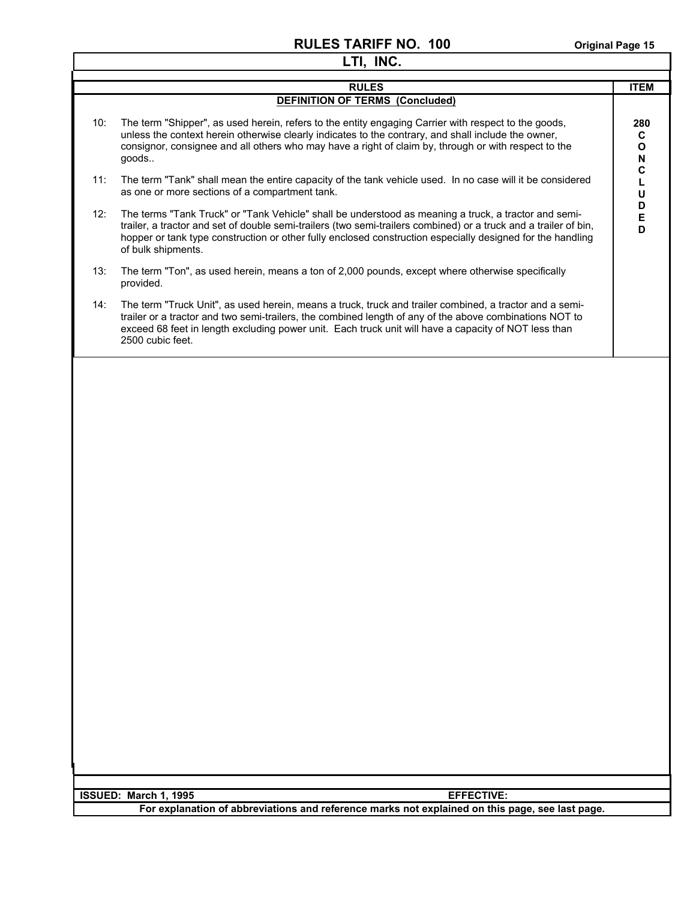# RULES TARIFF NO. 100

## LTI, INC.

| RULES | ITEM |
|---|---|
| **DEFINITION OF TERMS (Concluded)** | |
| 10: The term "Shipper", as used herein, refers to the entity engaging Carrier with respect to the goods, unless the context herein otherwise clearly indicates to the contrary, and shall include the owner, consignor, consignee and all others who may have a right of claim by, through or with respect to the goods.. | **280 CONCLUDED** |
| 11: The term "Tank" shall mean the entire capacity of the tank vehicle used. In no case will it be considered as one or more sections of a compartment tank. | |
| 12: The terms "Tank Truck" or "Tank Vehicle" shall be understood as meaning a truck, a tractor and semi-trailer, a tractor and set of double semi-trailers (two semi-trailers combined) or a truck and a trailer of bin, hopper or tank type construction or other fully enclosed construction especially designed for the handling of bulk shipments. | |
| 13: The term "Ton", as used herein, means a ton of 2,000 pounds, except where otherwise specifically provided. | |
| 14: The term "Truck Unit", as used herein, means a truck, truck and trailer combined, a tractor and a semi-trailer or a tractor and two semi-trailers, the combined length of any of the above combinations NOT to exceed 68 feet in length excluding power unit. Each truck unit will have a capacity of NOT less than 2500 cubic feet. | |

**ISSUED: March 1, 1995** **EFFECTIVE:**

**For explanation of abbreviations and reference marks not explained on this page, see last page.**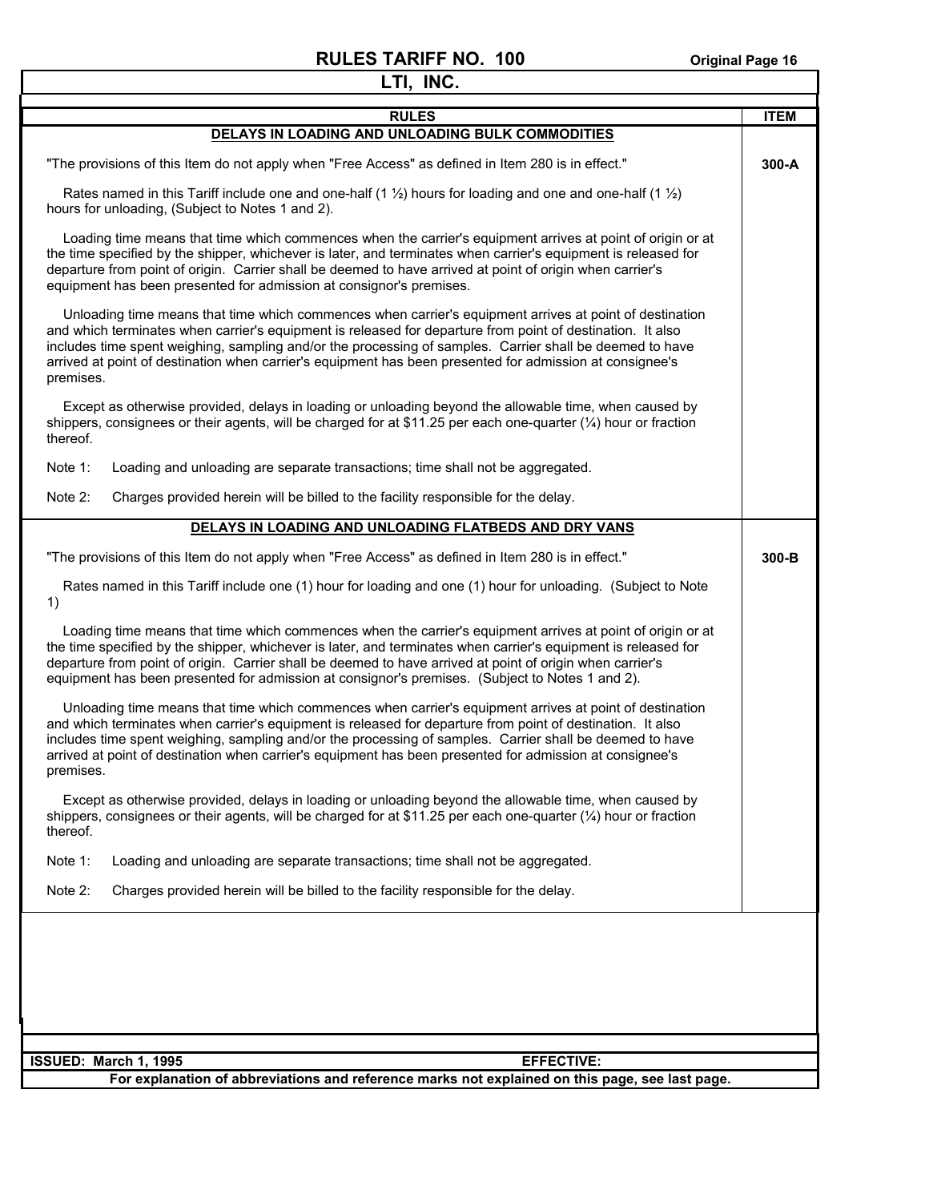# RULES TARIFF NO. 100

## LTI, INC.

| RULES | ITEM |
|---|---|
| **DELAYS IN LOADING AND UNLOADING BULK COMMODITIES** | |
| "The provisions of this Item do not apply when "Free Access" as defined in Item 280 is in effect." | **300-A** |
| Rates named in this Tariff include one and one-half (1 ½) hours for loading and one and one-half (1 ½) hours for unloading, (Subject to Notes 1 and 2). | |
| Loading time means that time which commences when the carrier's equipment arrives at point of origin or at the time specified by the shipper, whichever is later, and terminates when carrier's equipment is released for departure from point of origin. Carrier shall be deemed to have arrived at point of origin when carrier's equipment has been presented for admission at consignor's premises. | |
| Unloading time means that time which commences when carrier's equipment arrives at point of destination and which terminates when carrier's equipment is released for departure from point of destination. It also includes time spent weighing, sampling and/or the processing of samples. Carrier shall be deemed to have arrived at point of destination when carrier's equipment has been presented for admission at consignee's premises. | |
| Except as otherwise provided, delays in loading or unloading beyond the allowable time, when caused by shippers, consignees or their agents, will be charged for at $11.25 per each one-quarter (¼) hour or fraction thereof. | |
| Note 1: Loading and unloading are separate transactions; time shall not be aggregated. | |
| Note 2: Charges provided herein will be billed to the facility responsible for the delay. | |
| **DELAYS IN LOADING AND UNLOADING FLATBEDS AND DRY VANS** | |
| "The provisions of this Item do not apply when "Free Access" as defined in Item 280 is in effect." | **300-B** |
| Rates named in this Tariff include one (1) hour for loading and one (1) hour for unloading. (Subject to Note 1) | |
| Loading time means that time which commences when the carrier's equipment arrives at point of origin or at the time specified by the shipper, whichever is later, and terminates when carrier's equipment is released for departure from point of origin. Carrier shall be deemed to have arrived at point of origin when carrier's equipment has been presented for admission at consignor's premises. (Subject to Notes 1 and 2). | |
| Unloading time means that time which commences when carrier's equipment arrives at point of destination and which terminates when carrier's equipment is released for departure from point of destination. It also includes time spent weighing, sampling and/or the processing of samples. Carrier shall be deemed to have arrived at point of destination when carrier's equipment has been presented for admission at consignee's premises. | |
| Except as otherwise provided, delays in loading or unloading beyond the allowable time, when caused by shippers, consignees or their agents, will be charged for at $11.25 per each one-quarter (¼) hour or fraction thereof. | |
| Note 1: Loading and unloading are separate transactions; time shall not be aggregated. | |
| Note 2: Charges provided herein will be billed to the facility responsible for the delay. | |

**ISSUED: March 1, 1995** **EFFECTIVE:**

**For explanation of abbreviations and reference marks not explained on this page, see last page.**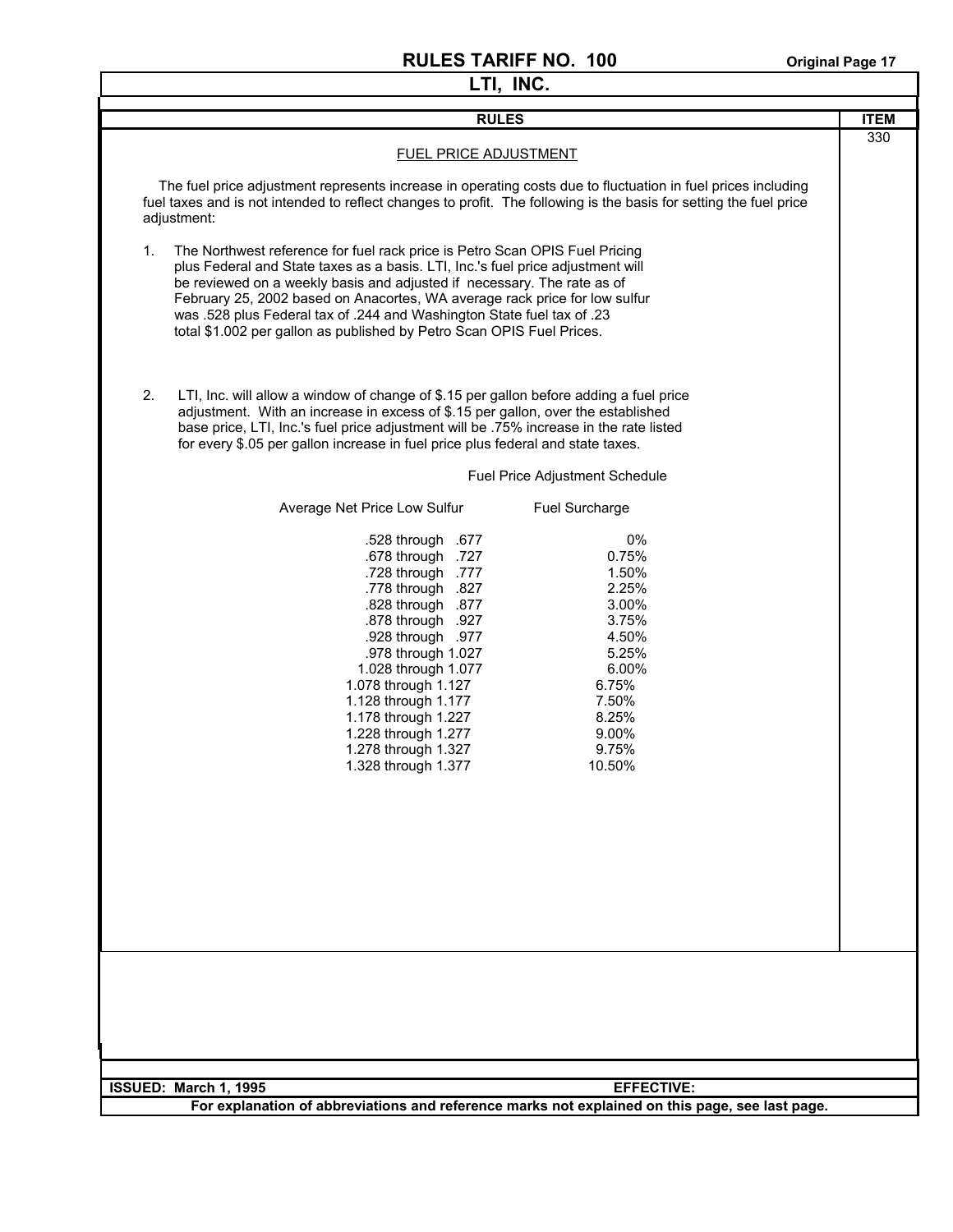# RULES TARIFF NO. 100

## LTI, INC.

| RULES | ITEM |
|---|---|
| FUEL PRICE ADJUSTMENT | 330 |

### FUEL PRICE ADJUSTMENT

The fuel price adjustment represents increase in operating costs due to fluctuation in fuel prices including fuel taxes and is not intended to reflect changes to profit. The following is the basis for setting the fuel price adjustment:

1. The Northwest reference for fuel rack price is Petro Scan OPIS Fuel Pricing plus Federal and State taxes as a basis. LTI, Inc.'s fuel price adjustment will be reviewed on a weekly basis and adjusted if necessary. The rate as of February 25, 2002 based on Anacortes, WA average rack price for low sulfur was .528 plus Federal tax of .244 and Washington State fuel tax of .23 total $1.002 per gallon as published by Petro Scan OPIS Fuel Prices.

2. LTI, Inc. will allow a window of change of $.15 per gallon before adding a fuel price adjustment. With an increase in excess of $.15 per gallon, over the established base price, LTI, Inc.'s fuel price adjustment will be .75% increase in the rate listed for every $.05 per gallon increase in fuel price plus federal and state taxes.

Fuel Price Adjustment Schedule

| Average Net Price Low Sulfur | Fuel Surcharge |
|---|---|
| .528 through .677 | 0% |
| .678 through .727 | 0.75% |
| .728 through .777 | 1.50% |
| .778 through .827 | 2.25% |
| .828 through .877 | 3.00% |
| .878 through .927 | 3.75% |
| .928 through .977 | 4.50% |
| .978 through 1.027 | 5.25% |
| 1.028 through 1.077 | 6.00% |
| 1.078 through 1.127 | 6.75% |
| 1.128 through 1.177 | 7.50% |
| 1.178 through 1.227 | 8.25% |
| 1.228 through 1.277 | 9.00% |
| 1.278 through 1.327 | 9.75% |
| 1.328 through 1.377 | 10.50% |

**ISSUED: March 1, 1995** **EFFECTIVE:**

**For explanation of abbreviations and reference marks not explained on this page, see last page.**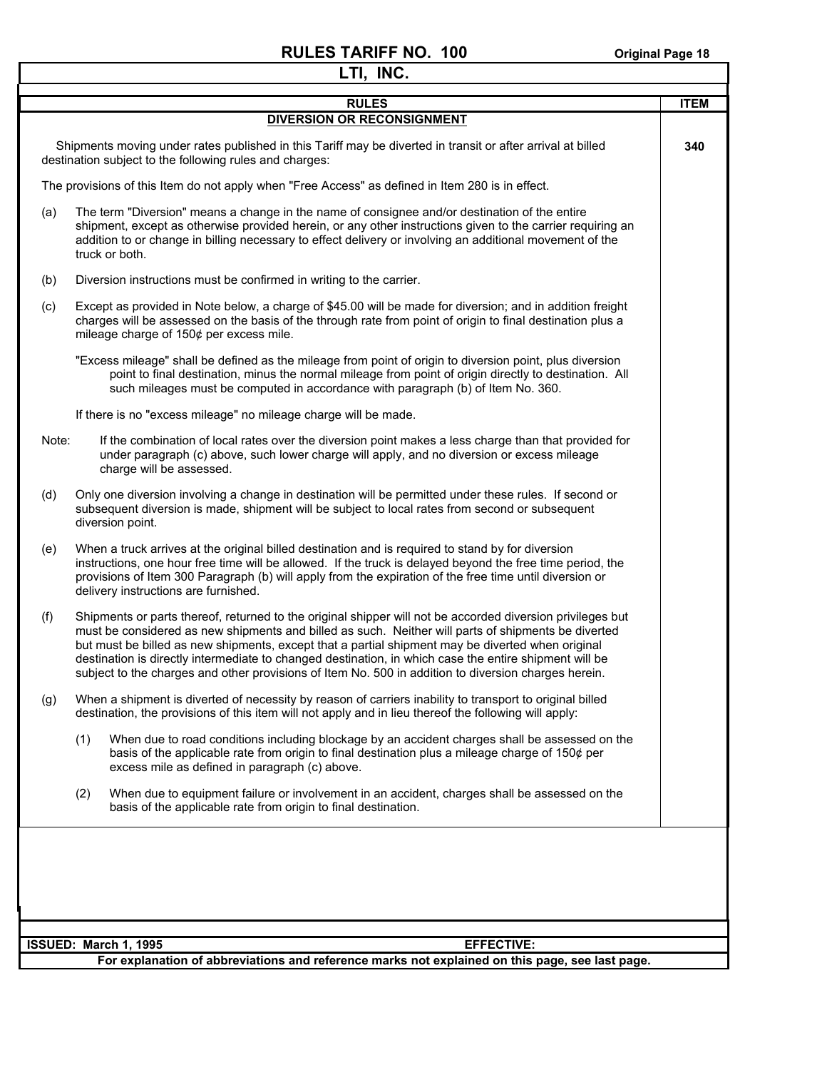# RULES TARIFF NO. 100

Original Page 18

## LTI, INC.

| RULES | ITEM |
|---|---|
| **DIVERSION OR RECONSIGNMENT** | |

**ITEM 340**

Shipments moving under rates published in this Tariff may be diverted in transit or after arrival at billed destination subject to the following rules and charges:

The provisions of this Item do not apply when "Free Access" as defined in Item 280 is in effect.

(a) The term "Diversion" means a change in the name of consignee and/or destination of the entire shipment, except as otherwise provided herein, or any other instructions given to the carrier requiring an addition to or change in billing necessary to effect delivery or involving an additional movement of the truck or both.

(b) Diversion instructions must be confirmed in writing to the carrier.

(c) Except as provided in Note below, a charge of $45.00 will be made for diversion; and in addition freight charges will be assessed on the basis of the through rate from point of origin to final destination plus a mileage charge of 150¢ per excess mile.

"Excess mileage" shall be defined as the mileage from point of origin to diversion point, plus diversion point to final destination, minus the normal mileage from point of origin directly to destination. All such mileages must be computed in accordance with paragraph (b) of Item No. 360.

If there is no "excess mileage" no mileage charge will be made.

Note: If the combination of local rates over the diversion point makes a less charge than that provided for under paragraph (c) above, such lower charge will apply, and no diversion or excess mileage charge will be assessed.

(d) Only one diversion involving a change in destination will be permitted under these rules. If second or subsequent diversion is made, shipment will be subject to local rates from second or subsequent diversion point.

(e) When a truck arrives at the original billed destination and is required to stand by for diversion instructions, one hour free time will be allowed. If the truck is delayed beyond the free time period, the provisions of Item 300 Paragraph (b) will apply from the expiration of the free time until diversion or delivery instructions are furnished.

(f) Shipments or parts thereof, returned to the original shipper will not be accorded diversion privileges but must be considered as new shipments and billed as such. Neither will parts of shipments be diverted but must be billed as new shipments, except that a partial shipment may be diverted when original destination is directly intermediate to changed destination, in which case the entire shipment will be subject to the charges and other provisions of Item No. 500 in addition to diversion charges herein.

(g) When a shipment is diverted of necessity by reason of carriers inability to transport to original billed destination, the provisions of this item will not apply and in lieu thereof the following will apply:

(1) When due to road conditions including blockage by an accident charges shall be assessed on the basis of the applicable rate from origin to final destination plus a mileage charge of 150¢ per excess mile as defined in paragraph (c) above.

(2) When due to equipment failure or involvement in an accident, charges shall be assessed on the basis of the applicable rate from origin to final destination.

**ISSUED: March 1, 1995** **EFFECTIVE:**

**For explanation of abbreviations and reference marks not explained on this page, see last page.**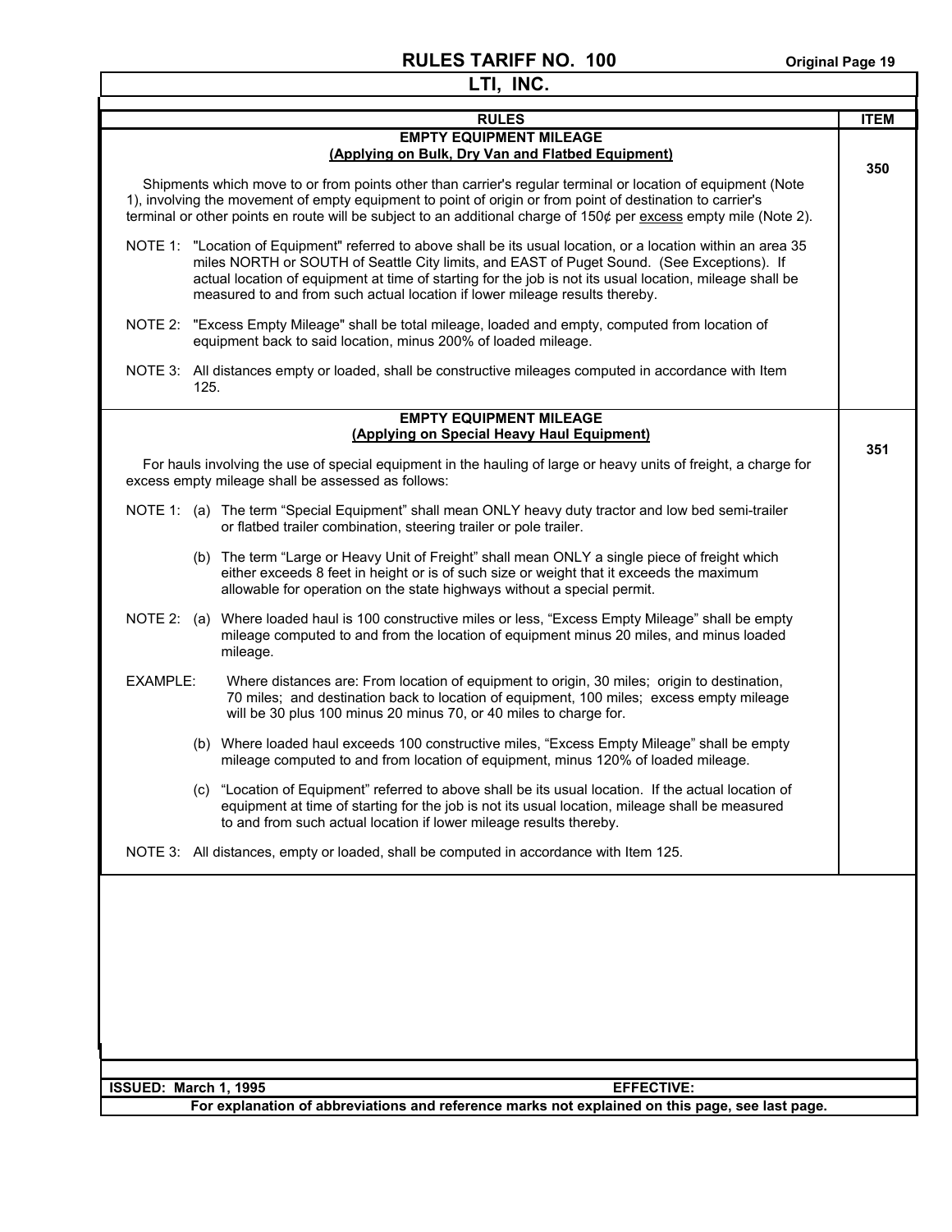# RULES TARIFF NO. 100

## LTI, INC.

| RULES | ITEM |
|---|---|
| **EMPTY EQUIPMENT MILEAGE**<br>**(Applying on Bulk, Dry Van and Flatbed Equipment)** | **350** |

**EMPTY EQUIPMENT MILEAGE**
**(Applying on Bulk, Dry Van and Flatbed Equipment)** — **ITEM 350**

Shipments which move to or from points other than carrier's regular terminal or location of equipment (Note 1), involving the movement of empty equipment to point of origin or from point of destination to carrier's terminal or other points en route will be subject to an additional charge of 150¢ per excess empty mile (Note 2).

NOTE 1: "Location of Equipment" referred to above shall be its usual location, or a location within an area 35 miles NORTH or SOUTH of Seattle City limits, and EAST of Puget Sound. (See Exceptions). If actual location of equipment at time of starting for the job is not its usual location, mileage shall be measured to and from such actual location if lower mileage results thereby.

NOTE 2: "Excess Empty Mileage" shall be total mileage, loaded and empty, computed from location of equipment back to said location, minus 200% of loaded mileage.

NOTE 3: All distances empty or loaded, shall be constructive mileages computed in accordance with Item 125.

**EMPTY EQUIPMENT MILEAGE**
**(Applying on Special Heavy Haul Equipment)** — **ITEM 351**

For hauls involving the use of special equipment in the hauling of large or heavy units of freight, a charge for excess empty mileage shall be assessed as follows:

NOTE 1: (a) The term "Special Equipment" shall mean ONLY heavy duty tractor and low bed semi-trailer or flatbed trailer combination, steering trailer or pole trailer.

(b) The term "Large or Heavy Unit of Freight" shall mean ONLY a single piece of freight which either exceeds 8 feet in height or is of such size or weight that it exceeds the maximum allowable for operation on the state highways without a special permit.

NOTE 2: (a) Where loaded haul is 100 constructive miles or less, "Excess Empty Mileage" shall be empty mileage computed to and from the location of equipment minus 20 miles, and minus loaded mileage.

EXAMPLE: Where distances are: From location of equipment to origin, 30 miles; origin to destination, 70 miles; and destination back to location of equipment, 100 miles; excess empty mileage will be 30 plus 100 minus 20 minus 70, or 40 miles to charge for.

(b) Where loaded haul exceeds 100 constructive miles, "Excess Empty Mileage" shall be empty mileage computed to and from location of equipment, minus 120% of loaded mileage.

(c) "Location of Equipment" referred to above shall be its usual location. If the actual location of equipment at time of starting for the job is not its usual location, mileage shall be measured to and from such actual location if lower mileage results thereby.

NOTE 3: All distances, empty or loaded, shall be computed in accordance with Item 125.

**ISSUED: March 1, 1995** **EFFECTIVE:**

**For explanation of abbreviations and reference marks not explained on this page, see last page.**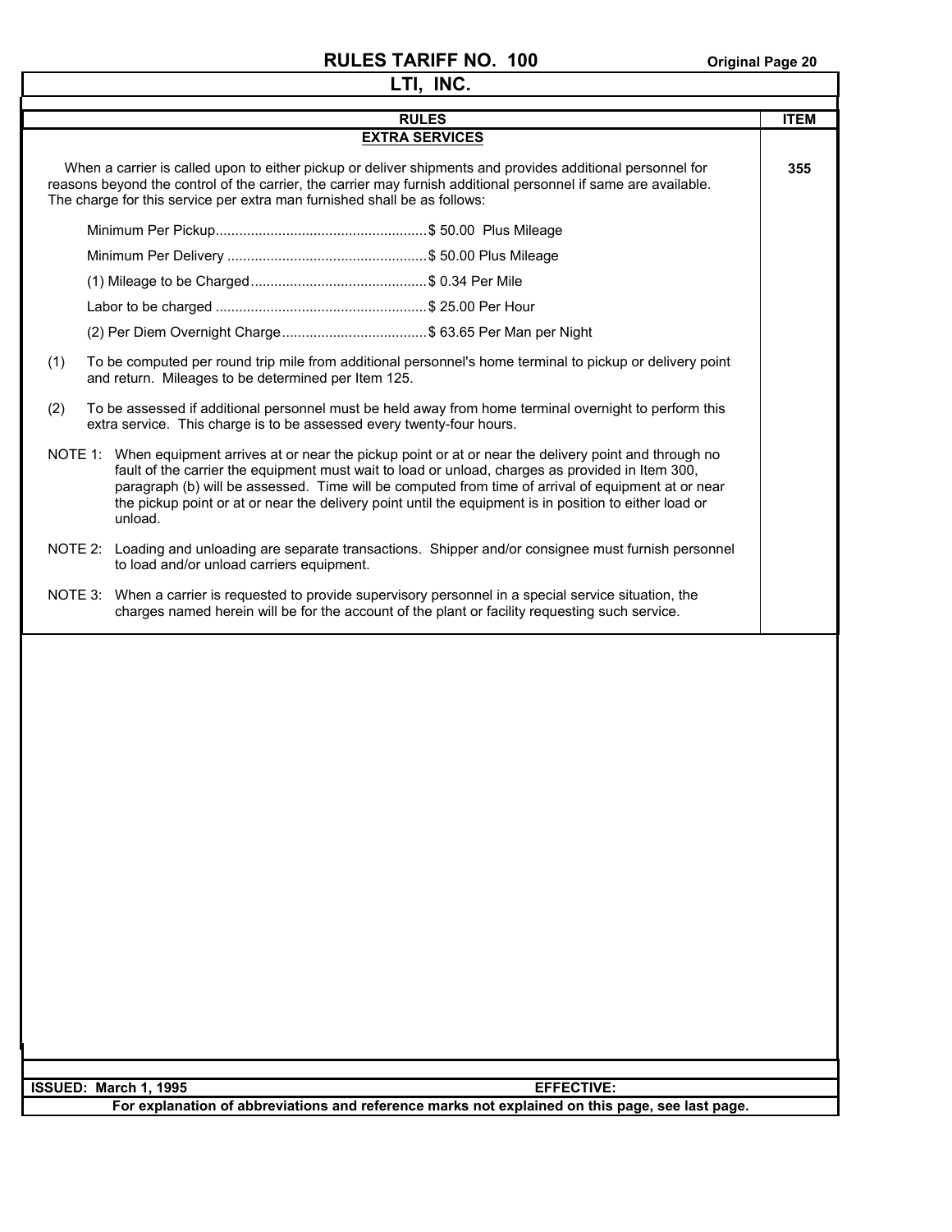# RULES TARIFF NO. 100

## LTI, INC.

| RULES | ITEM |
|---|---|
| **EXTRA SERVICES** | |

When a carrier is called upon to either pickup or deliver shipments and provides additional personnel for reasons beyond the control of the carrier, the carrier may furnish additional personnel if same are available. The charge for this service per extra man furnished shall be as follows:

**ITEM 355**

- Minimum Per Pickup....................................................$ 50.00 Plus Mileage
- Minimum Per Delivery ..................................................$ 50.00 Plus Mileage
- (1) Mileage to be Charged............................................$ 0.34 Per Mile
- Labor to be charged .....................................................$ 25.00 Per Hour
- (2) Per Diem Overnight Charge....................................$ 63.65 Per Man per Night

(1) To be computed per round trip mile from additional personnel's home terminal to pickup or delivery point and return. Mileages to be determined per Item 125.

(2) To be assessed if additional personnel must be held away from home terminal overnight to perform this extra service. This charge is to be assessed every twenty-four hours.

NOTE 1: When equipment arrives at or near the pickup point or at or near the delivery point and through no fault of the carrier the equipment must wait to load or unload, charges as provided in Item 300, paragraph (b) will be assessed. Time will be computed from time of arrival of equipment at or near the pickup point or at or near the delivery point until the equipment is in position to either load or unload.

NOTE 2: Loading and unloading are separate transactions. Shipper and/or consignee must furnish personnel to load and/or unload carriers equipment.

NOTE 3: When a carrier is requested to provide supervisory personnel in a special service situation, the charges named herein will be for the account of the plant or facility requesting such service.

**ISSUED: March 1, 1995** **EFFECTIVE:**

**For explanation of abbreviations and reference marks not explained on this page, see last page.**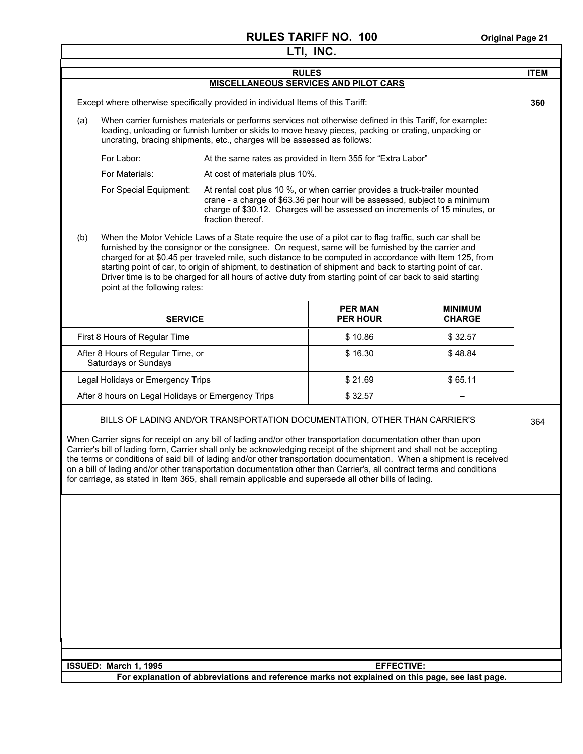# RULES TARIFF NO. 100

## LTI, INC.

### RULES

#### MISCELLANEOUS SERVICES AND PILOT CARS

**ITEM 360**

Except where otherwise specifically provided in individual Items of this Tariff:

(a) When carrier furnishes materials or performs services not otherwise defined in this Tariff, for example: loading, unloading or furnish lumber or skids to move heavy pieces, packing or crating, unpacking or uncrating, bracing shipments, etc., charges will be assessed as follows:

| | |
|---|---|
| For Labor: | At the same rates as provided in Item 355 for "Extra Labor" |
| For Materials: | At cost of materials plus 10%. |
| For Special Equipment: | At rental cost plus 10 %, or when carrier provides a truck-trailer mounted crane - a charge of $63.36 per hour will be assessed, subject to a minimum charge of $30.12. Charges will be assessed on increments of 15 minutes, or fraction thereof. |

(b) When the Motor Vehicle Laws of a State require the use of a pilot car to flag traffic, such car shall be furnished by the consignor or the consignee. On request, same will be furnished by the carrier and charged for at $0.45 per traveled mile, such distance to be computed in accordance with Item 125, from starting point of car, to origin of shipment, to destination of shipment and back to starting point of car. Driver time is to be charged for all hours of active duty from starting point of car back to said starting point at the following rates:

| SERVICE | PER MAN PER HOUR | MINIMUM CHARGE |
|---|---|---|
| First 8 Hours of Regular Time | $ 10.86 | $ 32.57 |
| After 8 Hours of Regular Time, or Saturdays or Sundays | $ 16.30 | $ 48.84 |
| Legal Holidays or Emergency Trips | $ 21.69 | $ 65.11 |
| After 8 hours on Legal Holidays or Emergency Trips | $ 32.57 | – |

#### BILLS OF LADING AND/OR TRANSPORTATION DOCUMENTATION, OTHER THAN CARRIER'S

**ITEM 364**

When Carrier signs for receipt on any bill of lading and/or other transportation documentation other than upon Carrier's bill of lading form, Carrier shall only be acknowledging receipt of the shipment and shall not be accepting the terms or conditions of said bill of lading and/or other transportation documentation. When a shipment is received on a bill of lading and/or other transportation documentation other than Carrier's, all contract terms and conditions for carriage, as stated in Item 365, shall remain applicable and supersede all other bills of lading.

**ISSUED: March 1, 1995** **EFFECTIVE:**

**For explanation of abbreviations and reference marks not explained on this page, see last page.**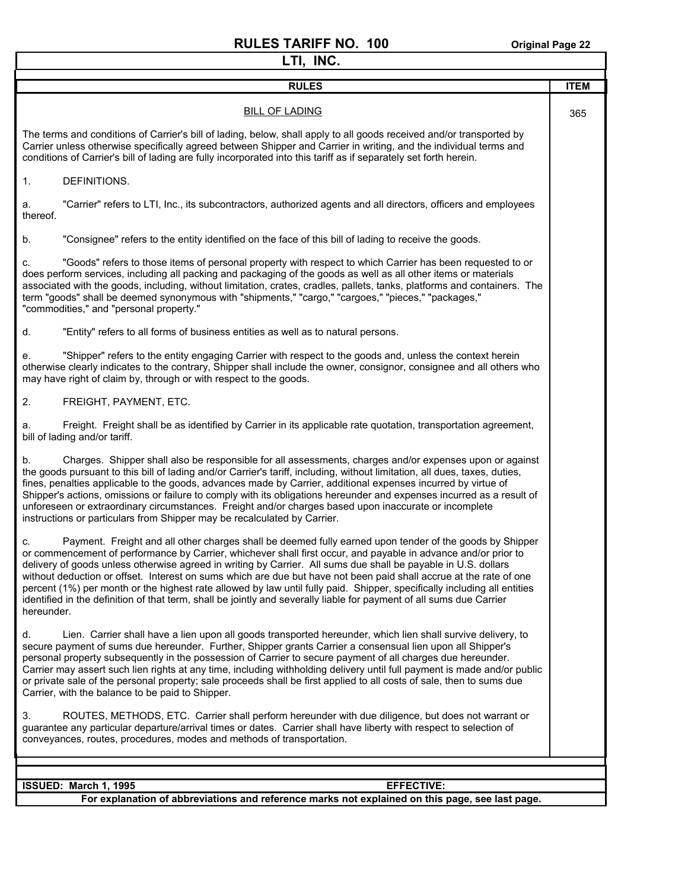# RULES TARIFF NO. 100

## LTI, INC.

| RULES | ITEM |
|---|---|

### BILL OF LADING

ITEM 365

The terms and conditions of Carrier's bill of lading, below, shall apply to all goods received and/or transported by Carrier unless otherwise specifically agreed between Shipper and Carrier in writing, and the individual terms and conditions of Carrier's bill of lading are fully incorporated into this tariff as if separately set forth herein.

1. DEFINITIONS.

a. "Carrier" refers to LTI, Inc., its subcontractors, authorized agents and all directors, officers and employees thereof.

b. "Consignee" refers to the entity identified on the face of this bill of lading to receive the goods.

c. "Goods" refers to those items of personal property with respect to which Carrier has been requested to or does perform services, including all packing and packaging of the goods as well as all other items or materials associated with the goods, including, without limitation, crates, cradles, pallets, tanks, platforms and containers. The term "goods" shall be deemed synonymous with "shipments," "cargo," "cargoes," "pieces," "packages," "commodities," and "personal property."

d. "Entity" refers to all forms of business entities as well as to natural persons.

e. "Shipper" refers to the entity engaging Carrier with respect to the goods and, unless the context herein otherwise clearly indicates to the contrary, Shipper shall include the owner, consignor, consignee and all others who may have right of claim by, through or with respect to the goods.

2. FREIGHT, PAYMENT, ETC.

a. Freight. Freight shall be as identified by Carrier in its applicable rate quotation, transportation agreement, bill of lading and/or tariff.

b. Charges. Shipper shall also be responsible for all assessments, charges and/or expenses upon or against the goods pursuant to this bill of lading and/or Carrier's tariff, including, without limitation, all dues, taxes, duties, fines, penalties applicable to the goods, advances made by Carrier, additional expenses incurred by virtue of Shipper's actions, omissions or failure to comply with its obligations hereunder and expenses incurred as a result of unforeseen or extraordinary circumstances. Freight and/or charges based upon inaccurate or incomplete instructions or particulars from Shipper may be recalculated by Carrier.

c. Payment. Freight and all other charges shall be deemed fully earned upon tender of the goods by Shipper or commencement of performance by Carrier, whichever shall first occur, and payable in advance and/or prior to delivery of goods unless otherwise agreed in writing by Carrier. All sums due shall be payable in U.S. dollars without deduction or offset. Interest on sums which are due but have not been paid shall accrue at the rate of one percent (1%) per month or the highest rate allowed by law until fully paid. Shipper, specifically including all entities identified in the definition of that term, shall be jointly and severally liable for payment of all sums due Carrier hereunder.

d. Lien. Carrier shall have a lien upon all goods transported hereunder, which lien shall survive delivery, to secure payment of sums due hereunder. Further, Shipper grants Carrier a consensual lien upon all Shipper's personal property subsequently in the possession of Carrier to secure payment of all charges due hereunder. Carrier may assert such lien rights at any time, including withholding delivery until full payment is made and/or public or private sale of the personal property; sale proceeds shall be first applied to all costs of sale, then to sums due Carrier, with the balance to be paid to Shipper.

3. ROUTES, METHODS, ETC. Carrier shall perform hereunder with due diligence, but does not warrant or guarantee any particular departure/arrival times or dates. Carrier shall have liberty with respect to selection of conveyances, routes, procedures, modes and methods of transportation.

**ISSUED: March 1, 1995** **EFFECTIVE:**

**For explanation of abbreviations and reference marks not explained on this page, see last page.**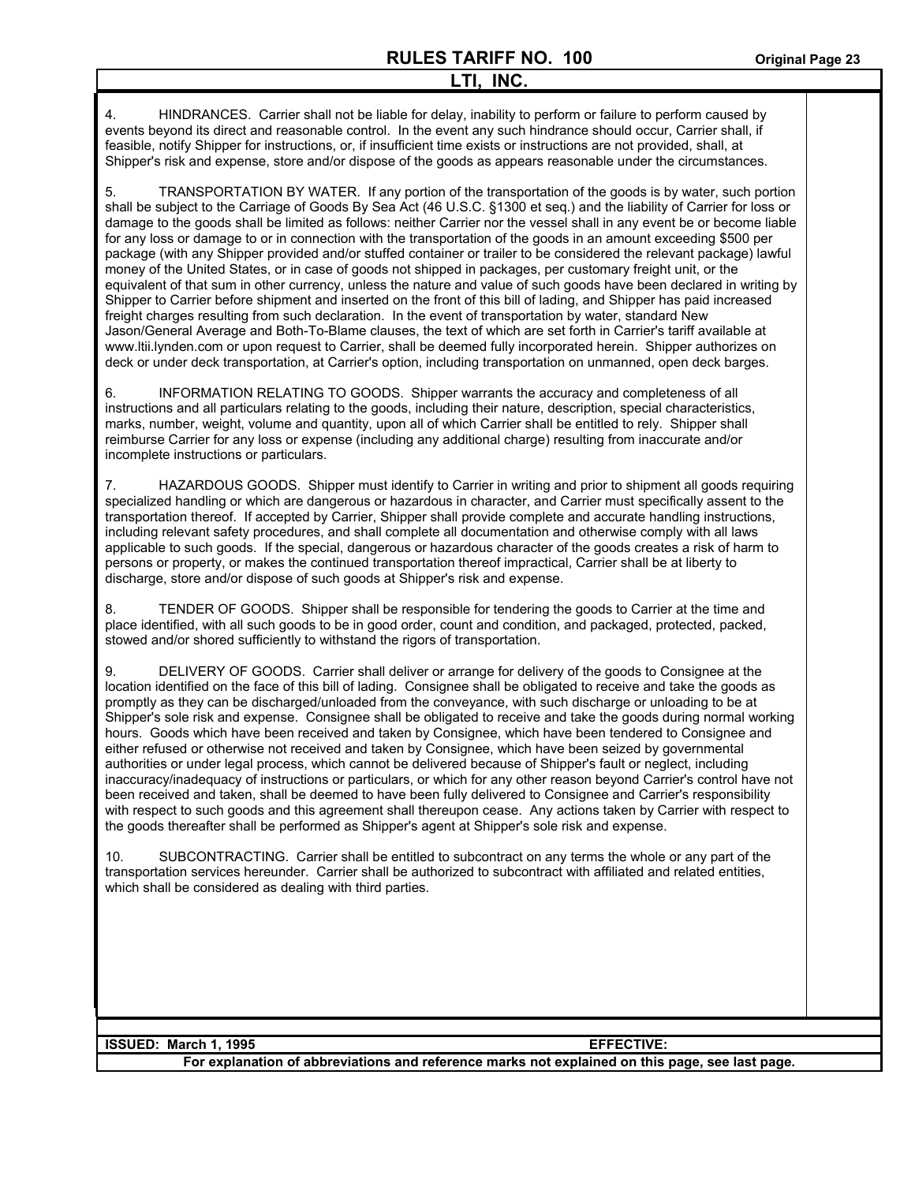4. HINDRANCES. Carrier shall not be liable for delay, inability to perform or failure to perform caused by events beyond its direct and reasonable control. In the event any such hindrance should occur, Carrier shall, if feasible, notify Shipper for instructions, or, if insufficient time exists or instructions are not provided, shall, at Shipper's risk and expense, store and/or dispose of the goods as appears reasonable under the circumstances.

5. TRANSPORTATION BY WATER. If any portion of the transportation of the goods is by water, such portion shall be subject to the Carriage of Goods By Sea Act (46 U.S.C. §1300 et seq.) and the liability of Carrier for loss or damage to the goods shall be limited as follows: neither Carrier nor the vessel shall in any event be or become liable for any loss or damage to or in connection with the transportation of the goods in an amount exceeding $500 per package (with any Shipper provided and/or stuffed container or trailer to be considered the relevant package) lawful money of the United States, or in case of goods not shipped in packages, per customary freight unit, or the equivalent of that sum in other currency, unless the nature and value of such goods have been declared in writing by Shipper to Carrier before shipment and inserted on the front of this bill of lading, and Shipper has paid increased freight charges resulting from such declaration. In the event of transportation by water, standard New Jason/General Average and Both-To-Blame clauses, the text of which are set forth in Carrier's tariff available at www.ltii.lynden.com or upon request to Carrier, shall be deemed fully incorporated herein. Shipper authorizes on deck or under deck transportation, at Carrier's option, including transportation on unmanned, open deck barges.

6. INFORMATION RELATING TO GOODS. Shipper warrants the accuracy and completeness of all instructions and all particulars relating to the goods, including their nature, description, special characteristics, marks, number, weight, volume and quantity, upon all of which Carrier shall be entitled to rely. Shipper shall reimburse Carrier for any loss or expense (including any additional charge) resulting from inaccurate and/or incomplete instructions or particulars.

7. HAZARDOUS GOODS. Shipper must identify to Carrier in writing and prior to shipment all goods requiring specialized handling or which are dangerous or hazardous in character, and Carrier must specifically assent to the transportation thereof. If accepted by Carrier, Shipper shall provide complete and accurate handling instructions, including relevant safety procedures, and shall complete all documentation and otherwise comply with all laws applicable to such goods. If the special, dangerous or hazardous character of the goods creates a risk of harm to persons or property, or makes the continued transportation thereof impractical, Carrier shall be at liberty to discharge, store and/or dispose of such goods at Shipper's risk and expense.

8. TENDER OF GOODS. Shipper shall be responsible for tendering the goods to Carrier at the time and place identified, with all such goods to be in good order, count and condition, and packaged, protected, packed, stowed and/or shored sufficiently to withstand the rigors of transportation.

9. DELIVERY OF GOODS. Carrier shall deliver or arrange for delivery of the goods to Consignee at the location identified on the face of this bill of lading. Consignee shall be obligated to receive and take the goods as promptly as they can be discharged/unloaded from the conveyance, with such discharge or unloading to be at Shipper's sole risk and expense. Consignee shall be obligated to receive and take the goods during normal working hours. Goods which have been received and taken by Consignee, which have been tendered to Consignee and either refused or otherwise not received and taken by Consignee, which have been seized by governmental authorities or under legal process, which cannot be delivered because of Shipper's fault or neglect, including inaccuracy/inadequacy of instructions or particulars, or which for any other reason beyond Carrier's control have not been received and taken, shall be deemed to have been fully delivered to Consignee and Carrier's responsibility with respect to such goods and this agreement shall thereupon cease. Any actions taken by Carrier with respect to the goods thereafter shall be performed as Shipper's agent at Shipper's sole risk and expense.

10. SUBCONTRACTING. Carrier shall be entitled to subcontract on any terms the whole or any part of the transportation services hereunder. Carrier shall be authorized to subcontract with affiliated and related entities, which shall be considered as dealing with third parties.

**ISSUED: March 1, 1995** **EFFECTIVE:**

**For explanation of abbreviations and reference marks not explained on this page, see last page.**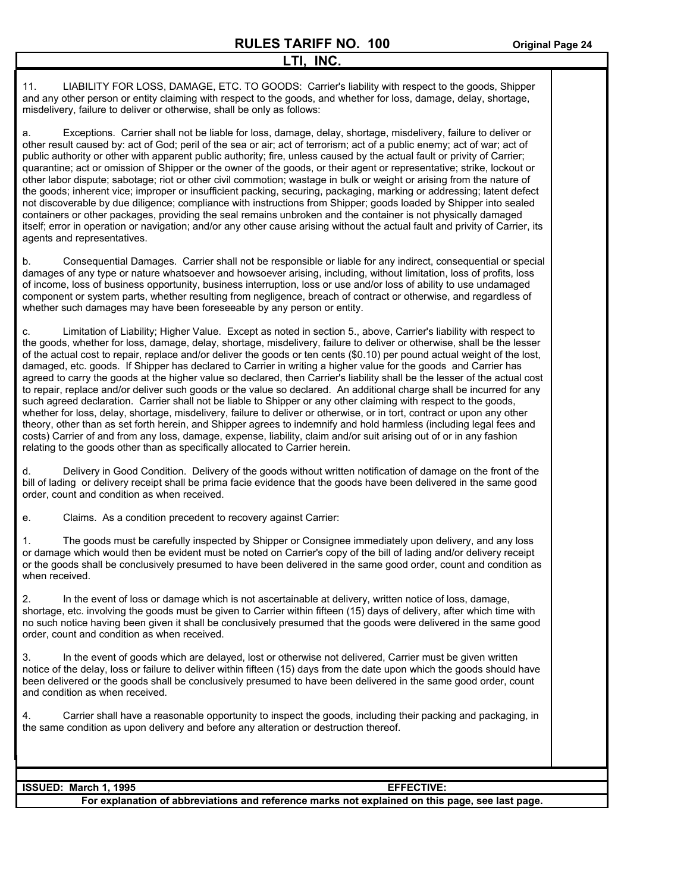11. LIABILITY FOR LOSS, DAMAGE, ETC. TO GOODS: Carrier's liability with respect to the goods, Shipper and any other person or entity claiming with respect to the goods, and whether for loss, damage, delay, shortage, misdelivery, failure to deliver or otherwise, shall be only as follows:

a. Exceptions. Carrier shall not be liable for loss, damage, delay, shortage, misdelivery, failure to deliver or other result caused by: act of God; peril of the sea or air; act of terrorism; act of a public enemy; act of war; act of public authority or other with apparent public authority; fire, unless caused by the actual fault or privity of Carrier; quarantine; act or omission of Shipper or the owner of the goods, or their agent or representative; strike, lockout or other labor dispute; sabotage; riot or other civil commotion; wastage in bulk or weight or arising from the nature of the goods; inherent vice; improper or insufficient packing, securing, packaging, marking or addressing; latent defect not discoverable by due diligence; compliance with instructions from Shipper; goods loaded by Shipper into sealed containers or other packages, providing the seal remains unbroken and the container is not physically damaged itself; error in operation or navigation; and/or any other cause arising without the actual fault and privity of Carrier, its agents and representatives.

b. Consequential Damages. Carrier shall not be responsible or liable for any indirect, consequential or special damages of any type or nature whatsoever and howsoever arising, including, without limitation, loss of profits, loss of income, loss of business opportunity, business interruption, loss or use and/or loss of ability to use undamaged component or system parts, whether resulting from negligence, breach of contract or otherwise, and regardless of whether such damages may have been foreseeable by any person or entity.

c. Limitation of Liability; Higher Value. Except as noted in section 5., above, Carrier's liability with respect to the goods, whether for loss, damage, delay, shortage, misdelivery, failure to deliver or otherwise, shall be the lesser of the actual cost to repair, replace and/or deliver the goods or ten cents ($0.10) per pound actual weight of the lost, damaged, etc. goods. If Shipper has declared to Carrier in writing a higher value for the goods and Carrier has agreed to carry the goods at the higher value so declared, then Carrier's liability shall be the lesser of the actual cost to repair, replace and/or deliver such goods or the value so declared. An additional charge shall be incurred for any such agreed declaration. Carrier shall not be liable to Shipper or any other claiming with respect to the goods, whether for loss, delay, shortage, misdelivery, failure to deliver or otherwise, or in tort, contract or upon any other theory, other than as set forth herein, and Shipper agrees to indemnify and hold harmless (including legal fees and costs) Carrier of and from any loss, damage, expense, liability, claim and/or suit arising out of or in any fashion relating to the goods other than as specifically allocated to Carrier herein.

d. Delivery in Good Condition. Delivery of the goods without written notification of damage on the front of the bill of lading or delivery receipt shall be prima facie evidence that the goods have been delivered in the same good order, count and condition as when received.

e. Claims. As a condition precedent to recovery against Carrier:

1. The goods must be carefully inspected by Shipper or Consignee immediately upon delivery, and any loss or damage which would then be evident must be noted on Carrier's copy of the bill of lading and/or delivery receipt or the goods shall be conclusively presumed to have been delivered in the same good order, count and condition as when received.

2. In the event of loss or damage which is not ascertainable at delivery, written notice of loss, damage, shortage, etc. involving the goods must be given to Carrier within fifteen (15) days of delivery, after which time with no such notice having been given it shall be conclusively presumed that the goods were delivered in the same good order, count and condition as when received.

3. In the event of goods which are delayed, lost or otherwise not delivered, Carrier must be given written notice of the delay, loss or failure to deliver within fifteen (15) days from the date upon which the goods should have been delivered or the goods shall be conclusively presumed to have been delivered in the same good order, count and condition as when received.

4. Carrier shall have a reasonable opportunity to inspect the goods, including their packing and packaging, in the same condition as upon delivery and before any alteration or destruction thereof.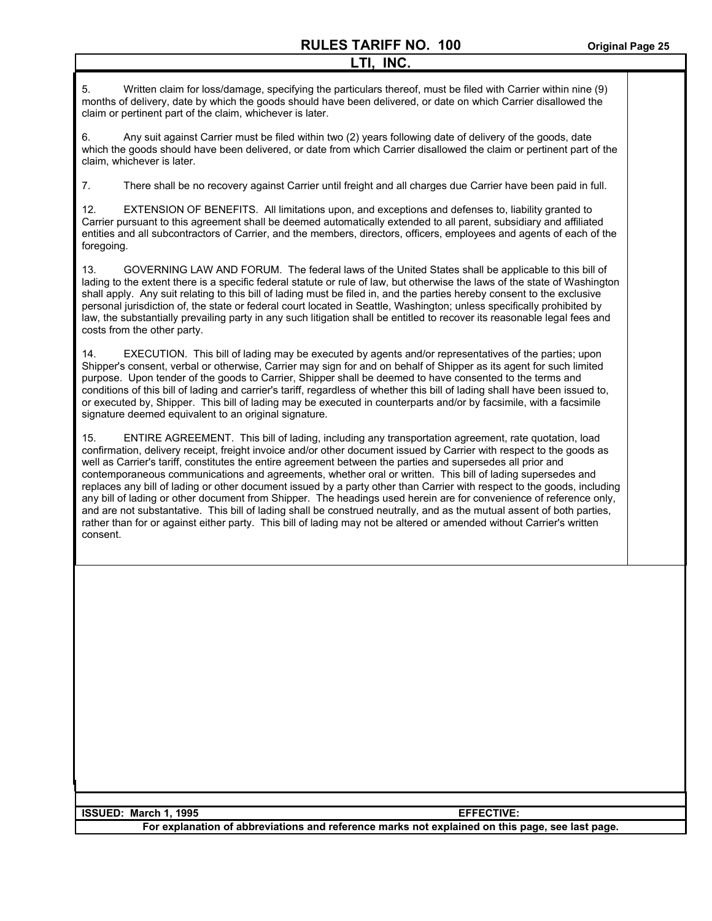5. Written claim for loss/damage, specifying the particulars thereof, must be filed with Carrier within nine (9) months of delivery, date by which the goods should have been delivered, or date on which Carrier disallowed the claim or pertinent part of the claim, whichever is later.

6. Any suit against Carrier must be filed within two (2) years following date of delivery of the goods, date which the goods should have been delivered, or date from which Carrier disallowed the claim or pertinent part of the claim, whichever is later.

7. There shall be no recovery against Carrier until freight and all charges due Carrier have been paid in full.

12. EXTENSION OF BENEFITS. All limitations upon, and exceptions and defenses to, liability granted to Carrier pursuant to this agreement shall be deemed automatically extended to all parent, subsidiary and affiliated entities and all subcontractors of Carrier, and the members, directors, officers, employees and agents of each of the foregoing.

13. GOVERNING LAW AND FORUM. The federal laws of the United States shall be applicable to this bill of lading to the extent there is a specific federal statute or rule of law, but otherwise the laws of the state of Washington shall apply. Any suit relating to this bill of lading must be filed in, and the parties hereby consent to the exclusive personal jurisdiction of, the state or federal court located in Seattle, Washington; unless specifically prohibited by law, the substantially prevailing party in any such litigation shall be entitled to recover its reasonable legal fees and costs from the other party.

14. EXECUTION. This bill of lading may be executed by agents and/or representatives of the parties; upon Shipper's consent, verbal or otherwise, Carrier may sign for and on behalf of Shipper as its agent for such limited purpose. Upon tender of the goods to Carrier, Shipper shall be deemed to have consented to the terms and conditions of this bill of lading and carrier's tariff, regardless of whether this bill of lading shall have been issued to, or executed by, Shipper. This bill of lading may be executed in counterparts and/or by facsimile, with a facsimile signature deemed equivalent to an original signature.

15. ENTIRE AGREEMENT. This bill of lading, including any transportation agreement, rate quotation, load confirmation, delivery receipt, freight invoice and/or other document issued by Carrier with respect to the goods as well as Carrier's tariff, constitutes the entire agreement between the parties and supersedes all prior and contemporaneous communications and agreements, whether oral or written. This bill of lading supersedes and replaces any bill of lading or other document issued by a party other than Carrier with respect to the goods, including any bill of lading or other document from Shipper. The headings used herein are for convenience of reference only, and are not substantative. This bill of lading shall be construed neutrally, and as the mutual assent of both parties, rather than for or against either party. This bill of lading may not be altered or amended without Carrier's written consent.

**ISSUED: March 1, 1995** **EFFECTIVE:**

**For explanation of abbreviations and reference marks not explained on this page, see last page.**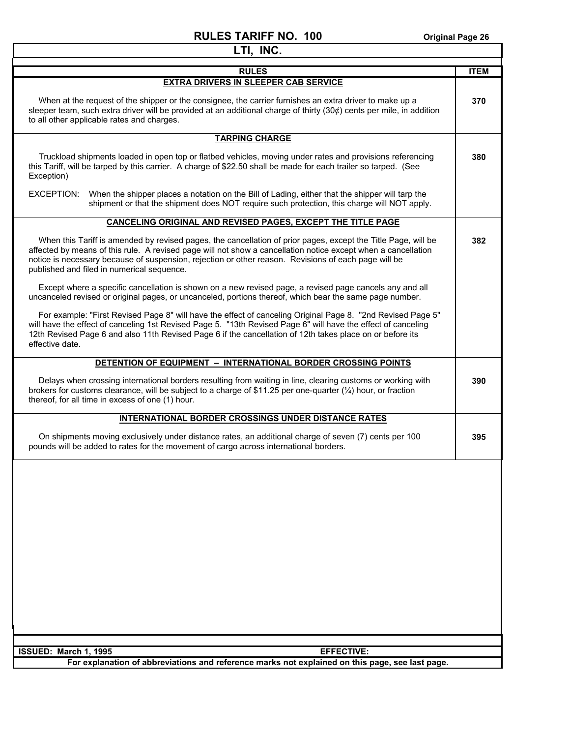# RULES TARIFF NO. 100

**Original Page 26**

## LTI, INC.

| RULES | ITEM |
|---|---|
| **EXTRA DRIVERS IN SLEEPER CAB SERVICE**<br><br>When at the request of the shipper or the consignee, the carrier furnishes an extra driver to make up a sleeper team, such extra driver will be provided at an additional charge of thirty (30¢) cents per mile, in addition to all other applicable rates and charges. | **370** |
| **TARPING CHARGE**<br><br>Truckload shipments loaded in open top or flatbed vehicles, moving under rates and provisions referencing this Tariff, will be tarped by this carrier. A charge of $22.50 shall be made for each trailer so tarped. (See Exception)<br><br>EXCEPTION: When the shipper places a notation on the Bill of Lading, either that the shipper will tarp the shipment or that the shipment does NOT require such protection, this charge will NOT apply. | **380** |
| **CANCELING ORIGINAL AND REVISED PAGES, EXCEPT THE TITLE PAGE**<br><br>When this Tariff is amended by revised pages, the cancellation of prior pages, except the Title Page, will be affected by means of this rule. A revised page will not show a cancellation notice except when a cancellation notice is necessary because of suspension, rejection or other reason. Revisions of each page will be published and filed in numerical sequence.<br><br>Except where a specific cancellation is shown on a new revised page, a revised page cancels any and all uncanceled revised or original pages, or uncanceled, portions thereof, which bear the same page number.<br><br>For example: "First Revised Page 8" will have the effect of canceling Original Page 8. "2nd Revised Page 5" will have the effect of canceling 1st Revised Page 5. "13th Revised Page 6" will have the effect of canceling 12th Revised Page 6 and also 11th Revised Page 6 if the cancellation of 12th takes place on or before its effective date. | **382** |
| **DETENTION OF EQUIPMENT – INTERNATIONAL BORDER CROSSING POINTS**<br><br>Delays when crossing international borders resulting from waiting in line, clearing customs or working with brokers for customs clearance, will be subject to a charge of $11.25 per one-quarter (¼) hour, or fraction thereof, for all time in excess of one (1) hour. | **390** |
| **INTERNATIONAL BORDER CROSSINGS UNDER DISTANCE RATES**<br><br>On shipments moving exclusively under distance rates, an additional charge of seven (7) cents per 100 pounds will be added to rates for the movement of cargo across international borders. | **395** |

**ISSUED: March 1, 1995** **EFFECTIVE:**

**For explanation of abbreviations and reference marks not explained on this page, see last page.**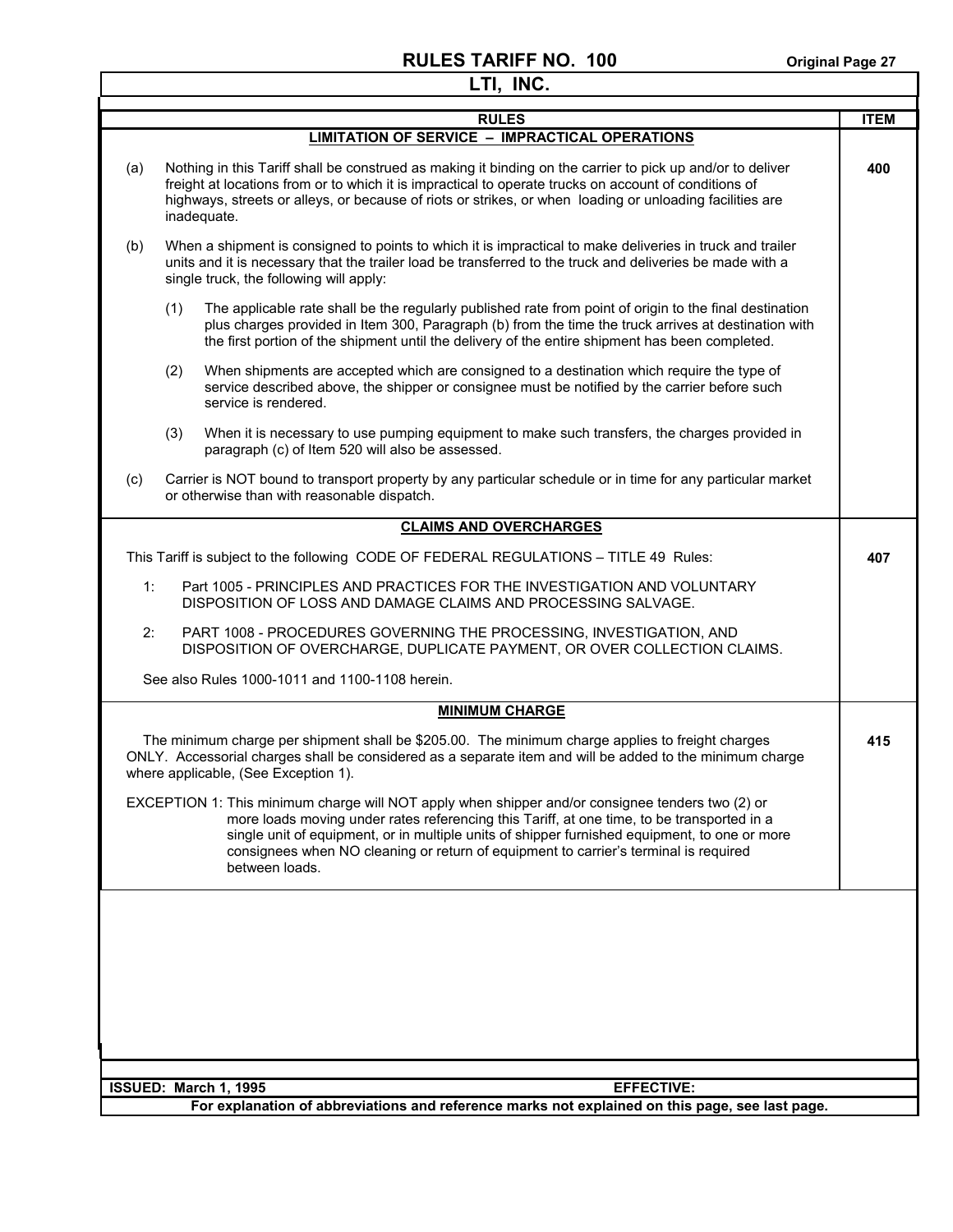# RULES TARIFF NO. 100

## LTI, INC.

| RULES | ITEM |
|---|---|
| **LIMITATION OF SERVICE – IMPRACTICAL OPERATIONS** | |

**ITEM 400**

(a) Nothing in this Tariff shall be construed as making it binding on the carrier to pick up and/or to deliver freight at locations from or to which it is impractical to operate trucks on account of conditions of highways, streets or alleys, or because of riots or strikes, or when loading or unloading facilities are inadequate.

(b) When a shipment is consigned to points to which it is impractical to make deliveries in truck and trailer units and it is necessary that the trailer load be transferred to the truck and deliveries be made with a single truck, the following will apply:

(1) The applicable rate shall be the regularly published rate from point of origin to the final destination plus charges provided in Item 300, Paragraph (b) from the time the truck arrives at destination with the first portion of the shipment until the delivery of the entire shipment has been completed.

(2) When shipments are accepted which are consigned to a destination which require the type of service described above, the shipper or consignee must be notified by the carrier before such service is rendered.

(3) When it is necessary to use pumping equipment to make such transfers, the charges provided in paragraph (c) of Item 520 will also be assessed.

(c) Carrier is NOT bound to transport property by any particular schedule or in time for any particular market or otherwise than with reasonable dispatch.

### CLAIMS AND OVERCHARGES

**ITEM 407**

This Tariff is subject to the following CODE OF FEDERAL REGULATIONS – TITLE 49 Rules:

1: Part 1005 - PRINCIPLES AND PRACTICES FOR THE INVESTIGATION AND VOLUNTARY DISPOSITION OF LOSS AND DAMAGE CLAIMS AND PROCESSING SALVAGE.

2: PART 1008 - PROCEDURES GOVERNING THE PROCESSING, INVESTIGATION, AND DISPOSITION OF OVERCHARGE, DUPLICATE PAYMENT, OR OVER COLLECTION CLAIMS.

See also Rules 1000-1011 and 1100-1108 herein.

### MINIMUM CHARGE

**ITEM 415**

The minimum charge per shipment shall be $205.00. The minimum charge applies to freight charges ONLY. Accessorial charges shall be considered as a separate item and will be added to the minimum charge where applicable, (See Exception 1).

EXCEPTION 1: This minimum charge will NOT apply when shipper and/or consignee tenders two (2) or more loads moving under rates referencing this Tariff, at one time, to be transported in a single unit of equipment, or in multiple units of shipper furnished equipment, to one or more consignees when NO cleaning or return of equipment to carrier's terminal is required between loads.

**ISSUED: March 1, 1995** **EFFECTIVE:**

**For explanation of abbreviations and reference marks not explained on this page, see last page.**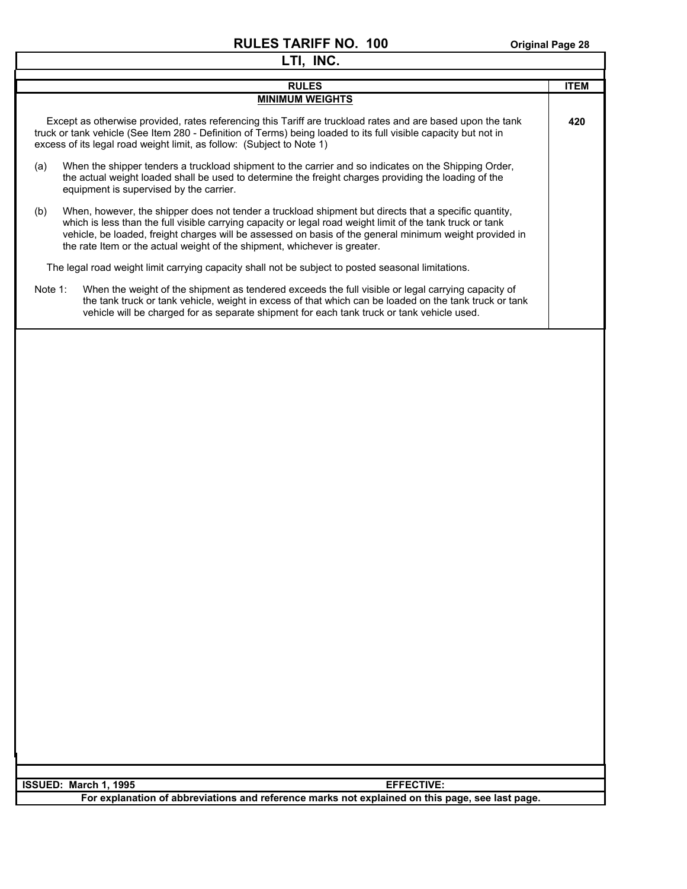| RULES | ITEM |
|---|---|
| **MINIMUM WEIGHTS** | |
| Except as otherwise provided, rates referencing this Tariff are truckload rates and are based upon the tank truck or tank vehicle (See Item 280 - Definition of Terms) being loaded to its full visible capacity but not in excess of its legal road weight limit, as follow: (Subject to Note 1) | **420** |
| (a) When the shipper tenders a truckload shipment to the carrier and so indicates on the Shipping Order, the actual weight loaded shall be used to determine the freight charges providing the loading of the equipment is supervised by the carrier. | |
| (b) When, however, the shipper does not tender a truckload shipment but directs that a specific quantity, which is less than the full visible carrying capacity or legal road weight limit of the tank truck or tank vehicle, be loaded, freight charges will be assessed on basis of the general minimum weight provided in the rate Item or the actual weight of the shipment, whichever is greater. | |
| The legal road weight limit carrying capacity shall not be subject to posted seasonal limitations. | |
| Note 1: When the weight of the shipment as tendered exceeds the full visible or legal carrying capacity of the tank truck or tank vehicle, weight in excess of that which can be loaded on the tank truck or tank vehicle will be charged for as separate shipment for each tank truck or tank vehicle used. | |

**ISSUED: March 1, 1995** **EFFECTIVE:**

**For explanation of abbreviations and reference marks not explained on this page, see last page.**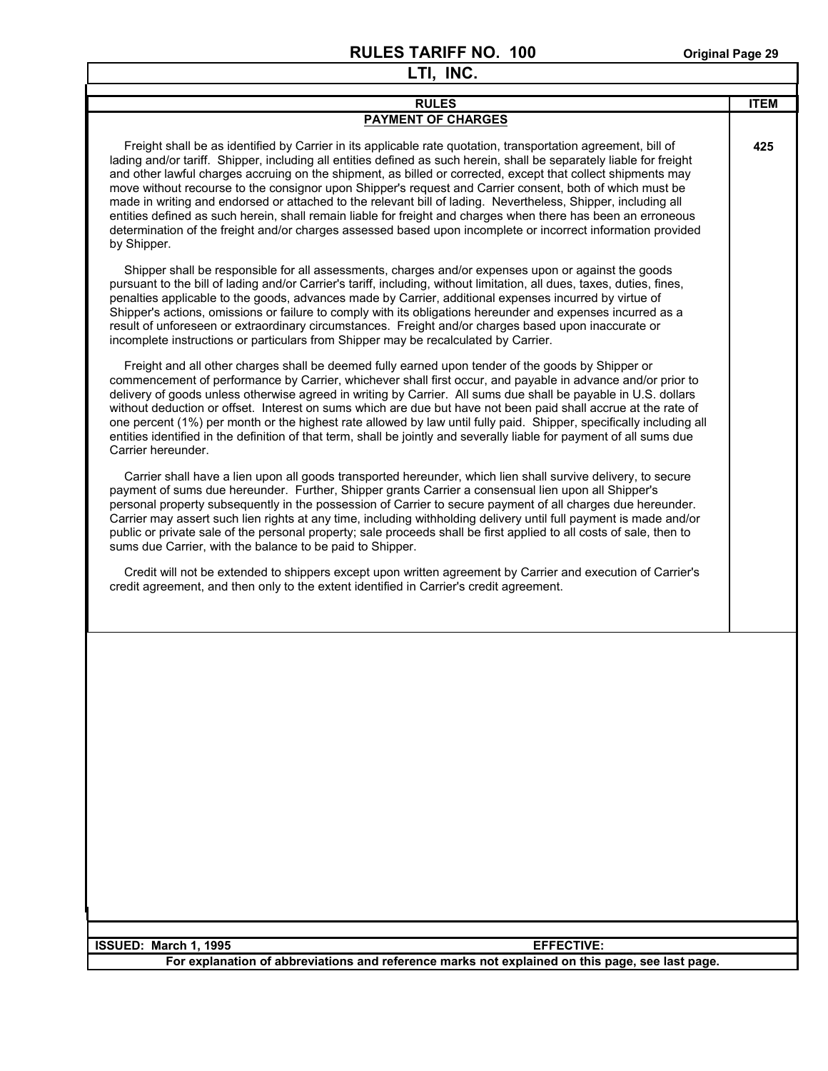# RULES TARIFF NO. 100

## LTI, INC.

| RULES | ITEM |
|---|---|
| **PAYMENT OF CHARGES** | |

**Item 425**

Freight shall be as identified by Carrier in its applicable rate quotation, transportation agreement, bill of lading and/or tariff. Shipper, including all entities defined as such herein, shall be separately liable for freight and other lawful charges accruing on the shipment, as billed or corrected, except that collect shipments may move without recourse to the consignor upon Shipper's request and Carrier consent, both of which must be made in writing and endorsed or attached to the relevant bill of lading. Nevertheless, Shipper, including all entities defined as such herein, shall remain liable for freight and charges when there has been an erroneous determination of the freight and/or charges assessed based upon incomplete or incorrect information provided by Shipper.

Shipper shall be responsible for all assessments, charges and/or expenses upon or against the goods pursuant to the bill of lading and/or Carrier's tariff, including, without limitation, all dues, taxes, duties, fines, penalties applicable to the goods, advances made by Carrier, additional expenses incurred by virtue of Shipper's actions, omissions or failure to comply with its obligations hereunder and expenses incurred as a result of unforeseen or extraordinary circumstances. Freight and/or charges based upon inaccurate or incomplete instructions or particulars from Shipper may be recalculated by Carrier.

Freight and all other charges shall be deemed fully earned upon tender of the goods by Shipper or commencement of performance by Carrier, whichever shall first occur, and payable in advance and/or prior to delivery of goods unless otherwise agreed in writing by Carrier. All sums due shall be payable in U.S. dollars without deduction or offset. Interest on sums which are due but have not been paid shall accrue at the rate of one percent (1%) per month or the highest rate allowed by law until fully paid. Shipper, specifically including all entities identified in the definition of that term, shall be jointly and severally liable for payment of all sums due Carrier hereunder.

Carrier shall have a lien upon all goods transported hereunder, which lien shall survive delivery, to secure payment of sums due hereunder. Further, Shipper grants Carrier a consensual lien upon all Shipper's personal property subsequently in the possession of Carrier to secure payment of all charges due hereunder. Carrier may assert such lien rights at any time, including withholding delivery until full payment is made and/or public or private sale of the personal property; sale proceeds shall be first applied to all costs of sale, then to sums due Carrier, with the balance to be paid to Shipper.

Credit will not be extended to shippers except upon written agreement by Carrier and execution of Carrier's credit agreement, and then only to the extent identified in Carrier's credit agreement.

**ISSUED: March 1, 1995** **EFFECTIVE:**

**For explanation of abbreviations and reference marks not explained on this page, see last page.**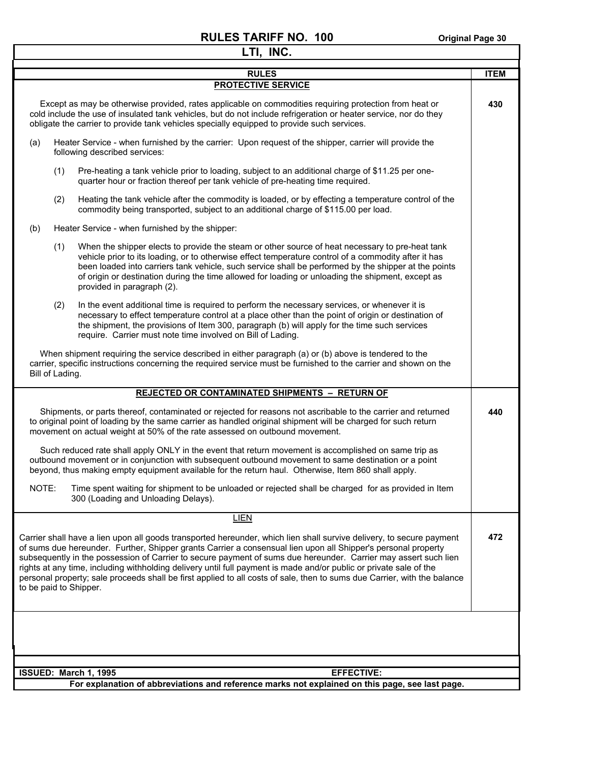# RULES TARIFF NO. 100

Original Page 30

## LTI, INC.

| RULES | ITEM |
|---|---|
| **PROTECTIVE SERVICE** | |

**ITEM 430**

Except as may be otherwise provided, rates applicable on commodities requiring protection from heat or cold include the use of insulated tank vehicles, but do not include refrigeration or heater service, nor do they obligate the carrier to provide tank vehicles specially equipped to provide such services.

(a) Heater Service - when furnished by the carrier: Upon request of the shipper, carrier will provide the following described services:

(1) Pre-heating a tank vehicle prior to loading, subject to an additional charge of $11.25 per one-quarter hour or fraction thereof per tank vehicle of pre-heating time required.

(2) Heating the tank vehicle after the commodity is loaded, or by effecting a temperature control of the commodity being transported, subject to an additional charge of $115.00 per load.

(b) Heater Service - when furnished by the shipper:

(1) When the shipper elects to provide the steam or other source of heat necessary to pre-heat tank vehicle prior to its loading, or to otherwise effect temperature control of a commodity after it has been loaded into carriers tank vehicle, such service shall be performed by the shipper at the points of origin or destination during the time allowed for loading or unloading the shipment, except as provided in paragraph (2).

(2) In the event additional time is required to perform the necessary services, or whenever it is necessary to effect temperature control at a place other than the point of origin or destination of the shipment, the provisions of Item 300, paragraph (b) will apply for the time such services require. Carrier must note time involved on Bill of Lading.

When shipment requiring the service described in either paragraph (a) or (b) above is tendered to the carrier, specific instructions concerning the required service must be furnished to the carrier and shown on the Bill of Lading.

**REJECTED OR CONTAMINATED SHIPMENTS – RETURN OF**

**ITEM 440**

Shipments, or parts thereof, contaminated or rejected for reasons not ascribable to the carrier and returned to original point of loading by the same carrier as handled original shipment will be charged for such return movement on actual weight at 50% of the rate assessed on outbound movement.

Such reduced rate shall apply ONLY in the event that return movement is accomplished on same trip as outbound movement or in conjunction with subsequent outbound movement to same destination or a point beyond, thus making empty equipment available for the return haul. Otherwise, Item 860 shall apply.

NOTE: Time spent waiting for shipment to be unloaded or rejected shall be charged for as provided in Item 300 (Loading and Unloading Delays).

**LIEN**

**ITEM 472**

Carrier shall have a lien upon all goods transported hereunder, which lien shall survive delivery, to secure payment of sums due hereunder. Further, Shipper grants Carrier a consensual lien upon all Shipper's personal property subsequently in the possession of Carrier to secure payment of sums due hereunder. Carrier may assert such lien rights at any time, including withholding delivery until full payment is made and/or public or private sale of the personal property; sale proceeds shall be first applied to all costs of sale, then to sums due Carrier, with the balance to be paid to Shipper.

**ISSUED: March 1, 1995** **EFFECTIVE:**

**For explanation of abbreviations and reference marks not explained on this page, see last page.**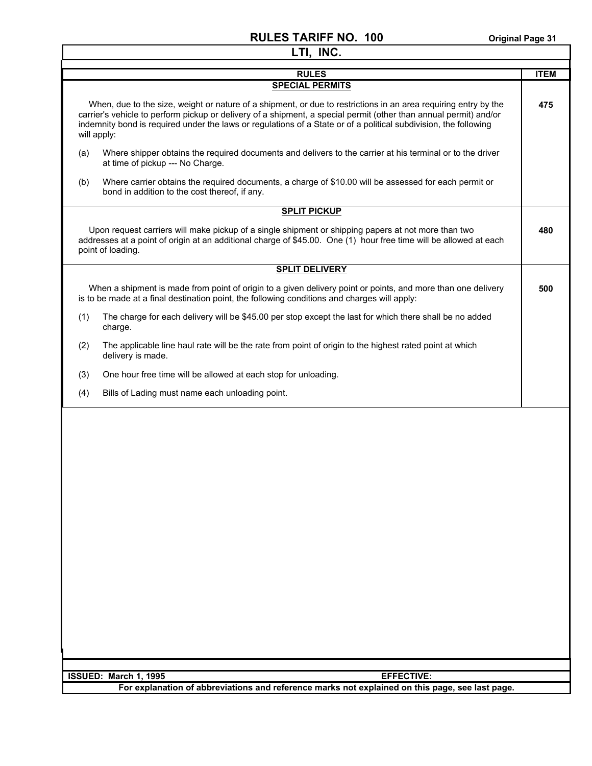# RULES TARIFF NO. 100

## LTI, INC.

| RULES | ITEM |
|---|---|
| **SPECIAL PERMITS** | |
| When, due to the size, weight or nature of a shipment, or due to restrictions in an area requiring entry by the carrier's vehicle to perform pickup or delivery of a shipment, a special permit (other than annual permit) and/or indemnity bond is required under the laws or regulations of a State or of a political subdivision, the following will apply:<br><br>(a) Where shipper obtains the required documents and delivers to the carrier at his terminal or to the driver at time of pickup --- No Charge.<br><br>(b) Where carrier obtains the required documents, a charge of $10.00 will be assessed for each permit or bond in addition to the cost thereof, if any. | **475** |
| **SPLIT PICKUP** | |
| Upon request carriers will make pickup of a single shipment or shipping papers at not more than two addresses at a point of origin at an additional charge of $45.00. One (1) hour free time will be allowed at each point of loading. | **480** |
| **SPLIT DELIVERY** | |
| When a shipment is made from point of origin to a given delivery point or points, and more than one delivery is to be made at a final destination point, the following conditions and charges will apply:<br><br>(1) The charge for each delivery will be $45.00 per stop except the last for which there shall be no added charge.<br><br>(2) The applicable line haul rate will be the rate from point of origin to the highest rated point at which delivery is made.<br><br>(3) One hour free time will be allowed at each stop for unloading.<br><br>(4) Bills of Lading must name each unloading point. | **500** |

**ISSUED: March 1, 1995** **EFFECTIVE:**

**For explanation of abbreviations and reference marks not explained on this page, see last page.**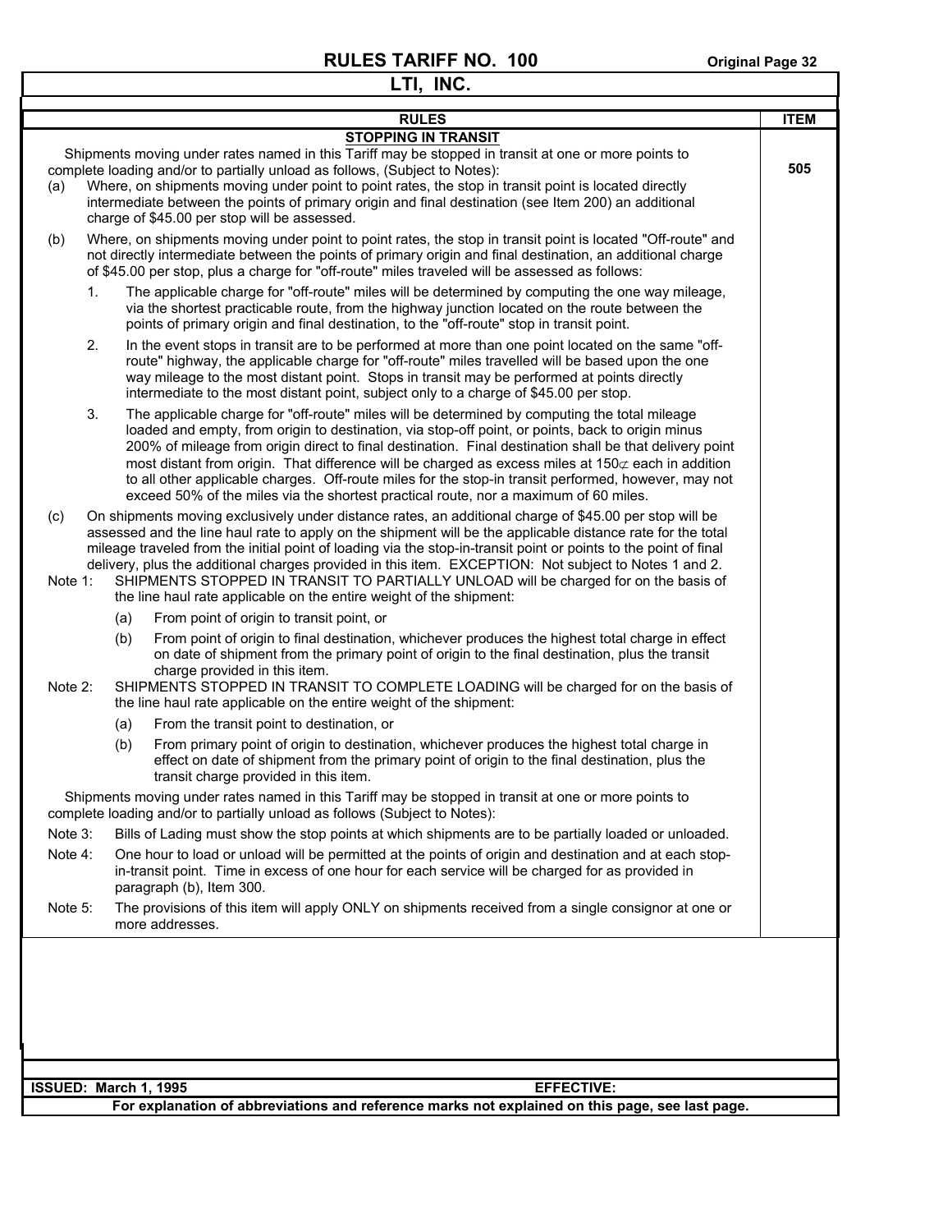# RULES TARIFF NO. 100

## LTI, INC.

| RULES | ITEM |
|---|---|

### STOPPING IN TRANSIT

**ITEM 505**

Shipments moving under rates named in this Tariff may be stopped in transit at one or more points to complete loading and/or to partially unload as follows, (Subject to Notes):

(a) Where, on shipments moving under point to point rates, the stop in transit point is located directly intermediate between the points of primary origin and final destination (see Item 200) an additional charge of $45.00 per stop will be assessed.

(b) Where, on shipments moving under point to point rates, the stop in transit point is located "Off-route" and not directly intermediate between the points of primary origin and final destination, an additional charge of $45.00 per stop, plus a charge for "off-route" miles traveled will be assessed as follows:

1. The applicable charge for "off-route" miles will be determined by computing the one way mileage, via the shortest practicable route, from the highway junction located on the route between the points of primary origin and final destination, to the "off-route" stop in transit point.

2. In the event stops in transit are to be performed at more than one point located on the same "off-route" highway, the applicable charge for "off-route" miles travelled will be based upon the one way mileage to the most distant point. Stops in transit may be performed at points directly intermediate to the most distant point, subject only to a charge of $45.00 per stop.

3. The applicable charge for "off-route" miles will be determined by computing the total mileage loaded and empty, from origin to destination, via stop-off point, or points, back to origin minus 200% of mileage from origin direct to final destination. Final destination shall be that delivery point most distant from origin. That difference will be charged as excess miles at 150¢ each in addition to all other applicable charges. Off-route miles for the stop-in transit performed, however, may not exceed 50% of the miles via the shortest practical route, nor a maximum of 60 miles.

(c) On shipments moving exclusively under distance rates, an additional charge of $45.00 per stop will be assessed and the line haul rate to apply on the shipment will be the applicable distance rate for the total mileage traveled from the initial point of loading via the stop-in-transit point or points to the point of final delivery, plus the additional charges provided in this item. EXCEPTION: Not subject to Notes 1 and 2.

Note 1: SHIPMENTS STOPPED IN TRANSIT TO PARTIALLY UNLOAD will be charged for on the basis of the line haul rate applicable on the entire weight of the shipment:

- (a) From point of origin to transit point, or
- (b) From point of origin to final destination, whichever produces the highest total charge in effect on date of shipment from the primary point of origin to the final destination, plus the transit charge provided in this item.

Note 2: SHIPMENTS STOPPED IN TRANSIT TO COMPLETE LOADING will be charged for on the basis of the line haul rate applicable on the entire weight of the shipment:

- (a) From the transit point to destination, or
- (b) From primary point of origin to destination, whichever produces the highest total charge in effect on date of shipment from the primary point of origin to the final destination, plus the transit charge provided in this item.

Shipments moving under rates named in this Tariff may be stopped in transit at one or more points to complete loading and/or to partially unload as follows (Subject to Notes):

Note 3: Bills of Lading must show the stop points at which shipments are to be partially loaded or unloaded.

Note 4: One hour to load or unload will be permitted at the points of origin and destination and at each stop-in-transit point. Time in excess of one hour for each service will be charged for as provided in paragraph (b), Item 300.

Note 5: The provisions of this item will apply ONLY on shipments received from a single consignor at one or more addresses.

**ISSUED: March 1, 1995** **EFFECTIVE:**

**For explanation of abbreviations and reference marks not explained on this page, see last page.**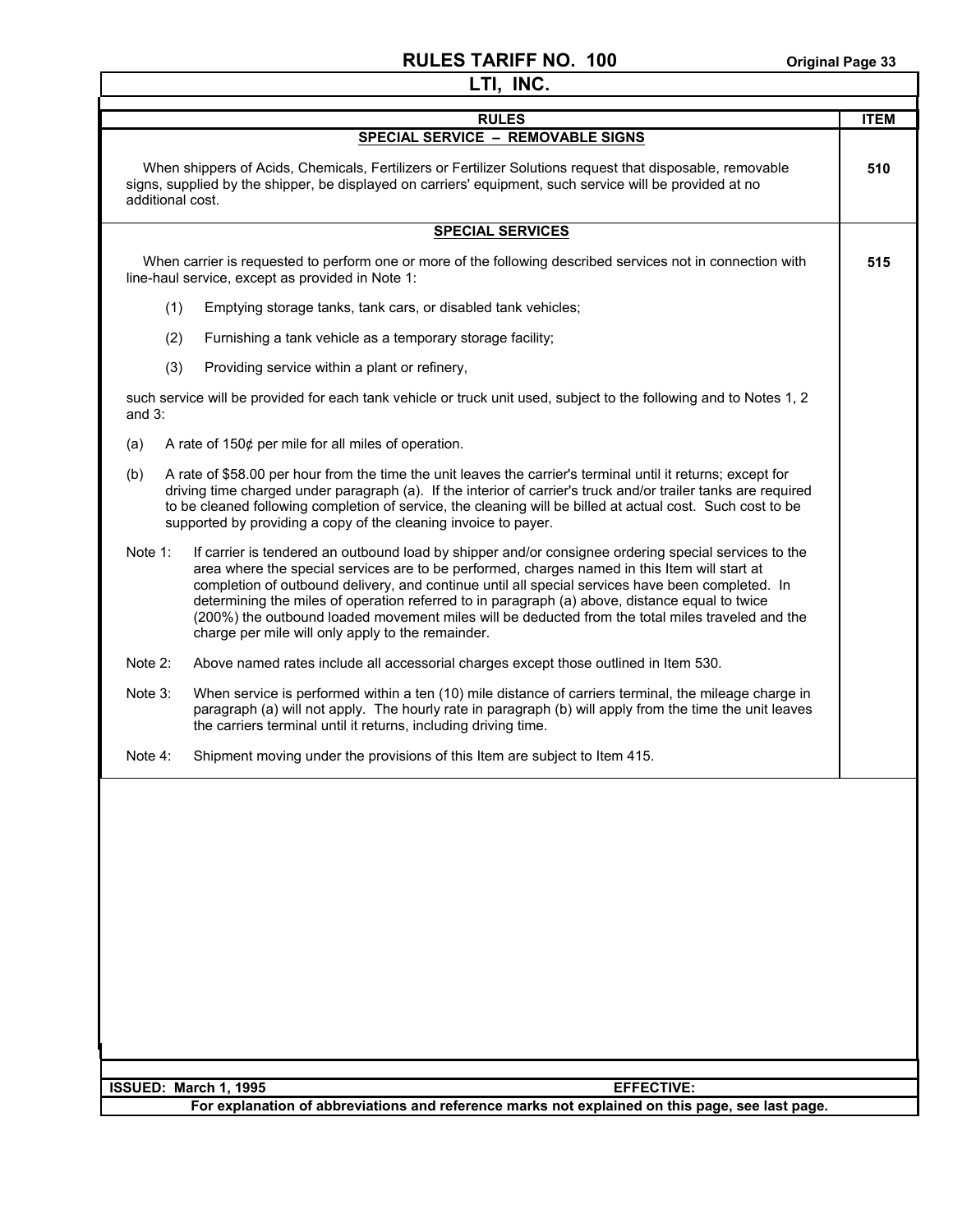# RULES TARIFF NO. 100

## LTI, INC.

| RULES | ITEM |
|---|---|
| **SPECIAL SERVICE – REMOVABLE SIGNS** | |
| When shippers of Acids, Chemicals, Fertilizers or Fertilizer Solutions request that disposable, removable signs, supplied by the shipper, be displayed on carriers' equipment, such service will be provided at no additional cost. | **510** |

**SPECIAL SERVICES** — **ITEM 515**

When carrier is requested to perform one or more of the following described services not in connection with line-haul service, except as provided in Note 1:

(1) Emptying storage tanks, tank cars, or disabled tank vehicles;

(2) Furnishing a tank vehicle as a temporary storage facility;

(3) Providing service within a plant or refinery,

such service will be provided for each tank vehicle or truck unit used, subject to the following and to Notes 1, 2 and 3:

(a) A rate of 150¢ per mile for all miles of operation.

(b) A rate of $58.00 per hour from the time the unit leaves the carrier's terminal until it returns; except for driving time charged under paragraph (a). If the interior of carrier's truck and/or trailer tanks are required to be cleaned following completion of service, the cleaning will be billed at actual cost. Such cost to be supported by providing a copy of the cleaning invoice to payer.

Note 1: If carrier is tendered an outbound load by shipper and/or consignee ordering special services to the area where the special services are to be performed, charges named in this Item will start at completion of outbound delivery, and continue until all special services have been completed. In determining the miles of operation referred to in paragraph (a) above, distance equal to twice (200%) the outbound loaded movement miles will be deducted from the total miles traveled and the charge per mile will only apply to the remainder.

Note 2: Above named rates include all accessorial charges except those outlined in Item 530.

Note 3: When service is performed within a ten (10) mile distance of carriers terminal, the mileage charge in paragraph (a) will not apply. The hourly rate in paragraph (b) will apply from the time the unit leaves the carriers terminal until it returns, including driving time.

Note 4: Shipment moving under the provisions of this Item are subject to Item 415.

**ISSUED: March 1, 1995** **EFFECTIVE:**

**For explanation of abbreviations and reference marks not explained on this page, see last page.**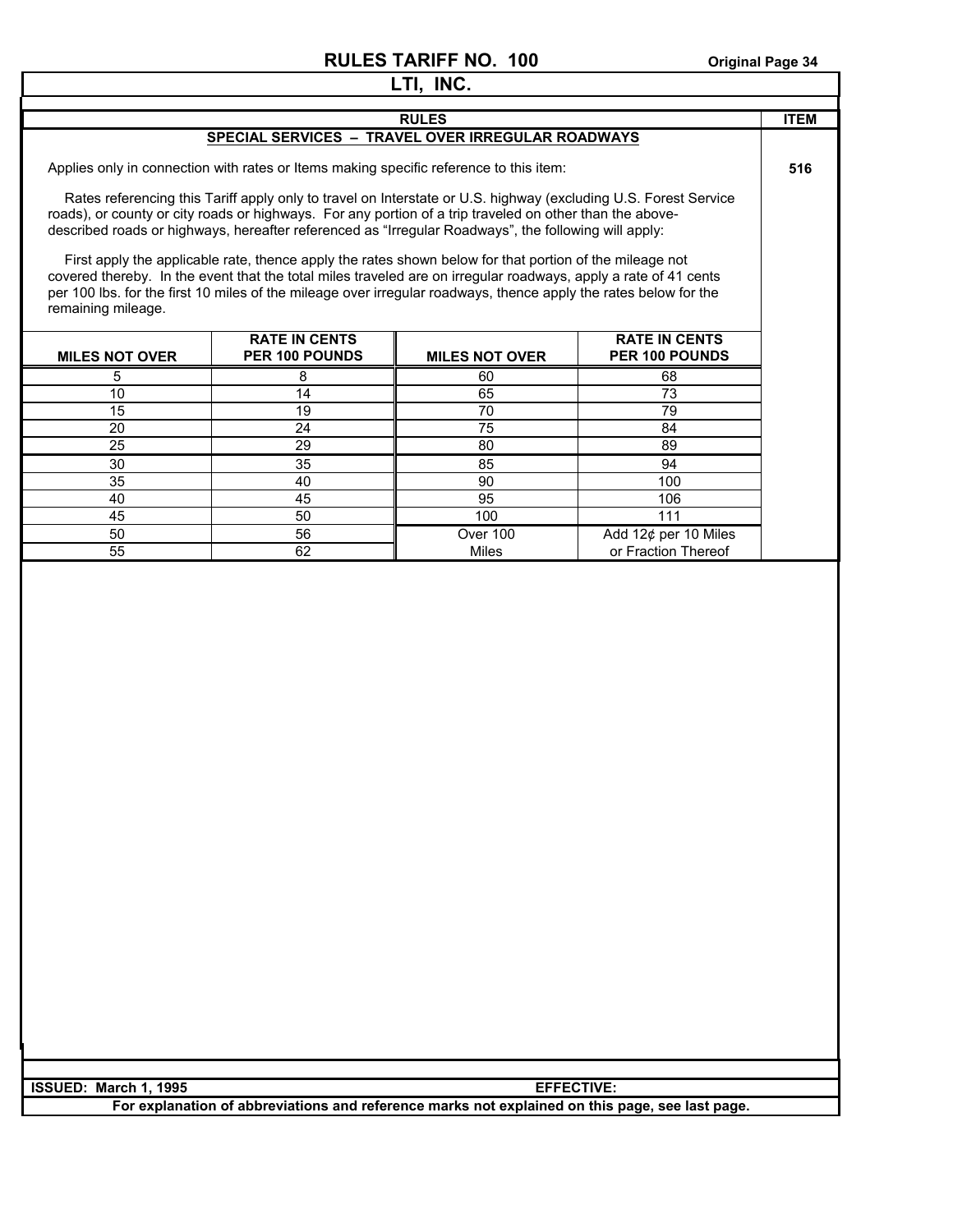# RULES TARIFF NO. 100

## LTI, INC.

| RULES | ITEM |
|---|---|
| **SPECIAL SERVICES – TRAVEL OVER IRREGULAR ROADWAYS** | |

**ITEM 516**

Applies only in connection with rates or Items making specific reference to this item:

Rates referencing this Tariff apply only to travel on Interstate or U.S. highway (excluding U.S. Forest Service roads), or county or city roads or highways. For any portion of a trip traveled on other than the above-described roads or highways, hereafter referenced as "Irregular Roadways", the following will apply:

First apply the applicable rate, thence apply the rates shown below for that portion of the mileage not covered thereby. In the event that the total miles traveled are on irregular roadways, apply a rate of 41 cents per 100 lbs. for the first 10 miles of the mileage over irregular roadways, thence apply the rates below for the remaining mileage.

| MILES NOT OVER | RATE IN CENTS PER 100 POUNDS | MILES NOT OVER | RATE IN CENTS PER 100 POUNDS |
|---|---|---|---|
| 5 | 8 | 60 | 68 |
| 10 | 14 | 65 | 73 |
| 15 | 19 | 70 | 79 |
| 20 | 24 | 75 | 84 |
| 25 | 29 | 80 | 89 |
| 30 | 35 | 85 | 94 |
| 35 | 40 | 90 | 100 |
| 40 | 45 | 95 | 106 |
| 45 | 50 | 100 | 111 |
| 50 | 56 | Over 100 Miles | Add 12¢ per 10 Miles or Fraction Thereof |
| 55 | 62 | | |

**ISSUED: March 1, 1995** **EFFECTIVE:**

**For explanation of abbreviations and reference marks not explained on this page, see last page.**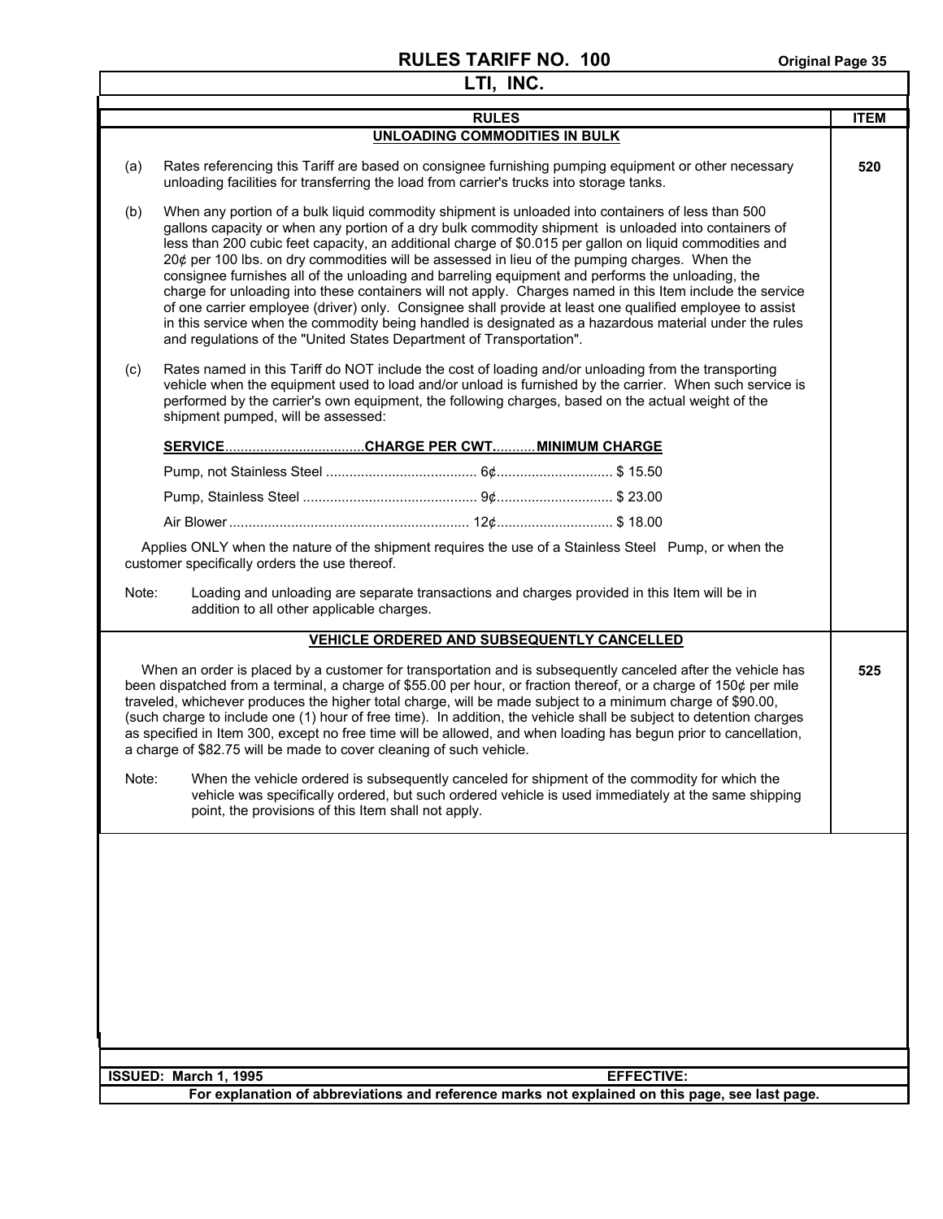**RULES TARIFF NO. 100**

**LTI, INC.**

| RULES | ITEM |
|---|---|
| **UNLOADING COMMODITIES IN BULK** | **520** |

(a) Rates referencing this Tariff are based on consignee furnishing pumping equipment or other necessary unloading facilities for transferring the load from carrier's trucks into storage tanks.

(b) When any portion of a bulk liquid commodity shipment is unloaded into containers of less than 500 gallons capacity or when any portion of a dry bulk commodity shipment is unloaded into containers of less than 200 cubic feet capacity, an additional charge of $0.015 per gallon on liquid commodities and 20¢ per 100 lbs. on dry commodities will be assessed in lieu of the pumping charges. When the consignee furnishes all of the unloading and barreling equipment and performs the unloading, the charge for unloading into these containers will not apply. Charges named in this Item include the service of one carrier employee (driver) only. Consignee shall provide at least one qualified employee to assist in this service when the commodity being handled is designated as a hazardous material under the rules and regulations of the "United States Department of Transportation".

(c) Rates named in this Tariff do NOT include the cost of loading and/or unloading from the transporting vehicle when the equipment used to load and/or unload is furnished by the carrier. When such service is performed by the carrier's own equipment, the following charges, based on the actual weight of the shipment pumped, will be assessed:

| SERVICE | CHARGE PER CWT | MINIMUM CHARGE |
|---|---|---|
| Pump, not Stainless Steel | 6¢ | $ 15.50 |
| Pump, Stainless Steel | 9¢ | $ 23.00 |
| Air Blower | 12¢ | $ 18.00 |

Applies ONLY when the nature of the shipment requires the use of a Stainless Steel Pump, or when the customer specifically orders the use thereof.

Note: Loading and unloading are separate transactions and charges provided in this Item will be in addition to all other applicable charges.

| RULES | ITEM |
|---|---|
| **VEHICLE ORDERED AND SUBSEQUENTLY CANCELLED** | **525** |

When an order is placed by a customer for transportation and is subsequently canceled after the vehicle has been dispatched from a terminal, a charge of $55.00 per hour, or fraction thereof, or a charge of 150¢ per mile traveled, whichever produces the higher total charge, will be made subject to a minimum charge of $90.00, (such charge to include one (1) hour of free time). In addition, the vehicle shall be subject to detention charges as specified in Item 300, except no free time will be allowed, and when loading has begun prior to cancellation, a charge of $82.75 will be made to cover cleaning of such vehicle.

Note: When the vehicle ordered is subsequently canceled for shipment of the commodity for which the vehicle was specifically ordered, but such ordered vehicle is used immediately at the same shipping point, the provisions of this Item shall not apply.

**ISSUED: March 1, 1995** **EFFECTIVE:**

**For explanation of abbreviations and reference marks not explained on this page, see last page.**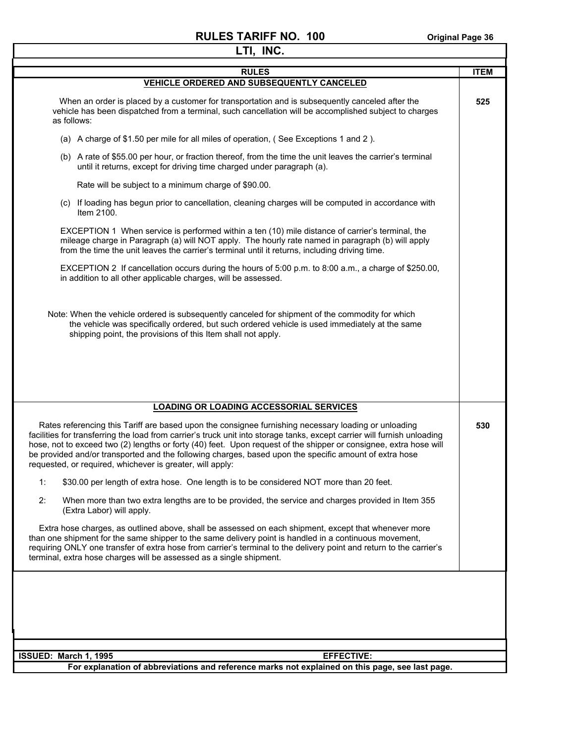# RULES TARIFF NO. 100

## LTI, INC.

| RULES | ITEM |
|---|---|
| **VEHICLE ORDERED AND SUBSEQUENTLY CANCELED** | |

**Item 525**

When an order is placed by a customer for transportation and is subsequently canceled after the vehicle has been dispatched from a terminal, such cancellation will be accomplished subject to charges as follows:

(a) A charge of $1.50 per mile for all miles of operation, ( See Exceptions 1 and 2 ).

(b) A rate of $55.00 per hour, or fraction thereof, from the time the unit leaves the carrier's terminal until it returns, except for driving time charged under paragraph (a).

Rate will be subject to a minimum charge of $90.00.

(c) If loading has begun prior to cancellation, cleaning charges will be computed in accordance with Item 2100.

EXCEPTION 1 When service is performed within a ten (10) mile distance of carrier's terminal, the mileage charge in Paragraph (a) will NOT apply. The hourly rate named in paragraph (b) will apply from the time the unit leaves the carrier's terminal until it returns, including driving time.

EXCEPTION 2 If cancellation occurs during the hours of 5:00 p.m. to 8:00 a.m., a charge of $250.00, in addition to all other applicable charges, will be assessed.

Note: When the vehicle ordered is subsequently canceled for shipment of the commodity for which the vehicle was specifically ordered, but such ordered vehicle is used immediately at the same shipping point, the provisions of this Item shall not apply.

**LOADING OR LOADING ACCESSORIAL SERVICES**

**Item 530**

Rates referencing this Tariff are based upon the consignee furnishing necessary loading or unloading facilities for transferring the load from carrier's truck unit into storage tanks, except carrier will furnish unloading hose, not to exceed two (2) lengths or forty (40) feet. Upon request of the shipper or consignee, extra hose will be provided and/or transported and the following charges, based upon the specific amount of extra hose requested, or required, whichever is greater, will apply:

1: $30.00 per length of extra hose. One length is to be considered NOT more than 20 feet.

2: When more than two extra lengths are to be provided, the service and charges provided in Item 355 (Extra Labor) will apply.

Extra hose charges, as outlined above, shall be assessed on each shipment, except that whenever more than one shipment for the same shipper to the same delivery point is handled in a continuous movement, requiring ONLY one transfer of extra hose from carrier's terminal to the delivery point and return to the carrier's terminal, extra hose charges will be assessed as a single shipment.

**ISSUED: March 1, 1995** **EFFECTIVE:**

**For explanation of abbreviations and reference marks not explained on this page, see last page.**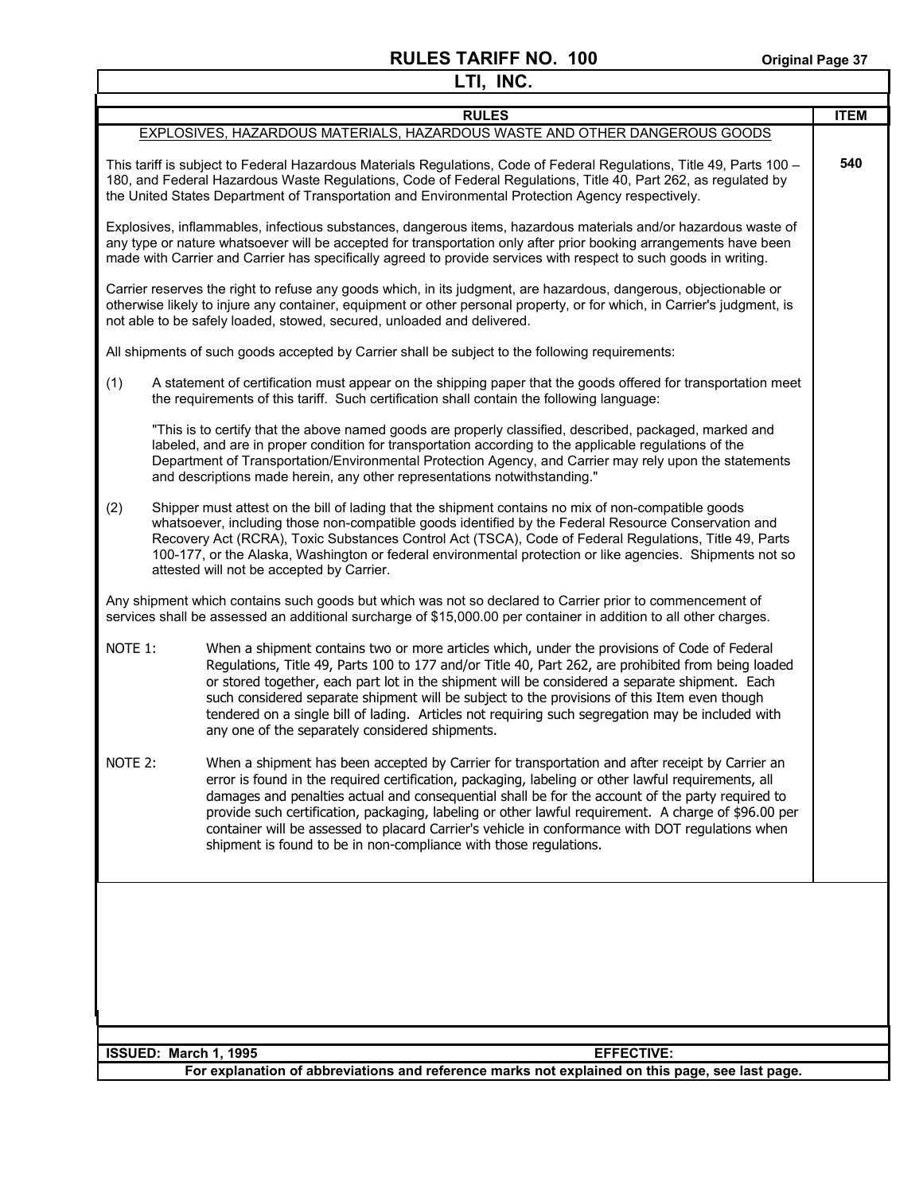# RULES TARIFF NO. 100

## LTI, INC.

| RULES | ITEM |
|---|---|
| EXPLOSIVES, HAZARDOUS MATERIALS, HAZARDOUS WASTE AND OTHER DANGEROUS GOODS | 540 |

This tariff is subject to Federal Hazardous Materials Regulations, Code of Federal Regulations, Title 49, Parts 100 – 180, and Federal Hazardous Waste Regulations, Code of Federal Regulations, Title 40, Part 262, as regulated by the United States Department of Transportation and Environmental Protection Agency respectively.

Explosives, inflammables, infectious substances, dangerous items, hazardous materials and/or hazardous waste of any type or nature whatsoever will be accepted for transportation only after prior booking arrangements have been made with Carrier and Carrier has specifically agreed to provide services with respect to such goods in writing.

Carrier reserves the right to refuse any goods which, in its judgment, are hazardous, dangerous, objectionable or otherwise likely to injure any container, equipment or other personal property, or for which, in Carrier's judgment, is not able to be safely loaded, stowed, secured, unloaded and delivered.

All shipments of such goods accepted by Carrier shall be subject to the following requirements:

(1) A statement of certification must appear on the shipping paper that the goods offered for transportation meet the requirements of this tariff. Such certification shall contain the following language:

"This is to certify that the above named goods are properly classified, described, packaged, marked and labeled, and are in proper condition for transportation according to the applicable regulations of the Department of Transportation/Environmental Protection Agency, and Carrier may rely upon the statements and descriptions made herein, any other representations notwithstanding."

(2) Shipper must attest on the bill of lading that the shipment contains no mix of non-compatible goods whatsoever, including those non-compatible goods identified by the Federal Resource Conservation and Recovery Act (RCRA), Toxic Substances Control Act (TSCA), Code of Federal Regulations, Title 49, Parts 100-177, or the Alaska, Washington or federal environmental protection or like agencies. Shipments not so attested will not be accepted by Carrier.

Any shipment which contains such goods but which was not so declared to Carrier prior to commencement of services shall be assessed an additional surcharge of $15,000.00 per container in addition to all other charges.

NOTE 1: When a shipment contains two or more articles which, under the provisions of Code of Federal Regulations, Title 49, Parts 100 to 177 and/or Title 40, Part 262, are prohibited from being loaded or stored together, each part lot in the shipment will be considered a separate shipment. Each such considered separate shipment will be subject to the provisions of this Item even though tendered on a single bill of lading. Articles not requiring such segregation may be included with any one of the separately considered shipments.

NOTE 2: When a shipment has been accepted by Carrier for transportation and after receipt by Carrier an error is found in the required certification, packaging, labeling or other lawful requirements, all damages and penalties actual and consequential shall be for the account of the party required to provide such certification, packaging, labeling or other lawful requirement. A charge of $96.00 per container will be assessed to placard Carrier's vehicle in conformance with DOT regulations when shipment is found to be in non-compliance with those regulations.

**ISSUED: March 1, 1995** **EFFECTIVE:**

**For explanation of abbreviations and reference marks not explained on this page, see last page.**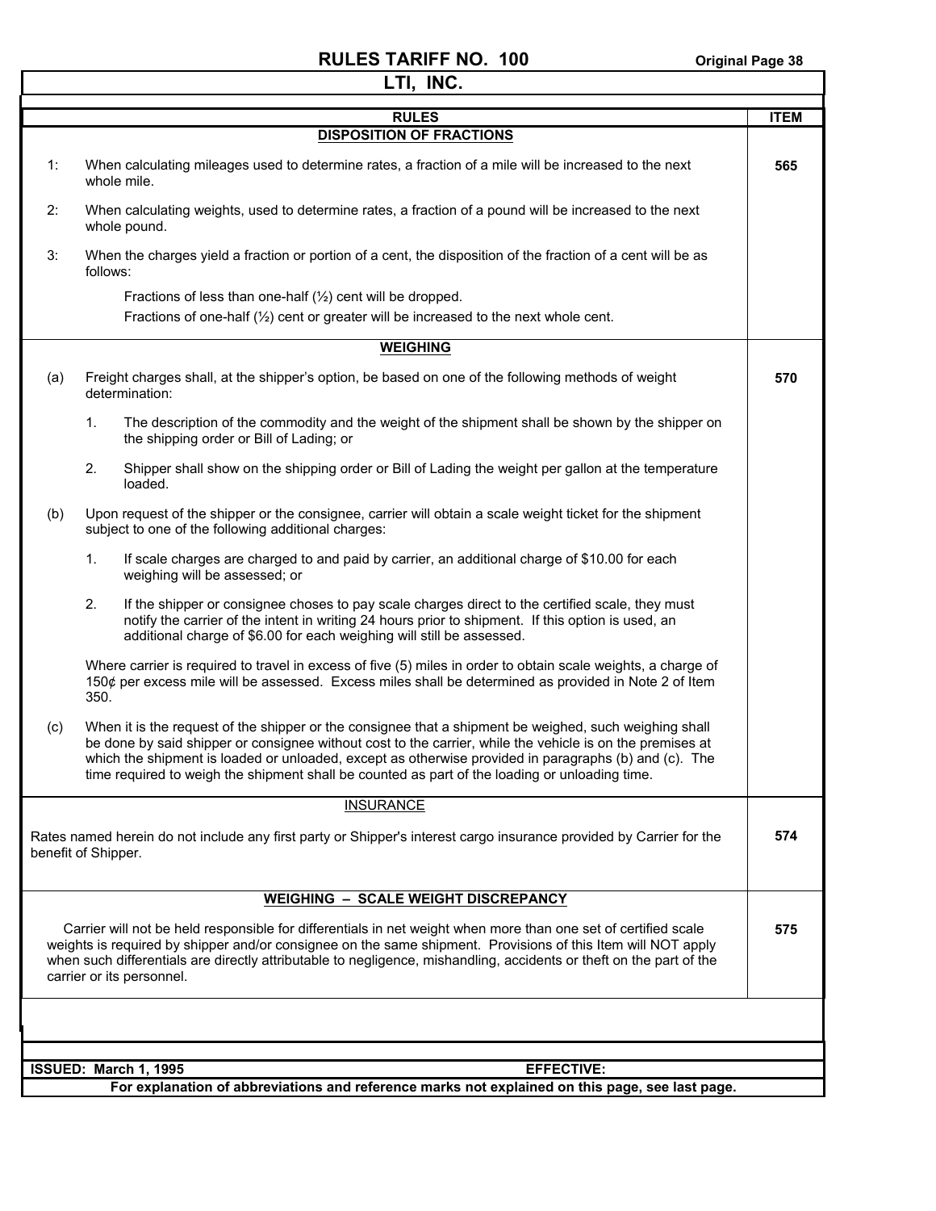# RULES TARIFF NO. 100

## LTI, INC.

| RULES | ITEM |
|---|---|
| **DISPOSITION OF FRACTIONS** | |
| 1: When calculating mileages used to determine rates, a fraction of a mile will be increased to the next whole mile. | **565** |
| 2: When calculating weights, used to determine rates, a fraction of a pound will be increased to the next whole pound. | |
| 3: When the charges yield a fraction or portion of a cent, the disposition of the fraction of a cent will be as follows: Fractions of less than one-half (½) cent will be dropped. Fractions of one-half (½) cent or greater will be increased to the next whole cent. | |
| **WEIGHING** | |
| (a) Freight charges shall, at the shipper's option, be based on one of the following methods of weight determination: | **570** |
| 1. The description of the commodity and the weight of the shipment shall be shown by the shipper on the shipping order or Bill of Lading; or | |
| 2. Shipper shall show on the shipping order or Bill of Lading the weight per gallon at the temperature loaded. | |
| (b) Upon request of the shipper or the consignee, carrier will obtain a scale weight ticket for the shipment subject to one of the following additional charges: | |
| 1. If scale charges are charged to and paid by carrier, an additional charge of $10.00 for each weighing will be assessed; or | |
| 2. If the shipper or consignee choses to pay scale charges direct to the certified scale, they must notify the carrier of the intent in writing 24 hours prior to shipment. If this option is used, an additional charge of $6.00 for each weighing will still be assessed. | |
| Where carrier is required to travel in excess of five (5) miles in order to obtain scale weights, a charge of 150¢ per excess mile will be assessed. Excess miles shall be determined as provided in Note 2 of Item 350. | |
| (c) When it is the request of the shipper or the consignee that a shipment be weighed, such weighing shall be done by said shipper or consignee without cost to the carrier, while the vehicle is on the premises at which the shipment is loaded or unloaded, except as otherwise provided in paragraphs (b) and (c). The time required to weigh the shipment shall be counted as part of the loading or unloading time. | |
| INSURANCE | |
| Rates named herein do not include any first party or Shipper's interest cargo insurance provided by Carrier for the benefit of Shipper. | **574** |
| **WEIGHING – SCALE WEIGHT DISCREPANCY** | |
| Carrier will not be held responsible for differentials in net weight when more than one set of certified scale weights is required by shipper and/or consignee on the same shipment. Provisions of this Item will NOT apply when such differentials are directly attributable to negligence, mishandling, accidents or theft on the part of the carrier or its personnel. | **575** |

**ISSUED: March 1, 1995** **EFFECTIVE:**

**For explanation of abbreviations and reference marks not explained on this page, see last page.**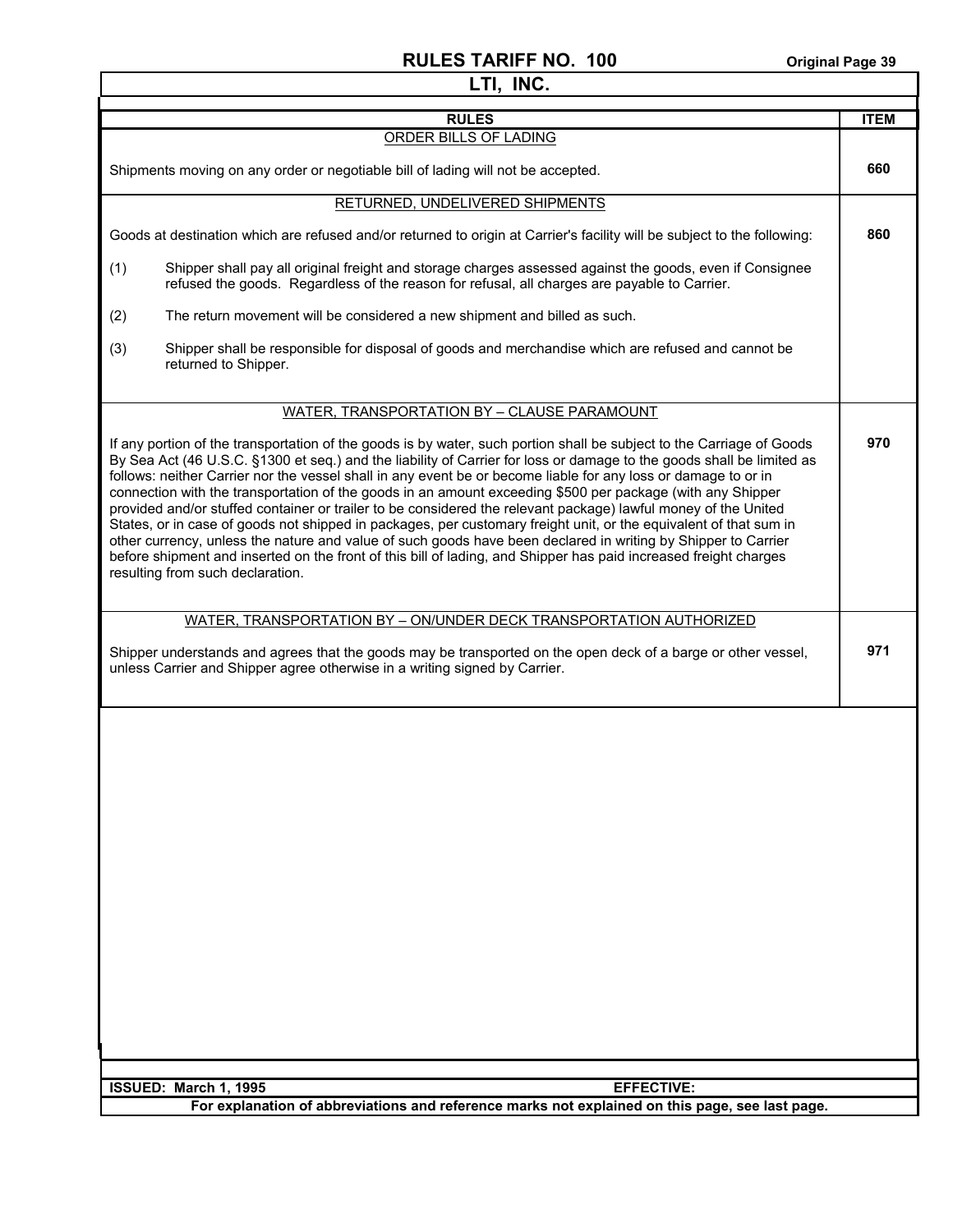# RULES TARIFF NO. 100

## LTI, INC.

| RULES | ITEM |
|---|---|
| ORDER BILLS OF LADING<br><br>Shipments moving on any order or negotiable bill of lading will not be accepted. | **660** |
| RETURNED, UNDELIVERED SHIPMENTS<br><br>Goods at destination which are refused and/or returned to origin at Carrier's facility will be subject to the following:<br><br>(1) Shipper shall pay all original freight and storage charges assessed against the goods, even if Consignee refused the goods. Regardless of the reason for refusal, all charges are payable to Carrier.<br><br>(2) The return movement will be considered a new shipment and billed as such.<br><br>(3) Shipper shall be responsible for disposal of goods and merchandise which are refused and cannot be returned to Shipper. | **860** |
| WATER, TRANSPORTATION BY – CLAUSE PARAMOUNT<br><br>If any portion of the transportation of the goods is by water, such portion shall be subject to the Carriage of Goods By Sea Act (46 U.S.C. §1300 et seq.) and the liability of Carrier for loss or damage to the goods shall be limited as follows: neither Carrier nor the vessel shall in any event be or become liable for any loss or damage to or in connection with the transportation of the goods in an amount exceeding $500 per package (with any Shipper provided and/or stuffed container or trailer to be considered the relevant package) lawful money of the United States, or in case of goods not shipped in packages, per customary freight unit, or the equivalent of that sum in other currency, unless the nature and value of such goods have been declared in writing by Shipper to Carrier before shipment and inserted on the front of this bill of lading, and Shipper has paid increased freight charges resulting from such declaration. | **970** |
| WATER, TRANSPORTATION BY – ON/UNDER DECK TRANSPORTATION AUTHORIZED<br><br>Shipper understands and agrees that the goods may be transported on the open deck of a barge or other vessel, unless Carrier and Shipper agree otherwise in a writing signed by Carrier. | **971** |

**ISSUED: March 1, 1995** **EFFECTIVE:**

**For explanation of abbreviations and reference marks not explained on this page, see last page.**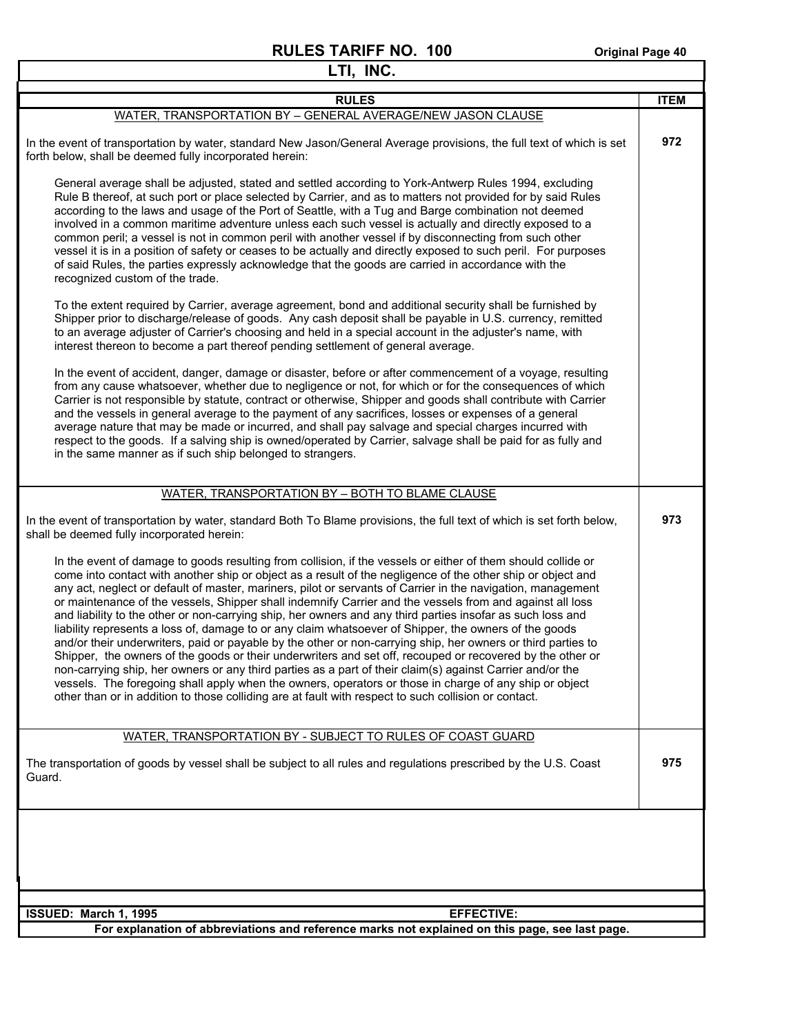| RULES | ITEM |
| --- | --- |
| WATER, TRANSPORTATION BY – GENERAL AVERAGE/NEW JASON CLAUSE<br><br>In the event of transportation by water, standard New Jason/General Average provisions, the full text of which is set forth below, shall be deemed fully incorporated herein:<br><br>General average shall be adjusted, stated and settled according to York-Antwerp Rules 1994, excluding Rule B thereof, at such port or place selected by Carrier, and as to matters not provided for by said Rules according to the laws and usage of the Port of Seattle, with a Tug and Barge combination not deemed involved in a common maritime adventure unless each such vessel is actually and directly exposed to a common peril; a vessel is not in common peril with another vessel if by disconnecting from such other vessel it is in a position of safety or ceases to be actually and directly exposed to such peril. For purposes of said Rules, the parties expressly acknowledge that the goods are carried in accordance with the recognized custom of the trade.<br><br>To the extent required by Carrier, average agreement, bond and additional security shall be furnished by Shipper prior to discharge/release of goods. Any cash deposit shall be payable in U.S. currency, remitted to an average adjuster of Carrier's choosing and held in a special account in the adjuster's name, with interest thereon to become a part thereof pending settlement of general average.<br><br>In the event of accident, danger, damage or disaster, before or after commencement of a voyage, resulting from any cause whatsoever, whether due to negligence or not, for which or for the consequences of which Carrier is not responsible by statute, contract or otherwise, Shipper and goods shall contribute with Carrier and the vessels in general average to the payment of any sacrifices, losses or expenses of a general average nature that may be made or incurred, and shall pay salvage and special charges incurred with respect to the goods. If a salving ship is owned/operated by Carrier, salvage shall be paid for as fully and in the same manner as if such ship belonged to strangers. | 972 |
| WATER, TRANSPORTATION BY – BOTH TO BLAME CLAUSE<br><br>In the event of transportation by water, standard Both To Blame provisions, the full text of which is set forth below, shall be deemed fully incorporated herein:<br><br>In the event of damage to goods resulting from collision, if the vessels or either of them should collide or come into contact with another ship or object as a result of the negligence of the other ship or object and any act, neglect or default of master, mariners, pilot or servants of Carrier in the navigation, management or maintenance of the vessels, Shipper shall indemnify Carrier and the vessels from and against all loss and liability to the other or non-carrying ship, her owners and any third parties insofar as such loss and liability represents a loss of, damage to or any claim whatsoever of Shipper, the owners of the goods and/or their underwriters, paid or payable by the other or non-carrying ship, her owners or third parties to Shipper, the owners of the goods or their underwriters and set off, recouped or recovered by the other or non-carrying ship, her owners or any third parties as a part of their claim(s) against Carrier and/or the vessels. The foregoing shall apply when the owners, operators or those in charge of any ship or object other than or in addition to those colliding are at fault with respect to such collision or contact. | 973 |
| WATER, TRANSPORTATION BY - SUBJECT TO RULES OF COAST GUARD<br><br>The transportation of goods by vessel shall be subject to all rules and regulations prescribed by the U.S. Coast Guard. | 975 |

**ISSUED: March 1, 1995** **EFFECTIVE:**

**For explanation of abbreviations and reference marks not explained on this page, see last page.**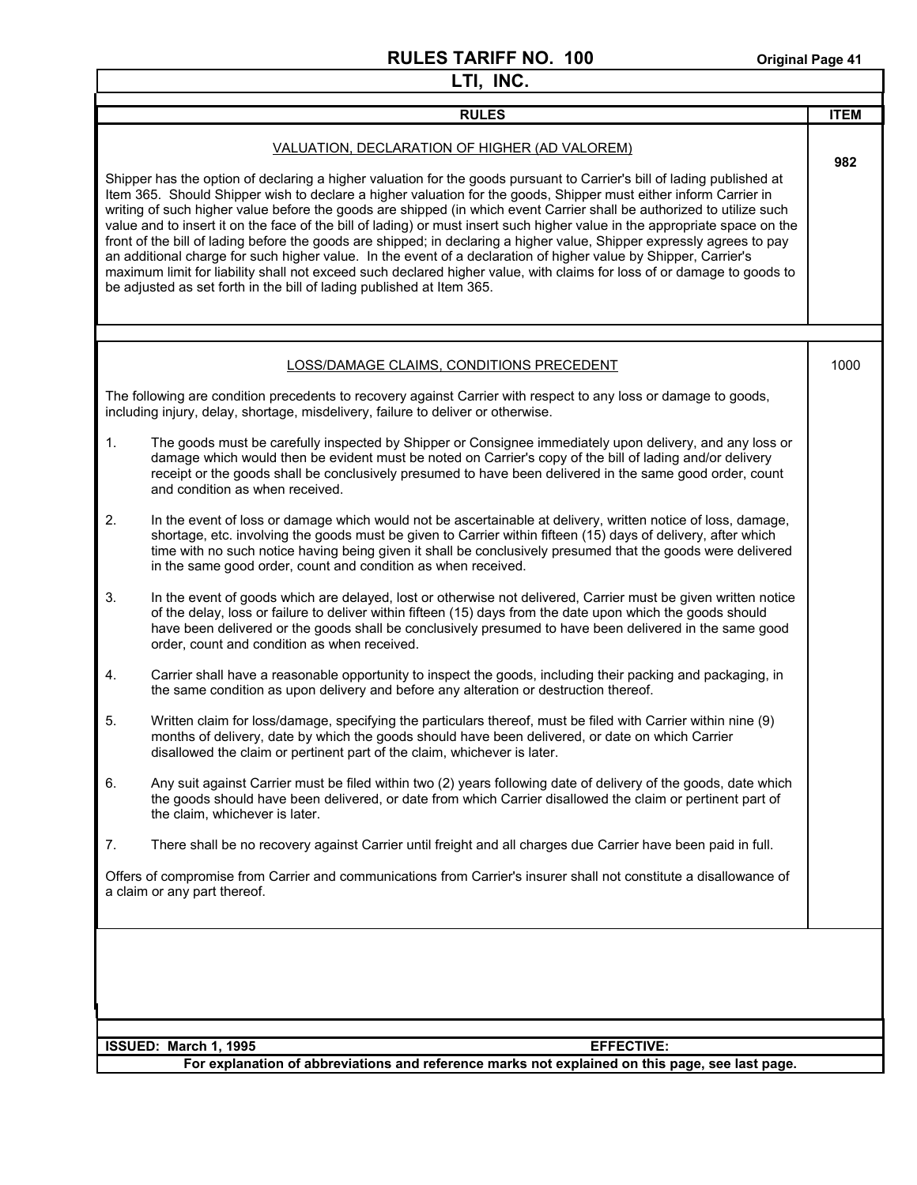# RULES TARIFF NO. 100

## LTI, INC.

| RULES | ITEM |
|---|---|
| VALUATION, DECLARATION OF HIGHER (AD VALOREM) | 982 |

<u>VALUATION, DECLARATION OF HIGHER (AD VALOREM)</u>

**Item 982**

Shipper has the option of declaring a higher valuation for the goods pursuant to Carrier's bill of lading published at Item 365. Should Shipper wish to declare a higher valuation for the goods, Shipper must either inform Carrier in writing of such higher value before the goods are shipped (in which event Carrier shall be authorized to utilize such value and to insert it on the face of the bill of lading) or must insert such higher value in the appropriate space on the front of the bill of lading before the goods are shipped; in declaring a higher value, Shipper expressly agrees to pay an additional charge for such higher value. In the event of a declaration of higher value by Shipper, Carrier's maximum limit for liability shall not exceed such declared higher value, with claims for loss of or damage to goods to be adjusted as set forth in the bill of lading published at Item 365.

<u>LOSS/DAMAGE CLAIMS, CONDITIONS PRECEDENT</u>

**Item 1000**

The following are condition precedents to recovery against Carrier with respect to any loss or damage to goods, including injury, delay, shortage, misdelivery, failure to deliver or otherwise.

1. The goods must be carefully inspected by Shipper or Consignee immediately upon delivery, and any loss or damage which would then be evident must be noted on Carrier's copy of the bill of lading and/or delivery receipt or the goods shall be conclusively presumed to have been delivered in the same good order, count and condition as when received.

2. In the event of loss or damage which would not be ascertainable at delivery, written notice of loss, damage, shortage, etc. involving the goods must be given to Carrier within fifteen (15) days of delivery, after which time with no such notice having being given it shall be conclusively presumed that the goods were delivered in the same good order, count and condition as when received.

3. In the event of goods which are delayed, lost or otherwise not delivered, Carrier must be given written notice of the delay, loss or failure to deliver within fifteen (15) days from the date upon which the goods should have been delivered or the goods shall be conclusively presumed to have been delivered in the same good order, count and condition as when received.

4. Carrier shall have a reasonable opportunity to inspect the goods, including their packing and packaging, in the same condition as upon delivery and before any alteration or destruction thereof.

5. Written claim for loss/damage, specifying the particulars thereof, must be filed with Carrier within nine (9) months of delivery, date by which the goods should have been delivered, or date on which Carrier disallowed the claim or pertinent part of the claim, whichever is later.

6. Any suit against Carrier must be filed within two (2) years following date of delivery of the goods, date which the goods should have been delivered, or date from which Carrier disallowed the claim or pertinent part of the claim, whichever is later.

7. There shall be no recovery against Carrier until freight and all charges due Carrier have been paid in full.

Offers of compromise from Carrier and communications from Carrier's insurer shall not constitute a disallowance of a claim or any part thereof.

**ISSUED: March 1, 1995** **EFFECTIVE:**

**For explanation of abbreviations and reference marks not explained on this page, see last page.**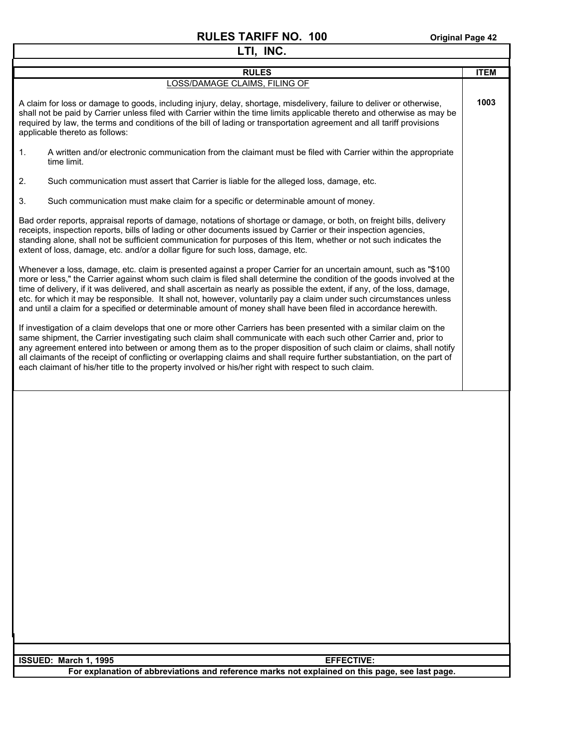# RULES TARIFF NO. 100

## LTI, INC.

| RULES | ITEM |
|---|---|
| LOSS/DAMAGE CLAIMS, FILING OF | 1003 |

A claim for loss or damage to goods, including injury, delay, shortage, misdelivery, failure to deliver or otherwise, shall not be paid by Carrier unless filed with Carrier within the time limits applicable thereto and otherwise as may be required by law, the terms and conditions of the bill of lading or transportation agreement and all tariff provisions applicable thereto as follows:

1. A written and/or electronic communication from the claimant must be filed with Carrier within the appropriate time limit.
2. Such communication must assert that Carrier is liable for the alleged loss, damage, etc.
3. Such communication must make claim for a specific or determinable amount of money.

Bad order reports, appraisal reports of damage, notations of shortage or damage, or both, on freight bills, delivery receipts, inspection reports, bills of lading or other documents issued by Carrier or their inspection agencies, standing alone, shall not be sufficient communication for purposes of this Item, whether or not such indicates the extent of loss, damage, etc. and/or a dollar figure for such loss, damage, etc.

Whenever a loss, damage, etc. claim is presented against a proper Carrier for an uncertain amount, such as "$100 more or less," the Carrier against whom such claim is filed shall determine the condition of the goods involved at the time of delivery, if it was delivered, and shall ascertain as nearly as possible the extent, if any, of the loss, damage, etc. for which it may be responsible. It shall not, however, voluntarily pay a claim under such circumstances unless and until a claim for a specified or determinable amount of money shall have been filed in accordance herewith.

If investigation of a claim develops that one or more other Carriers has been presented with a similar claim on the same shipment, the Carrier investigating such claim shall communicate with each such other Carrier and, prior to any agreement entered into between or among them as to the proper disposition of such claim or claims, shall notify all claimants of the receipt of conflicting or overlapping claims and shall require further substantiation, on the part of each claimant of his/her title to the property involved or his/her right with respect to such claim.

**ISSUED: March 1, 1995** **EFFECTIVE:**

**For explanation of abbreviations and reference marks not explained on this page, see last page.**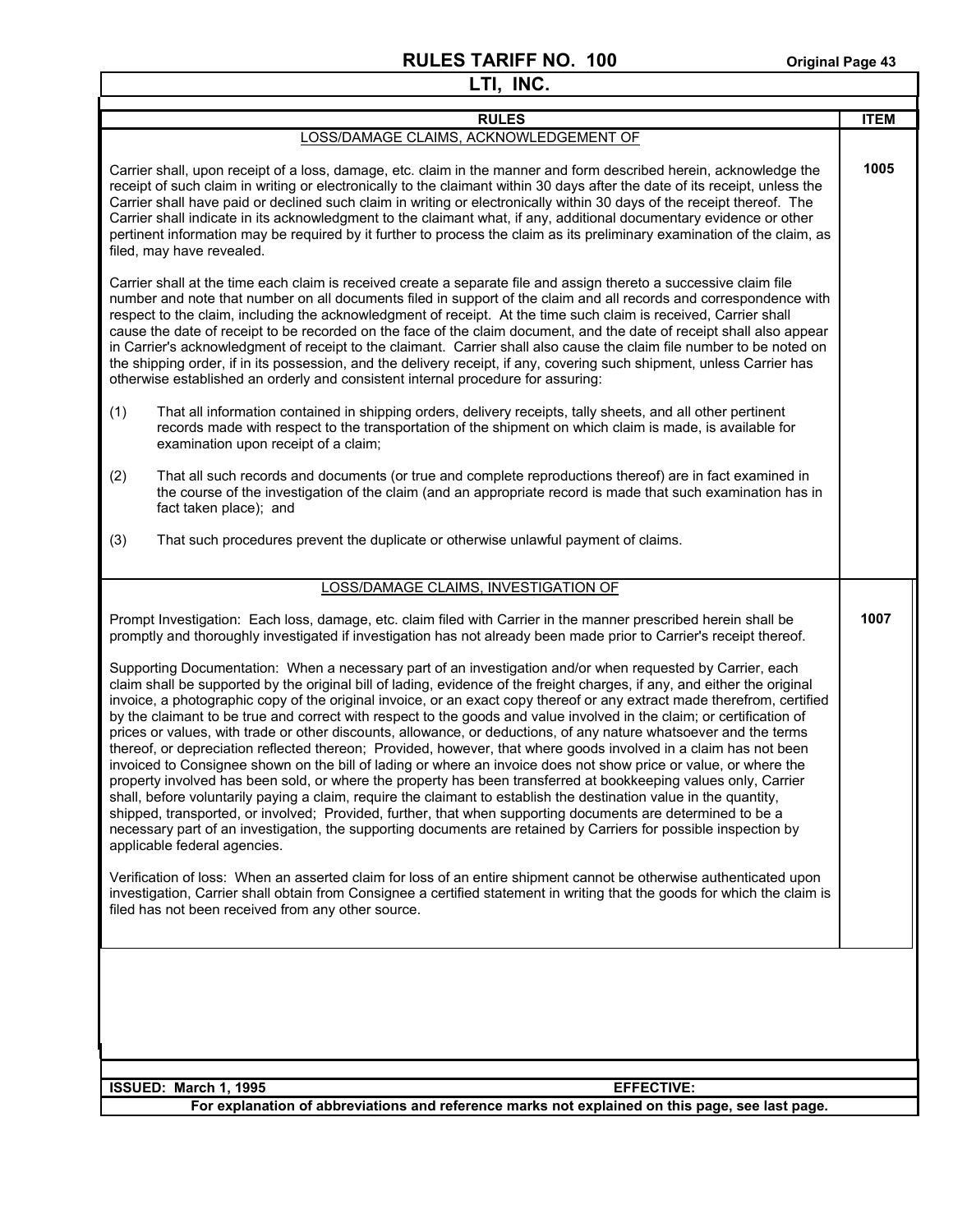## RULES TARIFF NO. 100

## LTI, INC.

| RULES | ITEM |
|---|---|

### LOSS/DAMAGE CLAIMS, ACKNOWLEDGEMENT OF

**ITEM 1005**

Carrier shall, upon receipt of a loss, damage, etc. claim in the manner and form described herein, acknowledge the receipt of such claim in writing or electronically to the claimant within 30 days after the date of its receipt, unless the Carrier shall have paid or declined such claim in writing or electronically within 30 days of the receipt thereof. The Carrier shall indicate in its acknowledgment to the claimant what, if any, additional documentary evidence or other pertinent information may be required by it further to process the claim as its preliminary examination of the claim, as filed, may have revealed.

Carrier shall at the time each claim is received create a separate file and assign thereto a successive claim file number and note that number on all documents filed in support of the claim and all records and correspondence with respect to the claim, including the acknowledgment of receipt. At the time such claim is received, Carrier shall cause the date of receipt to be recorded on the face of the claim document, and the date of receipt shall also appear in Carrier's acknowledgment of receipt to the claimant. Carrier shall also cause the claim file number to be noted on the shipping order, if in its possession, and the delivery receipt, if any, covering such shipment, unless Carrier has otherwise established an orderly and consistent internal procedure for assuring:

(1) That all information contained in shipping orders, delivery receipts, tally sheets, and all other pertinent records made with respect to the transportation of the shipment on which claim is made, is available for examination upon receipt of a claim;

(2) That all such records and documents (or true and complete reproductions thereof) are in fact examined in the course of the investigation of the claim (and an appropriate record is made that such examination has in fact taken place); and

(3) That such procedures prevent the duplicate or otherwise unlawful payment of claims.

### LOSS/DAMAGE CLAIMS, INVESTIGATION OF

**ITEM 1007**

Prompt Investigation: Each loss, damage, etc. claim filed with Carrier in the manner prescribed herein shall be promptly and thoroughly investigated if investigation has not already been made prior to Carrier's receipt thereof.

Supporting Documentation: When a necessary part of an investigation and/or when requested by Carrier, each claim shall be supported by the original bill of lading, evidence of the freight charges, if any, and either the original invoice, a photographic copy of the original invoice, or an exact copy thereof or any extract made therefrom, certified by the claimant to be true and correct with respect to the goods and value involved in the claim; or certification of prices or values, with trade or other discounts, allowance, or deductions, of any nature whatsoever and the terms thereof, or depreciation reflected thereon; Provided, however, that where goods involved in a claim has not been invoiced to Consignee shown on the bill of lading or where an invoice does not show price or value, or where the property involved has been sold, or where the property has been transferred at bookkeeping values only, Carrier shall, before voluntarily paying a claim, require the claimant to establish the destination value in the quantity, shipped, transported, or involved; Provided, further, that when supporting documents are determined to be a necessary part of an investigation, the supporting documents are retained by Carriers for possible inspection by applicable federal agencies.

Verification of loss: When an asserted claim for loss of an entire shipment cannot be otherwise authenticated upon investigation, Carrier shall obtain from Consignee a certified statement in writing that the goods for which the claim is filed has not been received from any other source.

**ISSUED: March 1, 1995** **EFFECTIVE:**

**For explanation of abbreviations and reference marks not explained on this page, see last page.**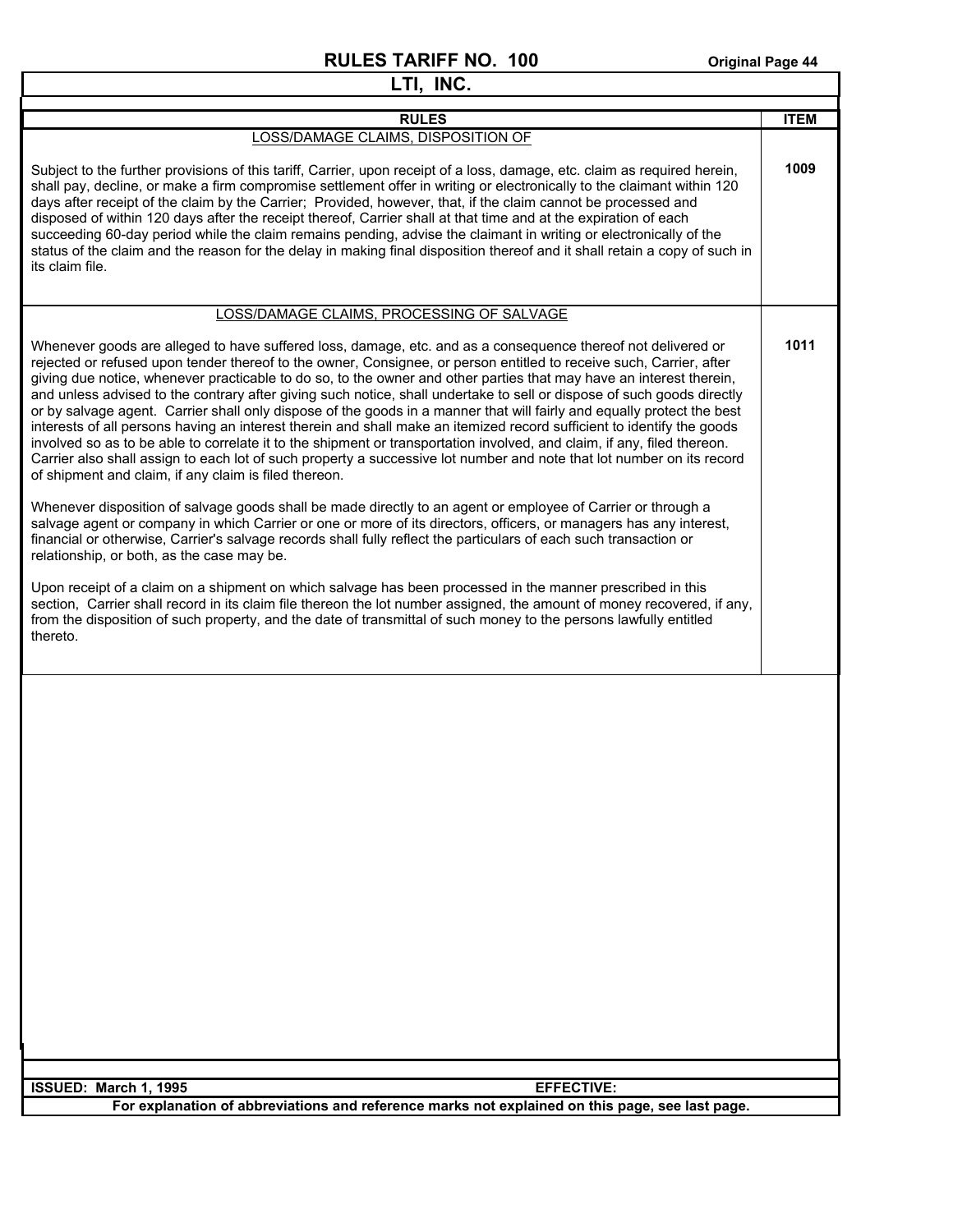# RULES TARIFF NO. 100

## LTI, INC.

| RULES | ITEM |
| --- | --- |
| **LOSS/DAMAGE CLAIMS, DISPOSITION OF**<br><br>Subject to the further provisions of this tariff, Carrier, upon receipt of a loss, damage, etc. claim as required herein, shall pay, decline, or make a firm compromise settlement offer in writing or electronically to the claimant within 120 days after receipt of the claim by the Carrier; Provided, however, that, if the claim cannot be processed and disposed of within 120 days after the receipt thereof, Carrier shall at that time and at the expiration of each succeeding 60-day period while the claim remains pending, advise the claimant in writing or electronically of the status of the claim and the reason for the delay in making final disposition thereof and it shall retain a copy of such in its claim file. | 1009 |
| **LOSS/DAMAGE CLAIMS, PROCESSING OF SALVAGE**<br><br>Whenever goods are alleged to have suffered loss, damage, etc. and as a consequence thereof not delivered or rejected or refused upon tender thereof to the owner, Consignee, or person entitled to receive such, Carrier, after giving due notice, whenever practicable to do so, to the owner and other parties that may have an interest therein, and unless advised to the contrary after giving such notice, shall undertake to sell or dispose of such goods directly or by salvage agent. Carrier shall only dispose of the goods in a manner that will fairly and equally protect the best interests of all persons having an interest therein and shall make an itemized record sufficient to identify the goods involved so as to be able to correlate it to the shipment or transportation involved, and claim, if any, filed thereon. Carrier also shall assign to each lot of such property a successive lot number and note that lot number on its record of shipment and claim, if any claim is filed thereon.<br><br>Whenever disposition of salvage goods shall be made directly to an agent or employee of Carrier or through a salvage agent or company in which Carrier or one or more of its directors, officers, or managers has any interest, financial or otherwise, Carrier's salvage records shall fully reflect the particulars of each such transaction or relationship, or both, as the case may be.<br><br>Upon receipt of a claim on a shipment on which salvage has been processed in the manner prescribed in this section, Carrier shall record in its claim file thereon the lot number assigned, the amount of money recovered, if any, from the disposition of such property, and the date of transmittal of such money to the persons lawfully entitled thereto. | 1011 |

**ISSUED: March 1, 1995** **EFFECTIVE:**

**For explanation of abbreviations and reference marks not explained on this page, see last page.**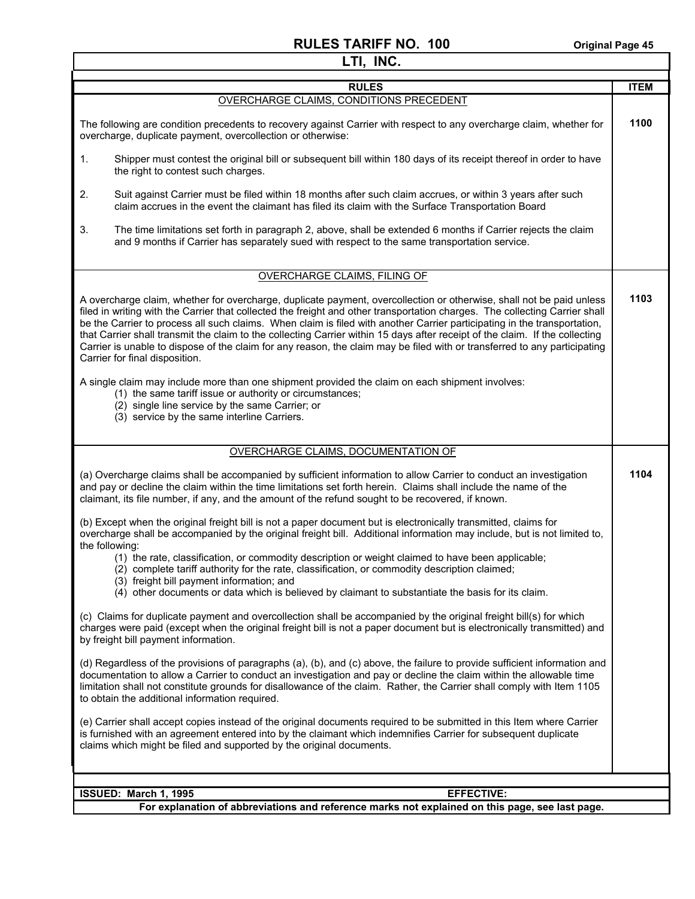# RULES TARIFF NO. 100

## LTI, INC.

| RULES | ITEM |
|---|---|

### OVERCHARGE CLAIMS, CONDITIONS PRECEDENT

**Item 1100**

The following are condition precedents to recovery against Carrier with respect to any overcharge claim, whether for overcharge, duplicate payment, overcollection or otherwise:

1. Shipper must contest the original bill or subsequent bill within 180 days of its receipt thereof in order to have the right to contest such charges.

2. Suit against Carrier must be filed within 18 months after such claim accrues, or within 3 years after such claim accrues in the event the claimant has filed its claim with the Surface Transportation Board

3. The time limitations set forth in paragraph 2, above, shall be extended 6 months if Carrier rejects the claim and 9 months if Carrier has separately sued with respect to the same transportation service.

### OVERCHARGE CLAIMS, FILING OF

**Item 1103**

A overcharge claim, whether for overcharge, duplicate payment, overcollection or otherwise, shall not be paid unless filed in writing with the Carrier that collected the freight and other transportation charges. The collecting Carrier shall be the Carrier to process all such claims. When claim is filed with another Carrier participating in the transportation, that Carrier shall transmit the claim to the collecting Carrier within 15 days after receipt of the claim. If the collecting Carrier is unable to dispose of the claim for any reason, the claim may be filed with or transferred to any participating Carrier for final disposition.

A single claim may include more than one shipment provided the claim on each shipment involves:
- (1) the same tariff issue or authority or circumstances;
- (2) single line service by the same Carrier; or
- (3) service by the same interline Carriers.

### OVERCHARGE CLAIMS, DOCUMENTATION OF

**Item 1104**

(a) Overcharge claims shall be accompanied by sufficient information to allow Carrier to conduct an investigation and pay or decline the claim within the time limitations set forth herein. Claims shall include the name of the claimant, its file number, if any, and the amount of the refund sought to be recovered, if known.

(b) Except when the original freight bill is not a paper document but is electronically transmitted, claims for overcharge shall be accompanied by the original freight bill. Additional information may include, but is not limited to, the following:
- (1) the rate, classification, or commodity description or weight claimed to have been applicable;
- (2) complete tariff authority for the rate, classification, or commodity description claimed;
- (3) freight bill payment information; and
- (4) other documents or data which is believed by claimant to substantiate the basis for its claim.

(c) Claims for duplicate payment and overcollection shall be accompanied by the original freight bill(s) for which charges were paid (except when the original freight bill is not a paper document but is electronically transmitted) and by freight bill payment information.

(d) Regardless of the provisions of paragraphs (a), (b), and (c) above, the failure to provide sufficient information and documentation to allow a Carrier to conduct an investigation and pay or decline the claim within the allowable time limitation shall not constitute grounds for disallowance of the claim. Rather, the Carrier shall comply with Item 1105 to obtain the additional information required.

(e) Carrier shall accept copies instead of the original documents required to be submitted in this Item where Carrier is furnished with an agreement entered into by the claimant which indemnifies Carrier for subsequent duplicate claims which might be filed and supported by the original documents.

**ISSUED: March 1, 1995** **EFFECTIVE:**

**For explanation of abbreviations and reference marks not explained on this page, see last page.**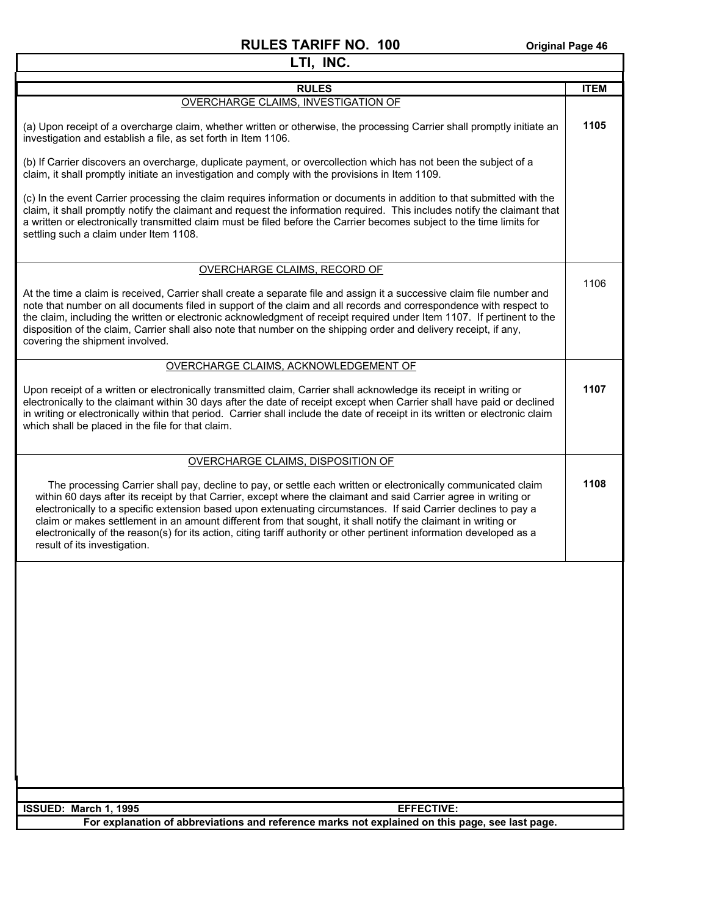# RULES TARIFF NO. 100

Original Page 46

## LTI, INC.

| RULES | ITEM |
|---|---|
| OVERCHARGE CLAIMS, INVESTIGATION OF<br><br>(a) Upon receipt of a overcharge claim, whether written or otherwise, the processing Carrier shall promptly initiate an investigation and establish a file, as set forth in Item 1106.<br><br>(b) If Carrier discovers an overcharge, duplicate payment, or overcollection which has not been the subject of a claim, it shall promptly initiate an investigation and comply with the provisions in Item 1109.<br><br>(c) In the event Carrier processing the claim requires information or documents in addition to that submitted with the claim, it shall promptly notify the claimant and request the information required. This includes notify the claimant that a written or electronically transmitted claim must be filed before the Carrier becomes subject to the time limits for settling such a claim under Item 1108. | **1105** |
| OVERCHARGE CLAIMS, RECORD OF<br><br>At the time a claim is received, Carrier shall create a separate file and assign it a successive claim file number and note that number on all documents filed in support of the claim and all records and correspondence with respect to the claim, including the written or electronic acknowledgment of receipt required under Item 1107. If pertinent to the disposition of the claim, Carrier shall also note that number on the shipping order and delivery receipt, if any, covering the shipment involved. | 1106 |
| OVERCHARGE CLAIMS, ACKNOWLEDGEMENT OF<br><br>Upon receipt of a written or electronically transmitted claim, Carrier shall acknowledge its receipt in writing or electronically to the claimant within 30 days after the date of receipt except when Carrier shall have paid or declined in writing or electronically within that period. Carrier shall include the date of receipt in its written or electronic claim which shall be placed in the file for that claim. | **1107** |
| OVERCHARGE CLAIMS, DISPOSITION OF<br><br>The processing Carrier shall pay, decline to pay, or settle each written or electronically communicated claim within 60 days after its receipt by that Carrier, except where the claimant and said Carrier agree in writing or electronically to a specific extension based upon extenuating circumstances. If said Carrier declines to pay a claim or makes settlement in an amount different from that sought, it shall notify the claimant in writing or electronically of the reason(s) for its action, citing tariff authority or other pertinent information developed as a result of its investigation. | **1108** |

**ISSUED: March 1, 1995** **EFFECTIVE:**

**For explanation of abbreviations and reference marks not explained on this page, see last page.**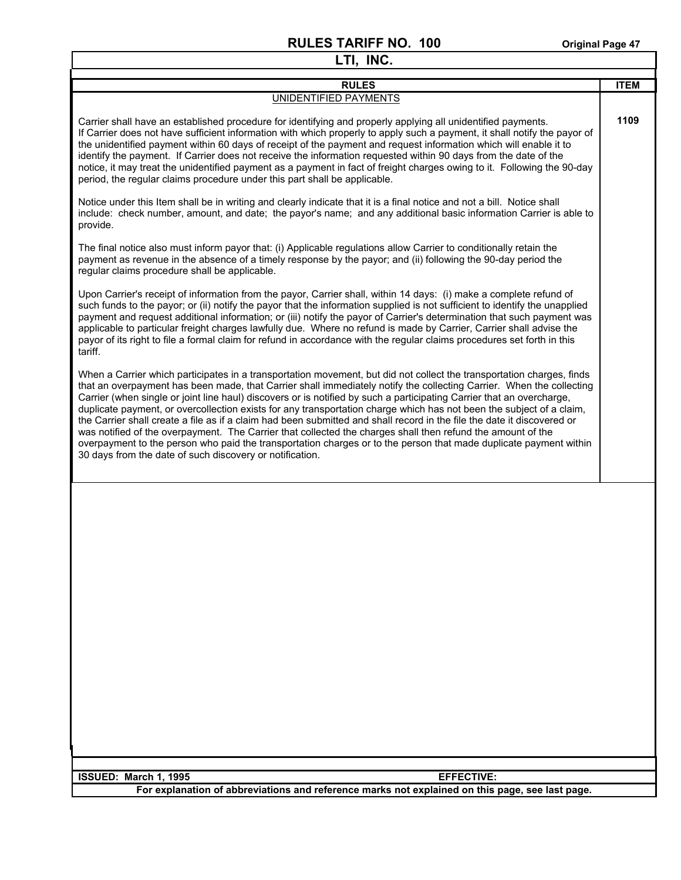| RULES | ITEM |
|---|---|
| UNIDENTIFIED PAYMENTS | |
| Carrier shall have an established procedure for identifying and properly applying all unidentified payments. If Carrier does not have sufficient information with which properly to apply such a payment, it shall notify the payor of the unidentified payment within 60 days of receipt of the payment and request information which will enable it to identify the payment. If Carrier does not receive the information requested within 90 days from the date of the notice, it may treat the unidentified payment as a payment in fact of freight charges owing to it. Following the 90-day period, the regular claims procedure under this part shall be applicable.<br><br>Notice under this Item shall be in writing and clearly indicate that it is a final notice and not a bill. Notice shall include: check number, amount, and date; the payor's name; and any additional basic information Carrier is able to provide.<br><br>The final notice also must inform payor that: (i) Applicable regulations allow Carrier to conditionally retain the payment as revenue in the absence of a timely response by the payor; and (ii) following the 90-day period the regular claims procedure shall be applicable.<br><br>Upon Carrier's receipt of information from the payor, Carrier shall, within 14 days: (i) make a complete refund of such funds to the payor; or (ii) notify the payor that the information supplied is not sufficient to identify the unapplied payment and request additional information; or (iii) notify the payor of Carrier's determination that such payment was applicable to particular freight charges lawfully due. Where no refund is made by Carrier, Carrier shall advise the payor of its right to file a formal claim for refund in accordance with the regular claims procedures set forth in this tariff.<br><br>When a Carrier which participates in a transportation movement, but did not collect the transportation charges, finds that an overpayment has been made, that Carrier shall immediately notify the collecting Carrier. When the collecting Carrier (when single or joint line haul) discovers or is notified by such a participating Carrier that an overcharge, duplicate payment, or overcollection exists for any transportation charge which has not been the subject of a claim, the Carrier shall create a file as if a claim had been submitted and shall record in the file the date it discovered or was notified of the overpayment. The Carrier that collected the charges shall then refund the amount of the overpayment to the person who paid the transportation charges or to the person that made duplicate payment within 30 days from the date of such discovery or notification. | **1109** |

**ISSUED: March 1, 1995** **EFFECTIVE:**

**For explanation of abbreviations and reference marks not explained on this page, see last page.**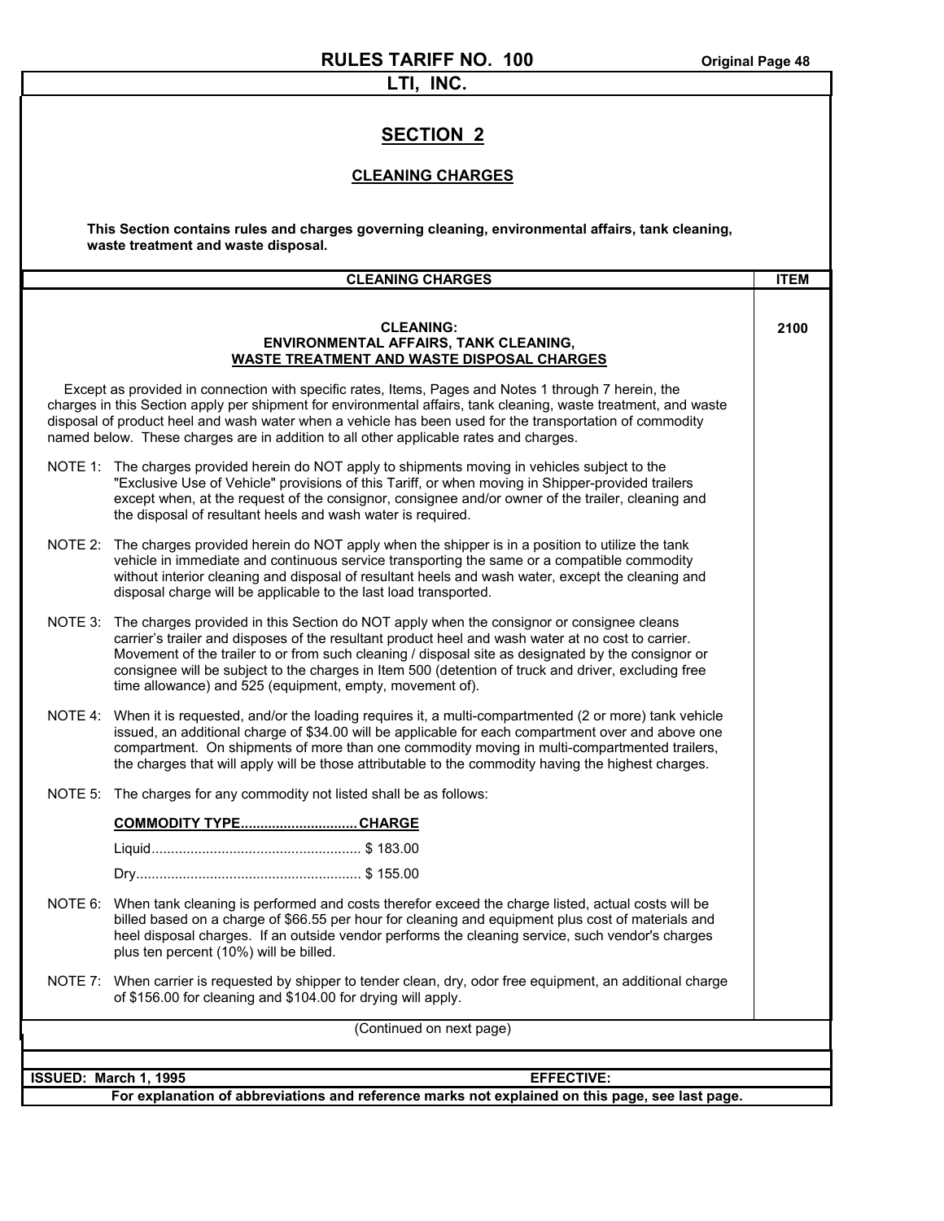## SECTION 2

### CLEANING CHARGES

**This Section contains rules and charges governing cleaning, environmental affairs, tank cleaning, waste treatment and waste disposal.**

| CLEANING CHARGES | ITEM |
|---|---|
| **CLEANING: ENVIRONMENTAL AFFAIRS, TANK CLEANING, WASTE TREATMENT AND WASTE DISPOSAL CHARGES** | **2100** |

Except as provided in connection with specific rates, Items, Pages and Notes 1 through 7 herein, the charges in this Section apply per shipment for environmental affairs, tank cleaning, waste treatment, and waste disposal of product heel and wash water when a vehicle has been used for the transportation of commodity named below. These charges are in addition to all other applicable rates and charges.

NOTE 1: The charges provided herein do NOT apply to shipments moving in vehicles subject to the "Exclusive Use of Vehicle" provisions of this Tariff, or when moving in Shipper-provided trailers except when, at the request of the consignor, consignee and/or owner of the trailer, cleaning and the disposal of resultant heels and wash water is required.

NOTE 2: The charges provided herein do NOT apply when the shipper is in a position to utilize the tank vehicle in immediate and continuous service transporting the same or a compatible commodity without interior cleaning and disposal of resultant heels and wash water, except the cleaning and disposal charge will be applicable to the last load transported.

NOTE 3: The charges provided in this Section do NOT apply when the consignor or consignee cleans carrier's trailer and disposes of the resultant product heel and wash water at no cost to carrier. Movement of the trailer to or from such cleaning / disposal site as designated by the consignor or consignee will be subject to the charges in Item 500 (detention of truck and driver, excluding free time allowance) and 525 (equipment, empty, movement of).

NOTE 4: When it is requested, and/or the loading requires it, a multi-compartmented (2 or more) tank vehicle issued, an additional charge of $34.00 will be applicable for each compartment over and above one compartment. On shipments of more than one commodity moving in multi-compartmented trailers, the charges that will apply will be those attributable to the commodity having the highest charges.

NOTE 5: The charges for any commodity not listed shall be as follows:

| COMMODITY TYPE | CHARGE |
|---|---|
| Liquid | $ 183.00 |
| Dry | $ 155.00 |

NOTE 6: When tank cleaning is performed and costs therefor exceed the charge listed, actual costs will be billed based on a charge of $66.55 per hour for cleaning and equipment plus cost of materials and heel disposal charges. If an outside vendor performs the cleaning service, such vendor's charges plus ten percent (10%) will be billed.

NOTE 7: When carrier is requested by shipper to tender clean, dry, odor free equipment, an additional charge of $156.00 for cleaning and $104.00 for drying will apply.

(Continued on next page)

**ISSUED: March 1, 1995** **EFFECTIVE:**

**For explanation of abbreviations and reference marks not explained on this page, see last page.**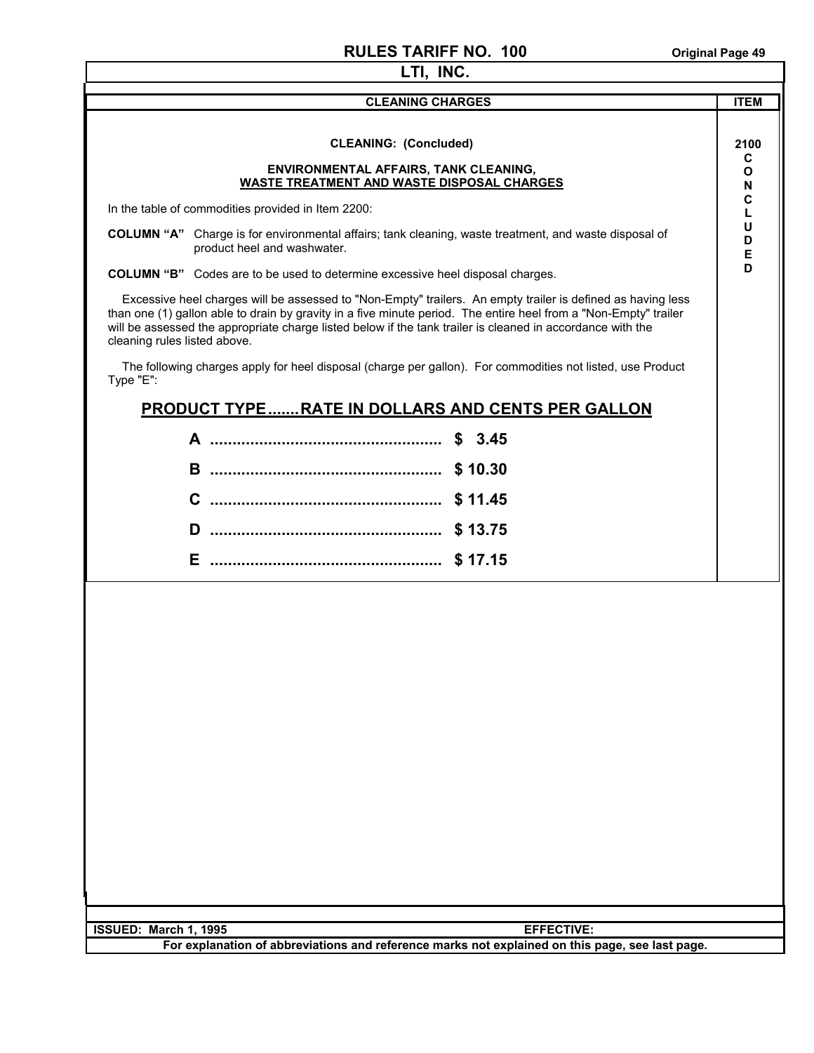# RULES TARIFF NO. 100

## LTI, INC.

| CLEANING CHARGES | ITEM |
|---|---|

### CLEANING: (Concluded)

**2100 CONCLUDED**

**ENVIRONMENTAL AFFAIRS, TANK CLEANING, WASTE TREATMENT AND WASTE DISPOSAL CHARGES**

In the table of commodities provided in Item 2200:

**COLUMN "A"** Charge is for environmental affairs; tank cleaning, waste treatment, and waste disposal of product heel and washwater.

**COLUMN "B"** Codes are to be used to determine excessive heel disposal charges.

Excessive heel charges will be assessed to "Non-Empty" trailers. An empty trailer is defined as having less than one (1) gallon able to drain by gravity in a five minute period. The entire heel from a "Non-Empty" trailer will be assessed the appropriate charge listed below if the tank trailer is cleaned in accordance with the cleaning rules listed above.

The following charges apply for heel disposal (charge per gallon). For commodities not listed, use Product Type "E":

| PRODUCT TYPE | RATE IN DOLLARS AND CENTS PER GALLON |
|---|---|
| A | $ 3.45 |
| B | $ 10.30 |
| C | $ 11.45 |
| D | $ 13.75 |
| E | $ 17.15 |

**ISSUED: March 1, 1995** **EFFECTIVE:**

**For explanation of abbreviations and reference marks not explained on this page, see last page.**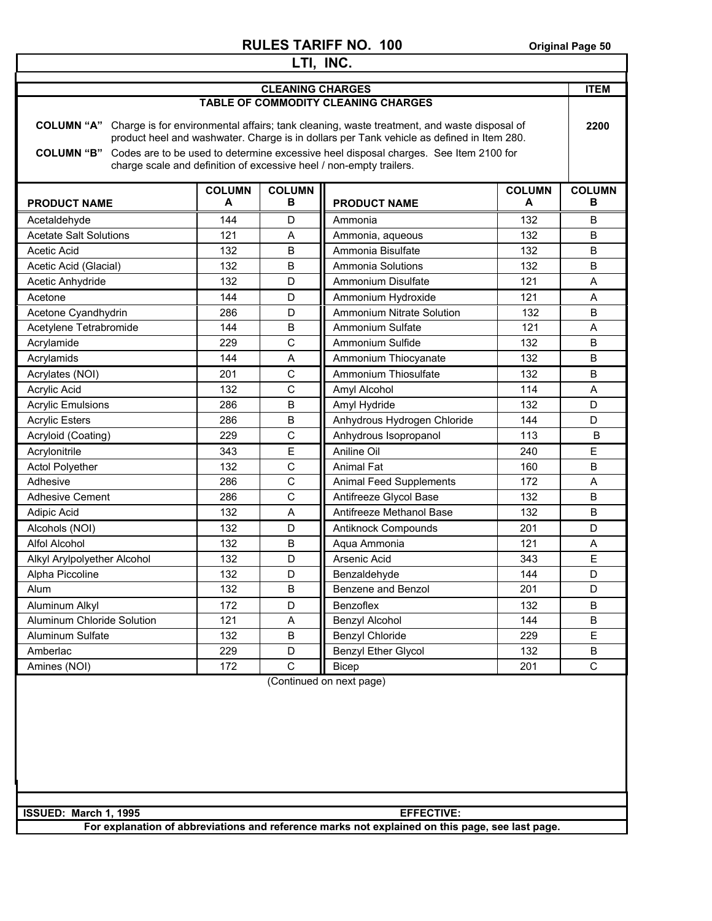# RULES TARIFF NO. 100

## LTI, INC.

### CLEANING CHARGES — ITEM 2200

**TABLE OF COMMODITY CLEANING CHARGES**

**COLUMN "A"** Charge is for environmental affairs; tank cleaning, waste treatment, and waste disposal of product heel and washwater. Charge is in dollars per Tank vehicle as defined in Item 280.

**COLUMN "B"** Codes are to be used to determine excessive heel disposal charges. See Item 2100 for charge scale and definition of excessive heel / non-empty trailers.

| PRODUCT NAME | COLUMN A | COLUMN B | PRODUCT NAME | COLUMN A | COLUMN B |
|---|---|---|---|---|---|
| Acetaldehyde | 144 | D | Ammonia | 132 | B |
| Acetate Salt Solutions | 121 | A | Ammonia, aqueous | 132 | B |
| Acetic Acid | 132 | B | Ammonia Bisulfate | 132 | B |
| Acetic Acid (Glacial) | 132 | B | Ammonia Solutions | 132 | B |
| Acetic Anhydride | 132 | D | Ammonium Disulfate | 121 | A |
| Acetone | 144 | D | Ammonium Hydroxide | 121 | A |
| Acetone Cyandhydrin | 286 | D | Ammonium Nitrate Solution | 132 | B |
| Acetylene Tetrabromide | 144 | B | Ammonium Sulfate | 121 | A |
| Acrylamide | 229 | C | Ammonium Sulfide | 132 | B |
| Acrylamids | 144 | A | Ammonium Thiocyanate | 132 | B |
| Acrylates (NOI) | 201 | C | Ammonium Thiosulfate | 132 | B |
| Acrylic Acid | 132 | C | Amyl Alcohol | 114 | A |
| Acrylic Emulsions | 286 | B | Amyl Hydride | 132 | D |
| Acrylic Esters | 286 | B | Anhydrous Hydrogen Chloride | 144 | D |
| Acryloid (Coating) | 229 | C | Anhydrous Isopropanol | 113 | B |
| Acrylonitrile | 343 | E | Aniline Oil | 240 | E |
| Actol Polyether | 132 | C | Animal Fat | 160 | B |
| Adhesive | 286 | C | Animal Feed Supplements | 172 | A |
| Adhesive Cement | 286 | C | Antifreeze Glycol Base | 132 | B |
| Adipic Acid | 132 | A | Antifreeze Methanol Base | 132 | B |
| Alcohols (NOI) | 132 | D | Antiknock Compounds | 201 | D |
| Alfol Alcohol | 132 | B | Aqua Ammonia | 121 | A |
| Alkyl Arylpolyether Alcohol | 132 | D | Arsenic Acid | 343 | E |
| Alpha Piccoline | 132 | D | Benzaldehyde | 144 | D |
| Alum | 132 | B | Benzene and Benzol | 201 | D |
| Aluminum Alkyl | 172 | D | Benzoflex | 132 | B |
| Aluminum Chloride Solution | 121 | A | Benzyl Alcohol | 144 | B |
| Aluminum Sulfate | 132 | B | Benzyl Chloride | 229 | E |
| Amberlac | 229 | D | Benzyl Ether Glycol | 132 | B |
| Amines (NOI) | 172 | C | Bicep | 201 | C |

(Continued on next page)

**ISSUED: March 1, 1995** **EFFECTIVE:**

**For explanation of abbreviations and reference marks not explained on this page, see last page.**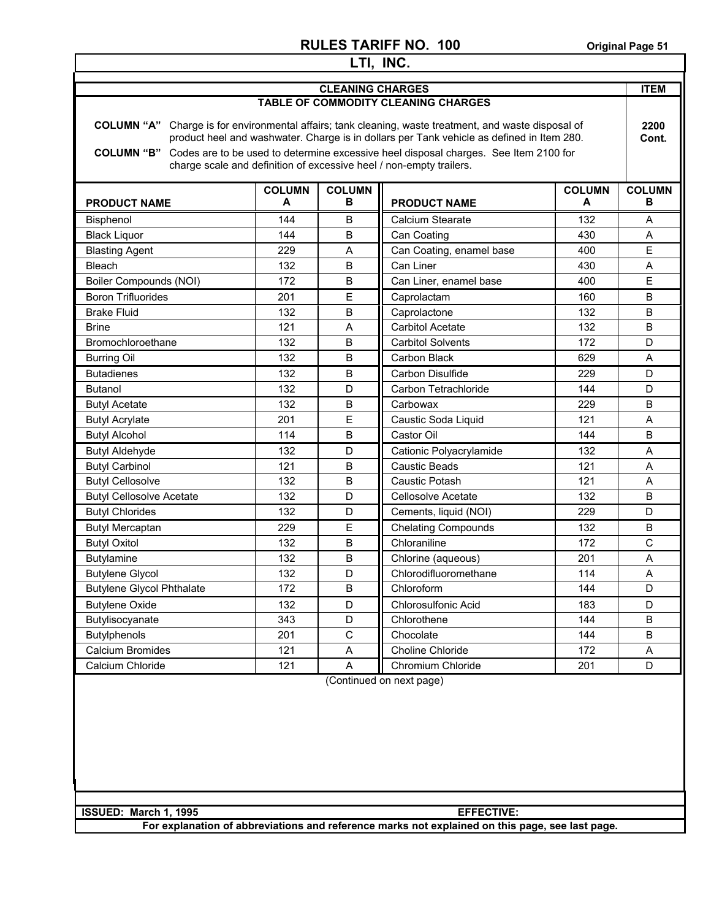## CLEANING CHARGES

### TABLE OF COMMODITY CLEANING CHARGES

**ITEM 2200 Cont.**

**COLUMN "A"** Charge is for environmental affairs; tank cleaning, waste treatment, and waste disposal of product heel and washwater. Charge is in dollars per Tank vehicle as defined in Item 280.

**COLUMN "B"** Codes are to be used to determine excessive heel disposal charges. See Item 2100 for charge scale and definition of excessive heel / non-empty trailers.

| PRODUCT NAME | COLUMN A | COLUMN B | PRODUCT NAME | COLUMN A | COLUMN B |
|---|---|---|---|---|---|
| Bisphenol | 144 | B | Calcium Stearate | 132 | A |
| Black Liquor | 144 | B | Can Coating | 430 | A |
| Blasting Agent | 229 | A | Can Coating, enamel base | 400 | E |
| Bleach | 132 | B | Can Liner | 430 | A |
| Boiler Compounds (NOI) | 172 | B | Can Liner, enamel base | 400 | E |
| Boron Trifluorides | 201 | E | Caprolactam | 160 | B |
| Brake Fluid | 132 | B | Caprolactone | 132 | B |
| Brine | 121 | A | Carbitol Acetate | 132 | B |
| Bromochloroethane | 132 | B | Carbitol Solvents | 172 | D |
| Burring Oil | 132 | B | Carbon Black | 629 | A |
| Butadienes | 132 | B | Carbon Disulfide | 229 | D |
| Butanol | 132 | D | Carbon Tetrachloride | 144 | D |
| Butyl Acetate | 132 | B | Carbowax | 229 | B |
| Butyl Acrylate | 201 | E | Caustic Soda Liquid | 121 | A |
| Butyl Alcohol | 114 | B | Castor Oil | 144 | B |
| Butyl Aldehyde | 132 | D | Cationic Polyacrylamide | 132 | A |
| Butyl Carbinol | 121 | B | Caustic Beads | 121 | A |
| Butyl Cellosolve | 132 | B | Caustic Potash | 121 | A |
| Butyl Cellosolve Acetate | 132 | D | Cellosolve Acetate | 132 | B |
| Butyl Chlorides | 132 | D | Cements, liquid (NOI) | 229 | D |
| Butyl Mercaptan | 229 | E | Chelating Compounds | 132 | B |
| Butyl Oxitol | 132 | B | Chloraniline | 172 | C |
| Butylamine | 132 | B | Chlorine (aqueous) | 201 | A |
| Butylene Glycol | 132 | D | Chlorodifluoromethane | 114 | A |
| Butylene Glycol Phthalate | 172 | B | Chloroform | 144 | D |
| Butylene Oxide | 132 | D | Chlorosulfonic Acid | 183 | D |
| Butylisocyanate | 343 | D | Chlorothene | 144 | B |
| Butylphenols | 201 | C | Chocolate | 144 | B |
| Calcium Bromides | 121 | A | Choline Chloride | 172 | A |
| Calcium Chloride | 121 | A | Chromium Chloride | 201 | D |

(Continued on next page)

**ISSUED: March 1, 1995** **EFFECTIVE:**

**For explanation of abbreviations and reference marks not explained on this page, see last page.**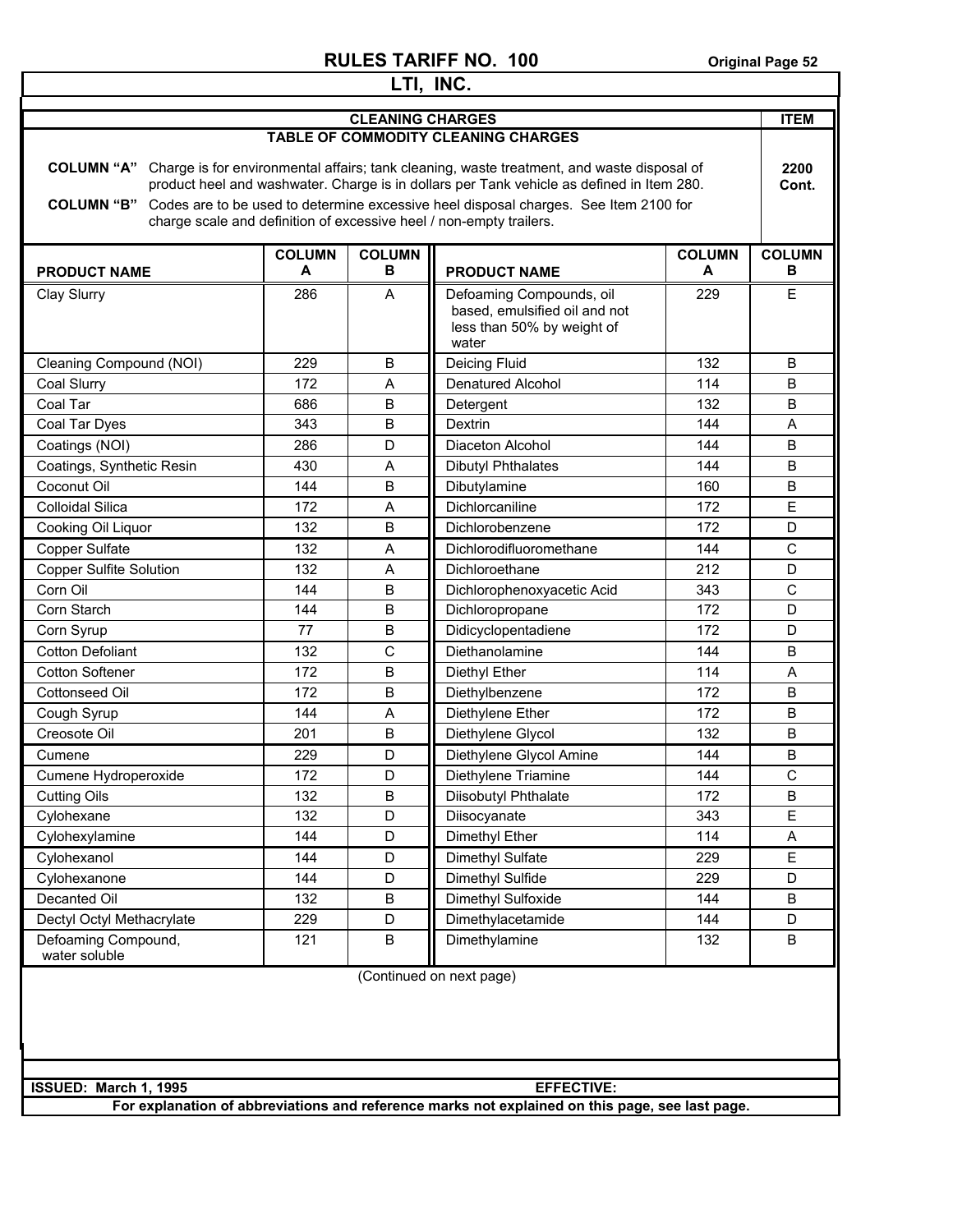# RULES TARIFF NO. 100

## LTI, INC.

### CLEANING CHARGES

**ITEM 2200 Cont.**

#### TABLE OF COMMODITY CLEANING CHARGES

**COLUMN "A"** Charge is for environmental affairs; tank cleaning, waste treatment, and waste disposal of product heel and washwater. Charge is in dollars per Tank vehicle as defined in Item 280.

**COLUMN "B"** Codes are to be used to determine excessive heel disposal charges. See Item 2100 for charge scale and definition of excessive heel / non-empty trailers.

| PRODUCT NAME | COLUMN A | COLUMN B | PRODUCT NAME | COLUMN A | COLUMN B |
|---|---|---|---|---|---|
| Clay Slurry | 286 | A | Defoaming Compounds, oil based, emulsified oil and not less than 50% by weight of water | 229 | E |
| Cleaning Compound (NOI) | 229 | B | Deicing Fluid | 132 | B |
| Coal Slurry | 172 | A | Denatured Alcohol | 114 | B |
| Coal Tar | 686 | B | Detergent | 132 | B |
| Coal Tar Dyes | 343 | B | Dextrin | 144 | A |
| Coatings (NOI) | 286 | D | Diaceton Alcohol | 144 | B |
| Coatings, Synthetic Resin | 430 | A | Dibutyl Phthalates | 144 | B |
| Coconut Oil | 144 | B | Dibutylamine | 160 | B |
| Colloidal Silica | 172 | A | Dichlorcaniline | 172 | E |
| Cooking Oil Liquor | 132 | B | Dichlorobenzene | 172 | D |
| Copper Sulfate | 132 | A | Dichlorodifluoromethane | 144 | C |
| Copper Sulfite Solution | 132 | A | Dichloroethane | 212 | D |
| Corn Oil | 144 | B | Dichlorophenoxyacetic Acid | 343 | C |
| Corn Starch | 144 | B | Dichloropropane | 172 | D |
| Corn Syrup | 77 | B | Didicyclopentadiene | 172 | D |
| Cotton Defoliant | 132 | C | Diethanolamine | 144 | B |
| Cotton Softener | 172 | B | Diethyl Ether | 114 | A |
| Cottonseed Oil | 172 | B | Diethylbenzene | 172 | B |
| Cough Syrup | 144 | A | Diethylene Ether | 172 | B |
| Creosote Oil | 201 | B | Diethylene Glycol | 132 | B |
| Cumene | 229 | D | Diethylene Glycol Amine | 144 | B |
| Cumene Hydroperoxide | 172 | D | Diethylene Triamine | 144 | C |
| Cutting Oils | 132 | B | Diisobutyl Phthalate | 172 | B |
| Cylohexane | 132 | D | Diisocyanate | 343 | E |
| Cylohexylamine | 144 | D | Dimethyl Ether | 114 | A |
| Cylohexanol | 144 | D | Dimethyl Sulfate | 229 | E |
| Cylohexanone | 144 | D | Dimethyl Sulfide | 229 | D |
| Decanted Oil | 132 | B | Dimethyl Sulfoxide | 144 | B |
| Dectyl Octyl Methacrylate | 229 | D | Dimethylacetamide | 144 | D |
| Defoaming Compound, water soluble | 121 | B | Dimethylamine | 132 | B |

(Continued on next page)

**ISSUED: March 1, 1995** **EFFECTIVE:**

**For explanation of abbreviations and reference marks not explained on this page, see last page.**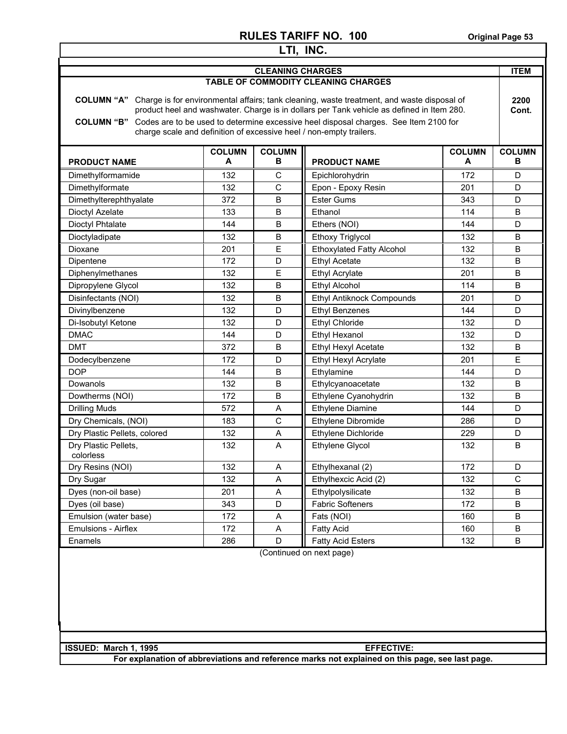# RULES TARIFF NO. 100

## LTI, INC.

**CLEANING CHARGES** — **ITEM 2200 Cont.**

**TABLE OF COMMODITY CLEANING CHARGES**

**COLUMN "A"** Charge is for environmental affairs; tank cleaning, waste treatment, and waste disposal of product heel and washwater. Charge is in dollars per Tank vehicle as defined in Item 280.

**COLUMN "B"** Codes are to be used to determine excessive heel disposal charges. See Item 2100 for charge scale and definition of excessive heel / non-empty trailers.

| PRODUCT NAME | COLUMN A | COLUMN B | PRODUCT NAME | COLUMN A | COLUMN B |
|---|---|---|---|---|---|
| Dimethylformamide | 132 | C | Epichlorohydrin | 172 | D |
| Dimethylformate | 132 | C | Epon - Epoxy Resin | 201 | D |
| Dimethylterephthyalate | 372 | B | Ester Gums | 343 | D |
| Dioctyl Azelate | 133 | B | Ethanol | 114 | B |
| Dioctyl Phtalate | 144 | B | Ethers (NOI) | 144 | D |
| Dioctyladipate | 132 | B | Ethoxy Triglycol | 132 | B |
| Dioxane | 201 | E | Ethoxylated Fatty Alcohol | 132 | B |
| Dipentene | 172 | D | Ethyl Acetate | 132 | B |
| Diphenylmethanes | 132 | E | Ethyl Acrylate | 201 | B |
| Dipropylene Glycol | 132 | B | Ethyl Alcohol | 114 | B |
| Disinfectants (NOI) | 132 | B | Ethyl Antiknock Compounds | 201 | D |
| Divinylbenzene | 132 | D | Ethyl Benzenes | 144 | D |
| Di-Isobutyl Ketone | 132 | D | Ethyl Chloride | 132 | D |
| DMAC | 144 | D | Ethyl Hexanol | 132 | D |
| DMT | 372 | B | Ethyl Hexyl Acetate | 132 | B |
| Dodecylbenzene | 172 | D | Ethyl Hexyl Acrylate | 201 | E |
| DOP | 144 | B | Ethylamine | 144 | D |
| Dowanols | 132 | B | Ethylcyanoacetate | 132 | B |
| Dowtherms (NOI) | 172 | B | Ethylene Cyanohydrin | 132 | B |
| Drilling Muds | 572 | A | Ethylene Diamine | 144 | D |
| Dry Chemicals, (NOI) | 183 | C | Ethylene Dibromide | 286 | D |
| Dry Plastic Pellets, colored | 132 | A | Ethylene Dichloride | 229 | D |
| Dry Plastic Pellets, colorless | 132 | A | Ethylene Glycol | 132 | B |
| Dry Resins (NOI) | 132 | A | Ethylhexanal (2) | 172 | D |
| Dry Sugar | 132 | A | Ethylhexcic Acid (2) | 132 | C |
| Dyes (non-oil base) | 201 | A | Ethylpolysilicate | 132 | B |
| Dyes (oil base) | 343 | D | Fabric Softeners | 172 | B |
| Emulsion (water base) | 172 | A | Fats (NOI) | 160 | B |
| Emulsions - Airflex | 172 | A | Fatty Acid | 160 | B |
| Enamels | 286 | D | Fatty Acid Esters | 132 | B |

(Continued on next page)

**ISSUED: March 1, 1995** **EFFECTIVE:**

**For explanation of abbreviations and reference marks not explained on this page, see last page.**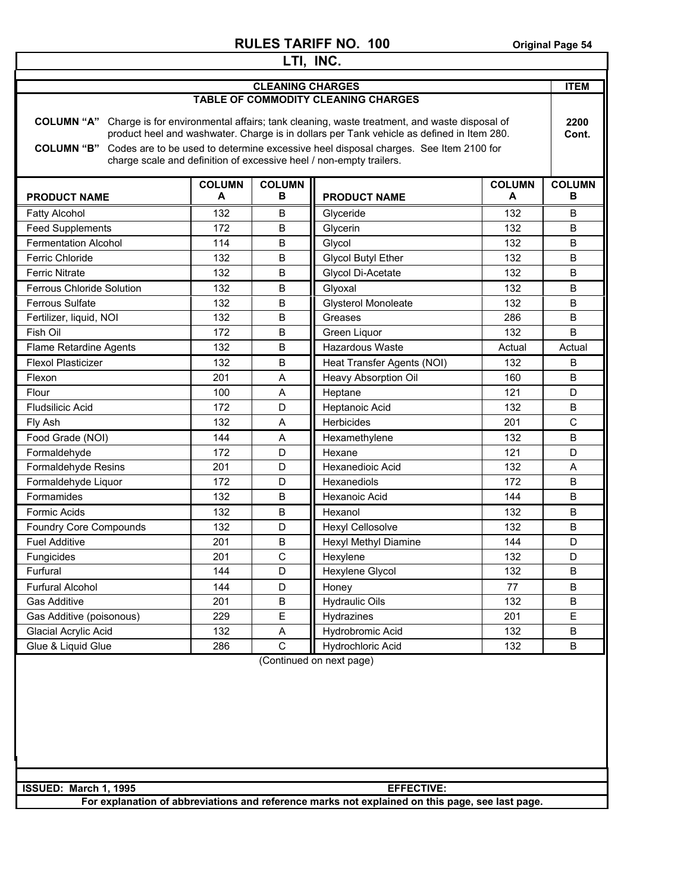# RULES TARIFF NO. 100

## LTI, INC.

### CLEANING CHARGES

**ITEM 2200 Cont.**

### TABLE OF COMMODITY CLEANING CHARGES

**COLUMN "A"** Charge is for environmental affairs; tank cleaning, waste treatment, and waste disposal of product heel and washwater. Charge is in dollars per Tank vehicle as defined in Item 280.

**COLUMN "B"** Codes are to be used to determine excessive heel disposal charges. See Item 2100 for charge scale and definition of excessive heel / non-empty trailers.

| PRODUCT NAME | COLUMN A | COLUMN B |
|---|---|---|
| Fatty Alcohol | 132 | B |
| Feed Supplements | 172 | B |
| Fermentation Alcohol | 114 | B |
| Ferric Chloride | 132 | B |
| Ferric Nitrate | 132 | B |
| Ferrous Chloride Solution | 132 | B |
| Ferrous Sulfate | 132 | B |
| Fertilizer, liquid, NOI | 132 | B |
| Fish Oil | 172 | B |
| Flame Retardine Agents | 132 | B |
| Flexol Plasticizer | 132 | B |
| Flexon | 201 | A |
| Flour | 100 | A |
| Fludsilicic Acid | 172 | D |
| Fly Ash | 132 | A |
| Food Grade (NOI) | 144 | A |
| Formaldehyde | 172 | D |
| Formaldehyde Resins | 201 | D |
| Formaldehyde Liquor | 172 | D |
| Formamides | 132 | B |
| Formic Acids | 132 | B |
| Foundry Core Compounds | 132 | D |
| Fuel Additive | 201 | B |
| Fungicides | 201 | C |
| Furfural | 144 | D |
| Furfural Alcohol | 144 | D |
| Gas Additive | 201 | B |
| Gas Additive (poisonous) | 229 | E |
| Glacial Acrylic Acid | 132 | A |
| Glue & Liquid Glue | 286 | C |
| Glyceride | 132 | B |
| Glycerin | 132 | B |
| Glycol | 132 | B |
| Glycol Butyl Ether | 132 | B |
| Glycol Di-Acetate | 132 | B |
| Glyoxal | 132 | B |
| Glysterol Monoleate | 132 | B |
| Greases | 286 | B |
| Green Liquor | 132 | B |
| Hazardous Waste | Actual | Actual |
| Heat Transfer Agents (NOI) | 132 | B |
| Heavy Absorption Oil | 160 | B |
| Heptane | 121 | D |
| Heptanoic Acid | 132 | B |
| Herbicides | 201 | C |
| Hexamethylene | 132 | B |
| Hexane | 121 | D |
| Hexanedioic Acid | 132 | A |
| Hexanediols | 172 | B |
| Hexanoic Acid | 144 | B |
| Hexanol | 132 | B |
| Hexyl Cellosolve | 132 | B |
| Hexyl Methyl Diamine | 144 | D |
| Hexylene | 132 | D |
| Hexylene Glycol | 132 | B |
| Honey | 77 | B |
| Hydraulic Oils | 132 | B |
| Hydrazines | 201 | E |
| Hydrobromic Acid | 132 | B |
| Hydrochloric Acid | 132 | B |

(Continued on next page)

**ISSUED: March 1, 1995** **EFFECTIVE:**

**For explanation of abbreviations and reference marks not explained on this page, see last page.**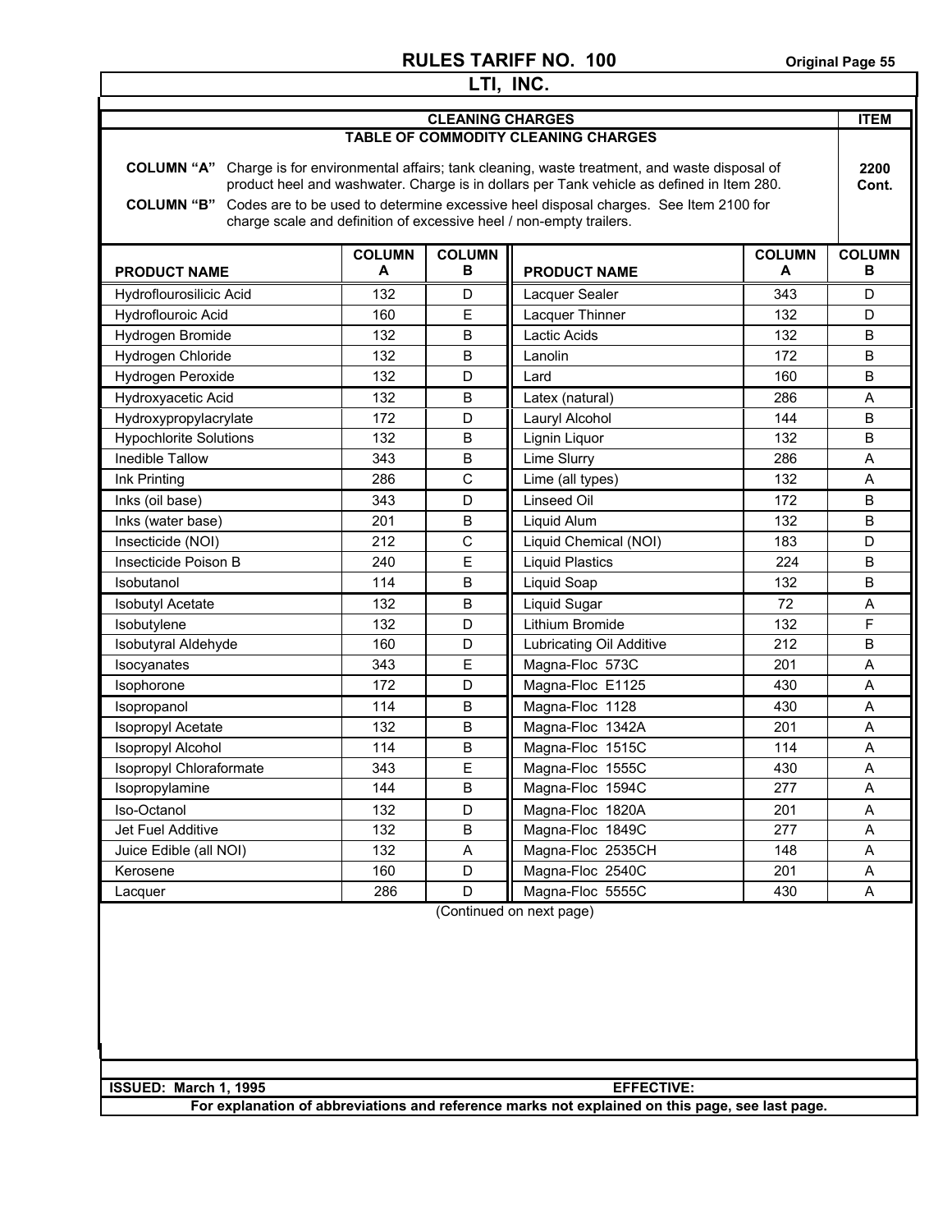# RULES TARIFF NO. 100

## LTI, INC.

| CLEANING CHARGES | ITEM |
|---|---|
| **TABLE OF COMMODITY CLEANING CHARGES** | |
| **COLUMN "A"** Charge is for environmental affairs; tank cleaning, waste treatment, and waste disposal of product heel and washwater. Charge is in dollars per Tank vehicle as defined in Item 280. | **2200 Cont.** |
| **COLUMN "B"** Codes are to be used to determine excessive heel disposal charges. See Item 2100 for charge scale and definition of excessive heel / non-empty trailers. | |

| PRODUCT NAME | COLUMN A | COLUMN B | PRODUCT NAME | COLUMN A | COLUMN B |
|---|---|---|---|---|---|
| Hydroflourosilicic Acid | 132 | D | Lacquer Sealer | 343 | D |
| Hydroflouroic Acid | 160 | E | Lacquer Thinner | 132 | D |
| Hydrogen Bromide | 132 | B | Lactic Acids | 132 | B |
| Hydrogen Chloride | 132 | B | Lanolin | 172 | B |
| Hydrogen Peroxide | 132 | D | Lard | 160 | B |
| Hydroxyacetic Acid | 132 | B | Latex (natural) | 286 | A |
| Hydroxypropylacrylate | 172 | D | Lauryl Alcohol | 144 | B |
| Hypochlorite Solutions | 132 | B | Lignin Liquor | 132 | B |
| Inedible Tallow | 343 | B | Lime Slurry | 286 | A |
| Ink Printing | 286 | C | Lime (all types) | 132 | A |
| Inks (oil base) | 343 | D | Linseed Oil | 172 | B |
| Inks (water base) | 201 | B | Liquid Alum | 132 | B |
| Insecticide (NOI) | 212 | C | Liquid Chemical (NOI) | 183 | D |
| Insecticide Poison B | 240 | E | Liquid Plastics | 224 | B |
| Isobutanol | 114 | B | Liquid Soap | 132 | B |
| Isobutyl Acetate | 132 | B | Liquid Sugar | 72 | A |
| Isobutylene | 132 | D | Lithium Bromide | 132 | F |
| Isobutyral Aldehyde | 160 | D | Lubricating Oil Additive | 212 | B |
| Isocyanates | 343 | E | Magna-Floc 573C | 201 | A |
| Isophorone | 172 | D | Magna-Floc E1125 | 430 | A |
| Isopropanol | 114 | B | Magna-Floc 1128 | 430 | A |
| Isopropyl Acetate | 132 | B | Magna-Floc 1342A | 201 | A |
| Isopropyl Alcohol | 114 | B | Magna-Floc 1515C | 114 | A |
| Isopropyl Chloraformate | 343 | E | Magna-Floc 1555C | 430 | A |
| Isopropylamine | 144 | B | Magna-Floc 1594C | 277 | A |
| Iso-Octanol | 132 | D | Magna-Floc 1820A | 201 | A |
| Jet Fuel Additive | 132 | B | Magna-Floc 1849C | 277 | A |
| Juice Edible (all NOI) | 132 | A | Magna-Floc 2535CH | 148 | A |
| Kerosene | 160 | D | Magna-Floc 2540C | 201 | A |
| Lacquer | 286 | D | Magna-Floc 5555C | 430 | A |

(Continued on next page)

**ISSUED: March 1, 1995** **EFFECTIVE:**

**For explanation of abbreviations and reference marks not explained on this page, see last page.**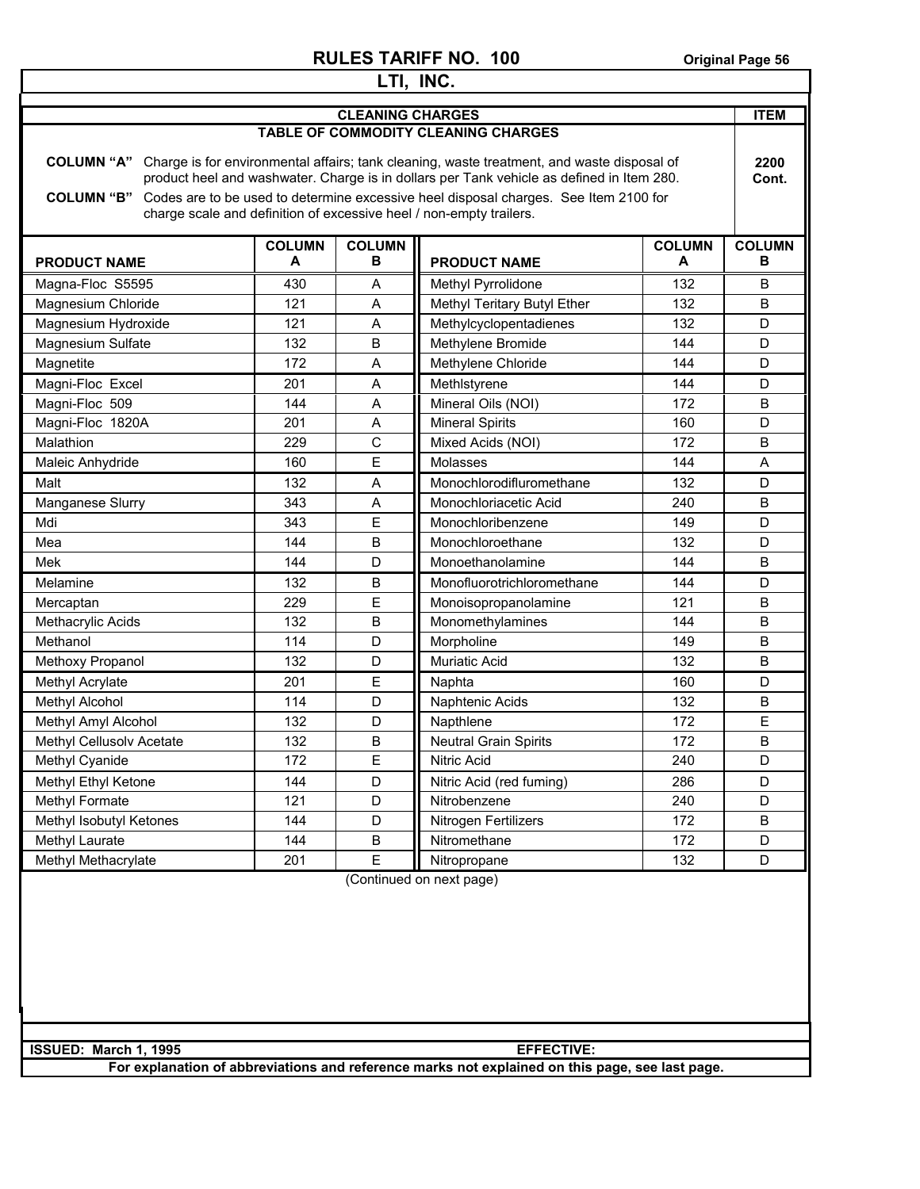## RULES TARIFF NO. 100

## LTI, INC.

### CLEANING CHARGES

**ITEM 2200 Cont.**

#### TABLE OF COMMODITY CLEANING CHARGES

**COLUMN "A"** Charge is for environmental affairs; tank cleaning, waste treatment, and waste disposal of product heel and washwater. Charge is in dollars per Tank vehicle as defined in Item 280.

**COLUMN "B"** Codes are to be used to determine excessive heel disposal charges. See Item 2100 for charge scale and definition of excessive heel / non-empty trailers.

| PRODUCT NAME | COLUMN A | COLUMN B | PRODUCT NAME | COLUMN A | COLUMN B |
|---|---|---|---|---|---|
| Magna-Floc S5595 | 430 | A | Methyl Pyrrolidone | 132 | B |
| Magnesium Chloride | 121 | A | Methyl Teritary Butyl Ether | 132 | B |
| Magnesium Hydroxide | 121 | A | Methylcyclopentadienes | 132 | D |
| Magnesium Sulfate | 132 | B | Methylene Bromide | 144 | D |
| Magnetite | 172 | A | Methylene Chloride | 144 | D |
| Magni-Floc Excel | 201 | A | Methlstyrene | 144 | D |
| Magni-Floc 509 | 144 | A | Mineral Oils (NOI) | 172 | B |
| Magni-Floc 1820A | 201 | A | Mineral Spirits | 160 | D |
| Malathion | 229 | C | Mixed Acids (NOI) | 172 | B |
| Maleic Anhydride | 160 | E | Molasses | 144 | A |
| Malt | 132 | A | Monochlorodifluromethane | 132 | D |
| Manganese Slurry | 343 | A | Monochloriacetic Acid | 240 | B |
| Mdi | 343 | E | Monochloribenzene | 149 | D |
| Mea | 144 | B | Monochloroethane | 132 | D |
| Mek | 144 | D | Monoethanolamine | 144 | B |
| Melamine | 132 | B | Monofluorotrichloromethane | 144 | D |
| Mercaptan | 229 | E | Monoisopropanolamine | 121 | B |
| Methacrylic Acids | 132 | B | Monomethylamines | 144 | B |
| Methanol | 114 | D | Morpholine | 149 | B |
| Methoxy Propanol | 132 | D | Muriatic Acid | 132 | B |
| Methyl Acrylate | 201 | E | Naphta | 160 | D |
| Methyl Alcohol | 114 | D | Naphtenic Acids | 132 | B |
| Methyl Amyl Alcohol | 132 | D | Napthlene | 172 | E |
| Methyl Cellusolv Acetate | 132 | B | Neutral Grain Spirits | 172 | B |
| Methyl Cyanide | 172 | E | Nitric Acid | 240 | D |
| Methyl Ethyl Ketone | 144 | D | Nitric Acid (red fuming) | 286 | D |
| Methyl Formate | 121 | D | Nitrobenzene | 240 | D |
| Methyl Isobutyl Ketones | 144 | D | Nitrogen Fertilizers | 172 | B |
| Methyl Laurate | 144 | B | Nitromethane | 172 | D |
| Methyl Methacrylate | 201 | E | Nitropropane | 132 | D |

(Continued on next page)

**ISSUED: March 1, 1995** **EFFECTIVE:**

**For explanation of abbreviations and reference marks not explained on this page, see last page.**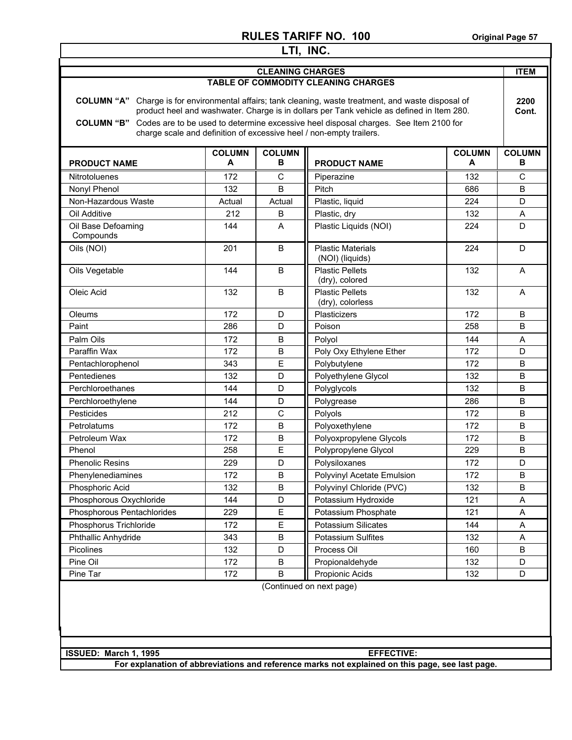# RULES TARIFF NO. 100

Original Page 57

## LTI, INC.

### CLEANING CHARGES

**ITEM 2200 Cont.**

### TABLE OF COMMODITY CLEANING CHARGES

**COLUMN "A"** Charge is for environmental affairs; tank cleaning, waste treatment, and waste disposal of product heel and washwater. Charge is in dollars per Tank vehicle as defined in Item 280.

**COLUMN "B"** Codes are to be used to determine excessive heel disposal charges. See Item 2100 for charge scale and definition of excessive heel / non-empty trailers.

| PRODUCT NAME | COLUMN A | COLUMN B | PRODUCT NAME | COLUMN A | COLUMN B |
|---|---|---|---|---|---|
| Nitrotoluenes | 172 | C | Piperazine | 132 | C |
| Nonyl Phenol | 132 | B | Pitch | 686 | B |
| Non-Hazardous Waste | Actual | Actual | Plastic, liquid | 224 | D |
| Oil Additive | 212 | B | Plastic, dry | 132 | A |
| Oil Base Defoaming Compounds | 144 | A | Plastic Liquids (NOI) | 224 | D |
| Oils (NOI) | 201 | B | Plastic Materials (NOI) (liquids) | 224 | D |
| Oils Vegetable | 144 | B | Plastic Pellets (dry), colored | 132 | A |
| Oleic Acid | 132 | B | Plastic Pellets (dry), colorless | 132 | A |
| Oleums | 172 | D | Plasticizers | 172 | B |
| Paint | 286 | D | Poison | 258 | B |
| Palm Oils | 172 | B | Polyol | 144 | A |
| Paraffin Wax | 172 | B | Poly Oxy Ethylene Ether | 172 | D |
| Pentachlorophenol | 343 | E | Polybutylene | 172 | B |
| Pentedienes | 132 | D | Polyethylene Glycol | 132 | B |
| Perchloroethanes | 144 | D | Polyglycols | 132 | B |
| Perchloroethylene | 144 | D | Polygrease | 286 | B |
| Pesticides | 212 | C | Polyols | 172 | B |
| Petrolatums | 172 | B | Polyoxethylene | 172 | B |
| Petroleum Wax | 172 | B | Polyoxpropylene Glycols | 172 | B |
| Phenol | 258 | E | Polypropylene Glycol | 229 | B |
| Phenolic Resins | 229 | D | Polysiloxanes | 172 | D |
| Phenylenediamines | 172 | B | Polyvinyl Acetate Emulsion | 172 | B |
| Phosphoric Acid | 132 | B | Polyvinyl Chloride (PVC) | 132 | B |
| Phosphorous Oxychloride | 144 | D | Potassium Hydroxide | 121 | A |
| Phosphorous Pentachlorides | 229 | E | Potassium Phosphate | 121 | A |
| Phosphorus Trichloride | 172 | E | Potassium Silicates | 144 | A |
| Phthallic Anhydride | 343 | B | Potassium Sulfites | 132 | A |
| Picolines | 132 | D | Process Oil | 160 | B |
| Pine Oil | 172 | B | Propionaldehyde | 132 | D |
| Pine Tar | 172 | B | Propionic Acids | 132 | D |

(Continued on next page)

**ISSUED: March 1, 1995** **EFFECTIVE:**

**For explanation of abbreviations and reference marks not explained on this page, see last page.**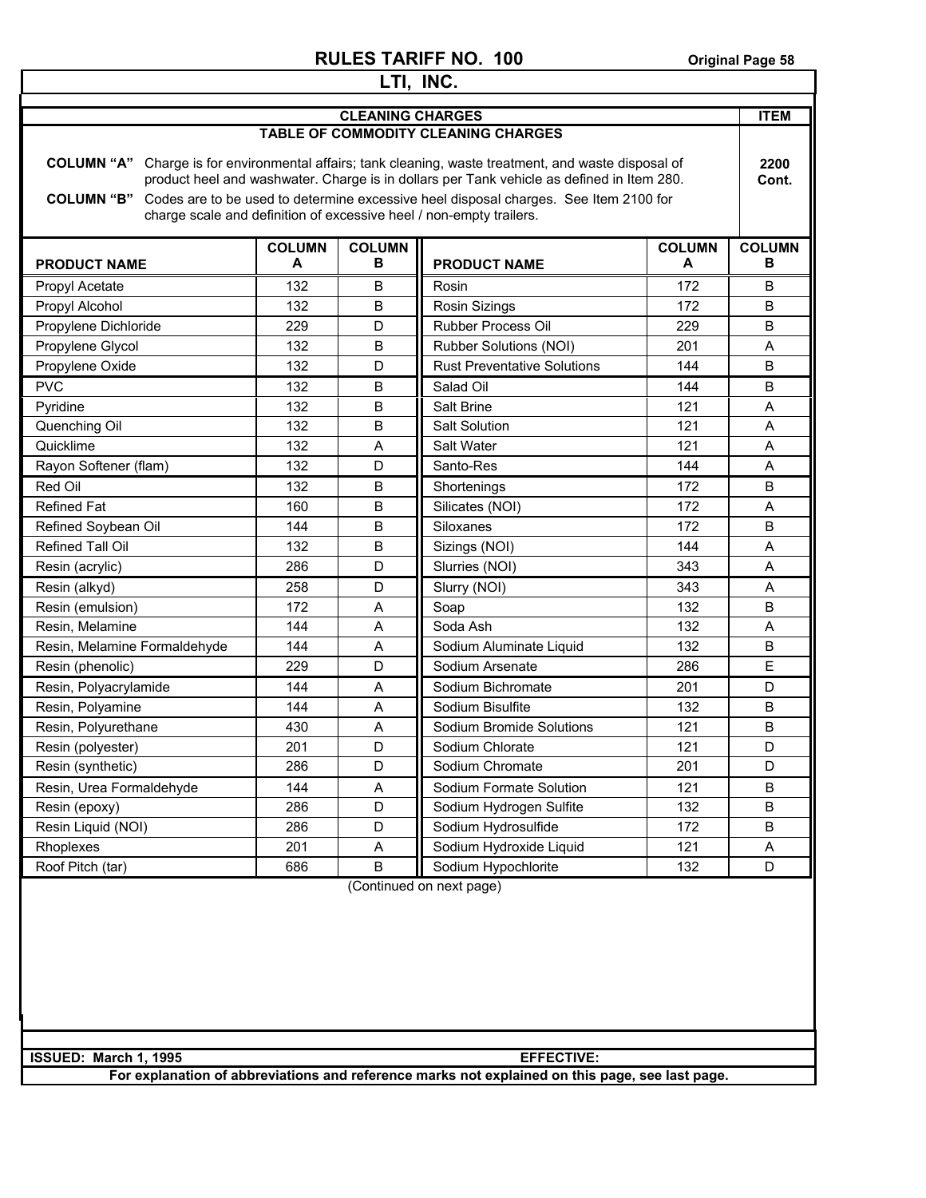# RULES TARIFF NO. 100

## LTI, INC.

### CLEANING CHARGES

**ITEM 2200 Cont.**

#### TABLE OF COMMODITY CLEANING CHARGES

**COLUMN "A"** Charge is for environmental affairs; tank cleaning, waste treatment, and waste disposal of product heel and washwater. Charge is in dollars per Tank vehicle as defined in Item 280.

**COLUMN "B"** Codes are to be used to determine excessive heel disposal charges. See Item 2100 for charge scale and definition of excessive heel / non-empty trailers.

| PRODUCT NAME | COLUMN A | COLUMN B |
|---|---|---|
| Propyl Acetate | 132 | B |
| Propyl Alcohol | 132 | B |
| Propylene Dichloride | 229 | D |
| Propylene Glycol | 132 | B |
| Propylene Oxide | 132 | D |
| PVC | 132 | B |
| Pyridine | 132 | B |
| Quenching Oil | 132 | B |
| Quicklime | 132 | A |
| Rayon Softener (flam) | 132 | D |
| Red Oil | 132 | B |
| Refined Fat | 160 | B |
| Refined Soybean Oil | 144 | B |
| Refined Tall Oil | 132 | B |
| Resin (acrylic) | 286 | D |
| Resin (alkyd) | 258 | D |
| Resin (emulsion) | 172 | A |
| Resin, Melamine | 144 | A |
| Resin, Melamine Formaldehyde | 144 | A |
| Resin (phenolic) | 229 | D |
| Resin, Polyacrylamide | 144 | A |
| Resin, Polyamine | 144 | A |
| Resin, Polyurethane | 430 | A |
| Resin (polyester) | 201 | D |
| Resin (synthetic) | 286 | D |
| Resin, Urea Formaldehyde | 144 | A |
| Resin (epoxy) | 286 | D |
| Resin Liquid (NOI) | 286 | D |
| Rhoplexes | 201 | A |
| Roof Pitch (tar) | 686 | B |
| Rosin | 172 | B |
| Rosin Sizings | 172 | B |
| Rubber Process Oil | 229 | B |
| Rubber Solutions (NOI) | 201 | A |
| Rust Preventative Solutions | 144 | B |
| Salad Oil | 144 | B |
| Salt Brine | 121 | A |
| Salt Solution | 121 | A |
| Salt Water | 121 | A |
| Santo-Res | 144 | A |
| Shortenings | 172 | B |
| Silicates (NOI) | 172 | A |
| Siloxanes | 172 | B |
| Sizings (NOI) | 144 | A |
| Slurries (NOI) | 343 | A |
| Slurry (NOI) | 343 | A |
| Soap | 132 | B |
| Soda Ash | 132 | A |
| Sodium Aluminate Liquid | 132 | B |
| Sodium Arsenate | 286 | E |
| Sodium Bichromate | 201 | D |
| Sodium Bisulfite | 132 | B |
| Sodium Bromide Solutions | 121 | B |
| Sodium Chlorate | 121 | D |
| Sodium Chromate | 201 | D |
| Sodium Formate Solution | 121 | B |
| Sodium Hydrogen Sulfite | 132 | B |
| Sodium Hydrosulfide | 172 | B |
| Sodium Hydroxide Liquid | 121 | A |
| Sodium Hypochlorite | 132 | D |

(Continued on next page)

**ISSUED: March 1, 1995** **EFFECTIVE:**

**For explanation of abbreviations and reference marks not explained on this page, see last page.**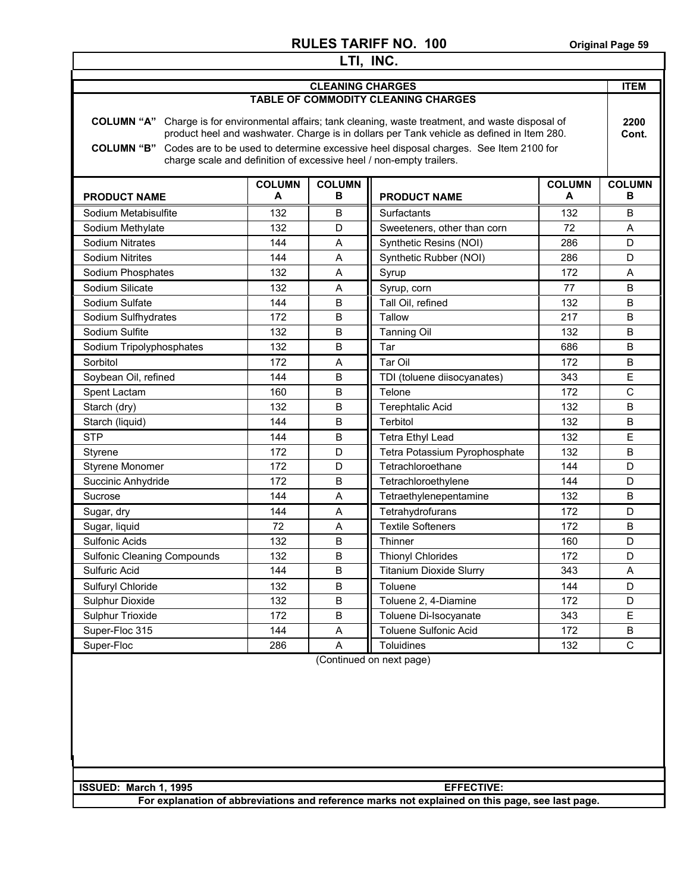# RULES TARIFF NO. 100

## LTI, INC.

**CLEANING CHARGES** — **ITEM 2200 Cont.**

**TABLE OF COMMODITY CLEANING CHARGES**

**COLUMN "A"** Charge is for environmental affairs; tank cleaning, waste treatment, and waste disposal of product heel and washwater. Charge is in dollars per Tank vehicle as defined in Item 280.

**COLUMN "B"** Codes are to be used to determine excessive heel disposal charges. See Item 2100 for charge scale and definition of excessive heel / non-empty trailers.

| PRODUCT NAME | COLUMN A | COLUMN B | PRODUCT NAME | COLUMN A | COLUMN B |
|---|---|---|---|---|---|
| Sodium Metabisulfite | 132 | B | Surfactants | 132 | B |
| Sodium Methylate | 132 | D | Sweeteners, other than corn | 72 | A |
| Sodium Nitrates | 144 | A | Synthetic Resins (NOI) | 286 | D |
| Sodium Nitrites | 144 | A | Synthetic Rubber (NOI) | 286 | D |
| Sodium Phosphates | 132 | A | Syrup | 172 | A |
| Sodium Silicate | 132 | A | Syrup, corn | 77 | B |
| Sodium Sulfate | 144 | B | Tall Oil, refined | 132 | B |
| Sodium Sulfhydrates | 172 | B | Tallow | 217 | B |
| Sodium Sulfite | 132 | B | Tanning Oil | 132 | B |
| Sodium Tripolyphosphates | 132 | B | Tar | 686 | B |
| Sorbitol | 172 | A | Tar Oil | 172 | B |
| Soybean Oil, refined | 144 | B | TDI (toluene diisocyanates) | 343 | E |
| Spent Lactam | 160 | B | Telone | 172 | C |
| Starch (dry) | 132 | B | Terephtalic Acid | 132 | B |
| Starch (liquid) | 144 | B | Terbitol | 132 | B |
| STP | 144 | B | Tetra Ethyl Lead | 132 | E |
| Styrene | 172 | D | Tetra Potassium Pyrophosphate | 132 | B |
| Styrene Monomer | 172 | D | Tetrachloroethane | 144 | D |
| Succinic Anhydride | 172 | B | Tetrachloroethylene | 144 | D |
| Sucrose | 144 | A | Tetraethylenepentamine | 132 | B |
| Sugar, dry | 144 | A | Tetrahydrofurans | 172 | D |
| Sugar, liquid | 72 | A | Textile Softeners | 172 | B |
| Sulfonic Acids | 132 | B | Thinner | 160 | D |
| Sulfonic Cleaning Compounds | 132 | B | Thionyl Chlorides | 172 | D |
| Sulfuric Acid | 144 | B | Titanium Dioxide Slurry | 343 | A |
| Sulfuryl Chloride | 132 | B | Toluene | 144 | D |
| Sulphur Dioxide | 132 | B | Toluene 2, 4-Diamine | 172 | D |
| Sulphur Trioxide | 172 | B | Toluene Di-Isocyanate | 343 | E |
| Super-Floc 315 | 144 | A | Toluene Sulfonic Acid | 172 | B |
| Super-Floc | 286 | A | Toluidines | 132 | C |

(Continued on next page)

**ISSUED: March 1, 1995** **EFFECTIVE:**

**For explanation of abbreviations and reference marks not explained on this page, see last page.**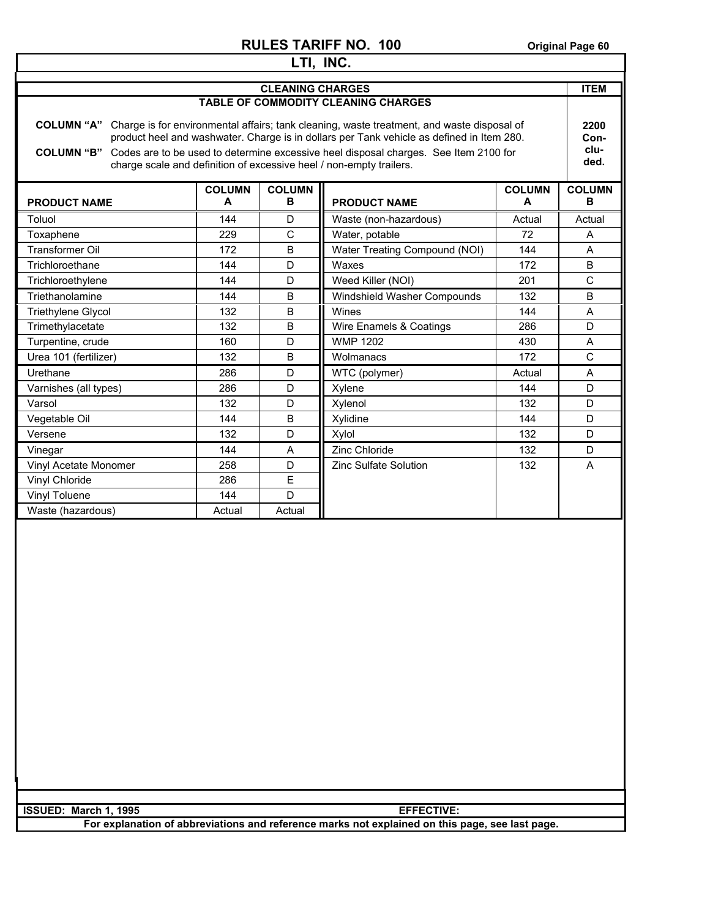# RULES TARIFF NO. 100

## LTI, INC.

### CLEANING CHARGES

**TABLE OF COMMODITY CLEANING CHARGES**

**ITEM 2200 Concluded.**

**COLUMN "A"** Charge is for environmental affairs; tank cleaning, waste treatment, and waste disposal of product heel and washwater. Charge is in dollars per Tank vehicle as defined in Item 280.

**COLUMN "B"** Codes are to be used to determine excessive heel disposal charges. See Item 2100 for charge scale and definition of excessive heel / non-empty trailers.

| PRODUCT NAME | COLUMN A | COLUMN B | PRODUCT NAME | COLUMN A | COLUMN B |
|---|---|---|---|---|---|
| Toluol | 144 | D | Waste (non-hazardous) | Actual | Actual |
| Toxaphene | 229 | C | Water, potable | 72 | A |
| Transformer Oil | 172 | B | Water Treating Compound (NOI) | 144 | A |
| Trichloroethane | 144 | D | Waxes | 172 | B |
| Trichloroethylene | 144 | D | Weed Killer (NOI) | 201 | C |
| Triethanolamine | 144 | B | Windshield Washer Compounds | 132 | B |
| Triethylene Glycol | 132 | B | Wines | 144 | A |
| Trimethylacetate | 132 | B | Wire Enamels & Coatings | 286 | D |
| Turpentine, crude | 160 | D | WMP 1202 | 430 | A |
| Urea 101 (fertilizer) | 132 | B | Wolmanacs | 172 | C |
| Urethane | 286 | D | WTC (polymer) | Actual | A |
| Varnishes (all types) | 286 | D | Xylene | 144 | D |
| Varsol | 132 | D | Xylenol | 132 | D |
| Vegetable Oil | 144 | B | Xylidine | 144 | D |
| Versene | 132 | D | Xylol | 132 | D |
| Vinegar | 144 | A | Zinc Chloride | 132 | D |
| Vinyl Acetate Monomer | 258 | D | Zinc Sulfate Solution | 132 | A |
| Vinyl Chloride | 286 | E | | | |
| Vinyl Toluene | 144 | D | | | |
| Waste (hazardous) | Actual | Actual | | | |

**ISSUED: March 1, 1995** **EFFECTIVE:**

**For explanation of abbreviations and reference marks not explained on this page, see last page.**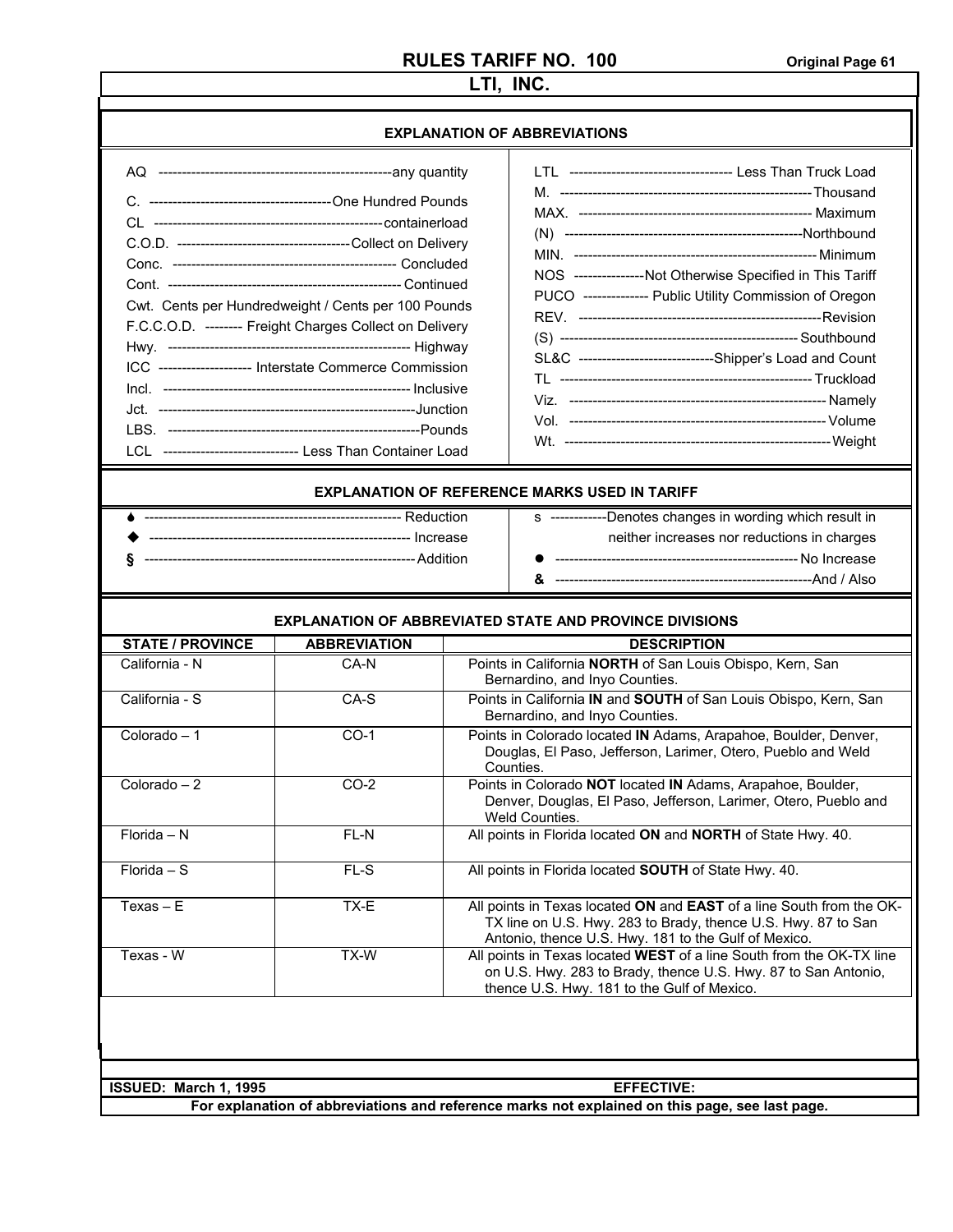# RULES TARIFF NO. 100

## LTI, INC.

### EXPLANATION OF ABBREVIATIONS

| | |
|---|---|
| AQ | any quantity |
| C. | One Hundred Pounds |
| CL | containerload |
| C.O.D. | Collect on Delivery |
| Conc. | Concluded |
| Cont. | Continued |
| Cwt. | Cents per Hundredweight / Cents per 100 Pounds |
| F.C.C.O.D. | Freight Charges Collect on Delivery |
| Hwy. | Highway |
| ICC | Interstate Commerce Commission |
| Incl. | Inclusive |
| Jct. | Junction |
| LBS. | Pounds |
| LCL | Less Than Container Load |
| LTL | Less Than Truck Load |
| M. | Thousand |
| MAX. | Maximum |
| (N) | Northbound |
| MIN. | Minimum |
| NOS | Not Otherwise Specified in This Tariff |
| PUCO | Public Utility Commission of Oregon |
| REV. | Revision |
| (S) | Southbound |
| SL&C | Shipper's Load and Count |
| TL | Truckload |
| Viz. | Namely |
| Vol. | Volume |
| Wt. | Weight |

### EXPLANATION OF REFERENCE MARKS USED IN TARIFF

| | |
|---|---|
| ♦ (small) | Reduction |
| ◆ | Increase |
| § | Addition |
| s | Denotes changes in wording which result in neither increases nor reductions in charges |
| ● | No Increase |
| & | And / Also |

### EXPLANATION OF ABBREVIATED STATE AND PROVINCE DIVISIONS

| STATE / PROVINCE | ABBREVIATION | DESCRIPTION |
|---|---|---|
| California - N | CA-N | Points in California **NORTH** of San Louis Obispo, Kern, San Bernardino, and Inyo Counties. |
| California - S | CA-S | Points in California **IN** and **SOUTH** of San Louis Obispo, Kern, San Bernardino, and Inyo Counties. |
| Colorado – 1 | CO-1 | Points in Colorado located **IN** Adams, Arapahoe, Boulder, Denver, Douglas, El Paso, Jefferson, Larimer, Otero, Pueblo and Weld Counties. |
| Colorado – 2 | CO-2 | Points in Colorado **NOT** located **IN** Adams, Arapahoe, Boulder, Denver, Douglas, El Paso, Jefferson, Larimer, Otero, Pueblo and Weld Counties. |
| Florida – N | FL-N | All points in Florida located **ON** and **NORTH** of State Hwy. 40. |
| Florida – S | FL-S | All points in Florida located **SOUTH** of State Hwy. 40. |
| Texas – E | TX-E | All points in Texas located **ON** and **EAST** of a line South from the OK-TX line on U.S. Hwy. 283 to Brady, thence U.S. Hwy. 87 to San Antonio, thence U.S. Hwy. 181 to the Gulf of Mexico. |
| Texas - W | TX-W | All points in Texas located **WEST** of a line South from the OK-TX line on U.S. Hwy. 283 to Brady, thence U.S. Hwy. 87 to San Antonio, thence U.S. Hwy. 181 to the Gulf of Mexico. |

**ISSUED: March 1, 1995** **EFFECTIVE:**

**For explanation of abbreviations and reference marks not explained on this page, see last page.**